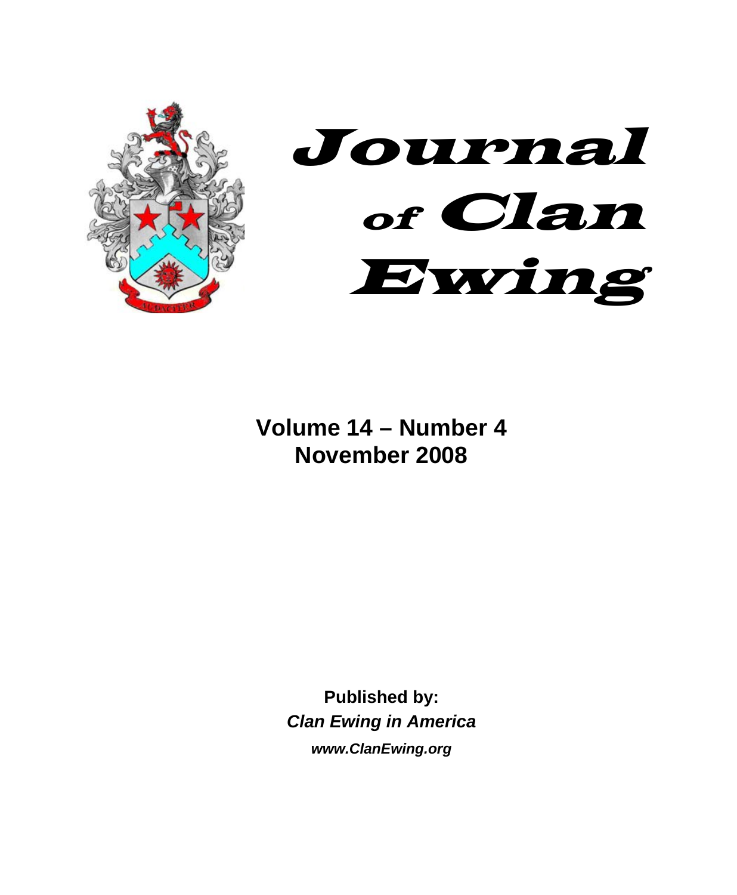# Journal of Clan Ewing

**Volume 14 – Number 4**
**November 2008**

**Published by:**
***Clan Ewing in America***
***www.ClanEwing.org***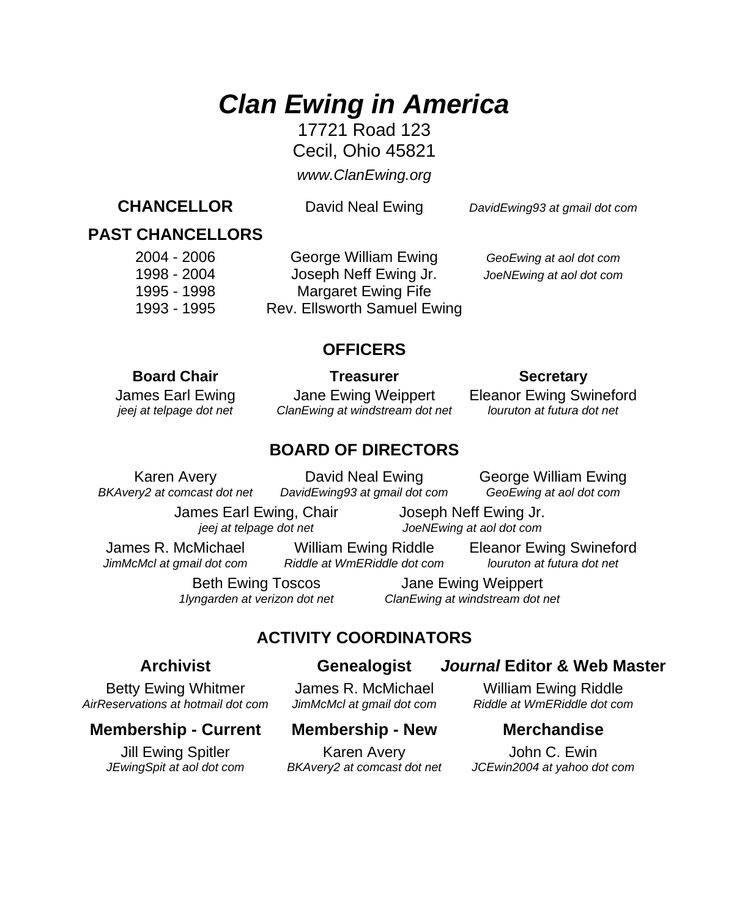# *Clan Ewing in America*

17721 Road 123
Cecil, Ohio 45821
*www.ClanEwing.org*

**CHANCELLOR** David Neal Ewing *DavidEwing93 at gmail dot com*

**PAST CHANCELLORS**

| | | |
|---|---|---|
| 2004 - 2006 | George William Ewing | *GeoEwing at aol dot com* |
| 1998 - 2004 | Joseph Neff Ewing Jr. | *JoeNEwing at aol dot com* |
| 1995 - 1998 | Margaret Ewing Fife | |
| 1993 - 1995 | Rev. Ellsworth Samuel Ewing | |

## OFFICERS

**Board Chair**
James Earl Ewing
*jeej at telpage dot net*

**Treasurer**
Jane Ewing Weippert
*ClanEwing at windstream dot net*

**Secretary**
Eleanor Ewing Swineford
*louruton at futura dot net*

## BOARD OF DIRECTORS

Karen Avery
*BKAvery2 at comcast dot net*

David Neal Ewing
*DavidEwing93 at gmail dot com*

George William Ewing
*GeoEwing at aol dot com*

James Earl Ewing, Chair
*jeej at telpage dot net*

Joseph Neff Ewing Jr.
*JoeNEwing at aol dot com*

James R. McMichael
*JimMcMcl at gmail dot com*

William Ewing Riddle
*Riddle at WmERiddle dot com*

Eleanor Ewing Swineford
*louruton at futura dot net*

Beth Ewing Toscos
*1lyngarden at verizon dot net*

Jane Ewing Weippert
*ClanEwing at windstream dot net*

## ACTIVITY COORDINATORS

**Archivist**
Betty Ewing Whitmer
*AirReservations at hotmail dot com*

**Genealogist**
James R. McMichael
*JimMcMcl at gmail dot com*

***Journal* Editor & Web Master**
William Ewing Riddle
*Riddle at WmERiddle dot com*

**Membership - Current**
Jill Ewing Spitler
*JEwingSpit at aol dot com*

**Membership - New**
Karen Avery
*BKAvery2 at comcast dot net*

**Merchandise**
John C. Ewin
*JCEwin2004 at yahoo dot com*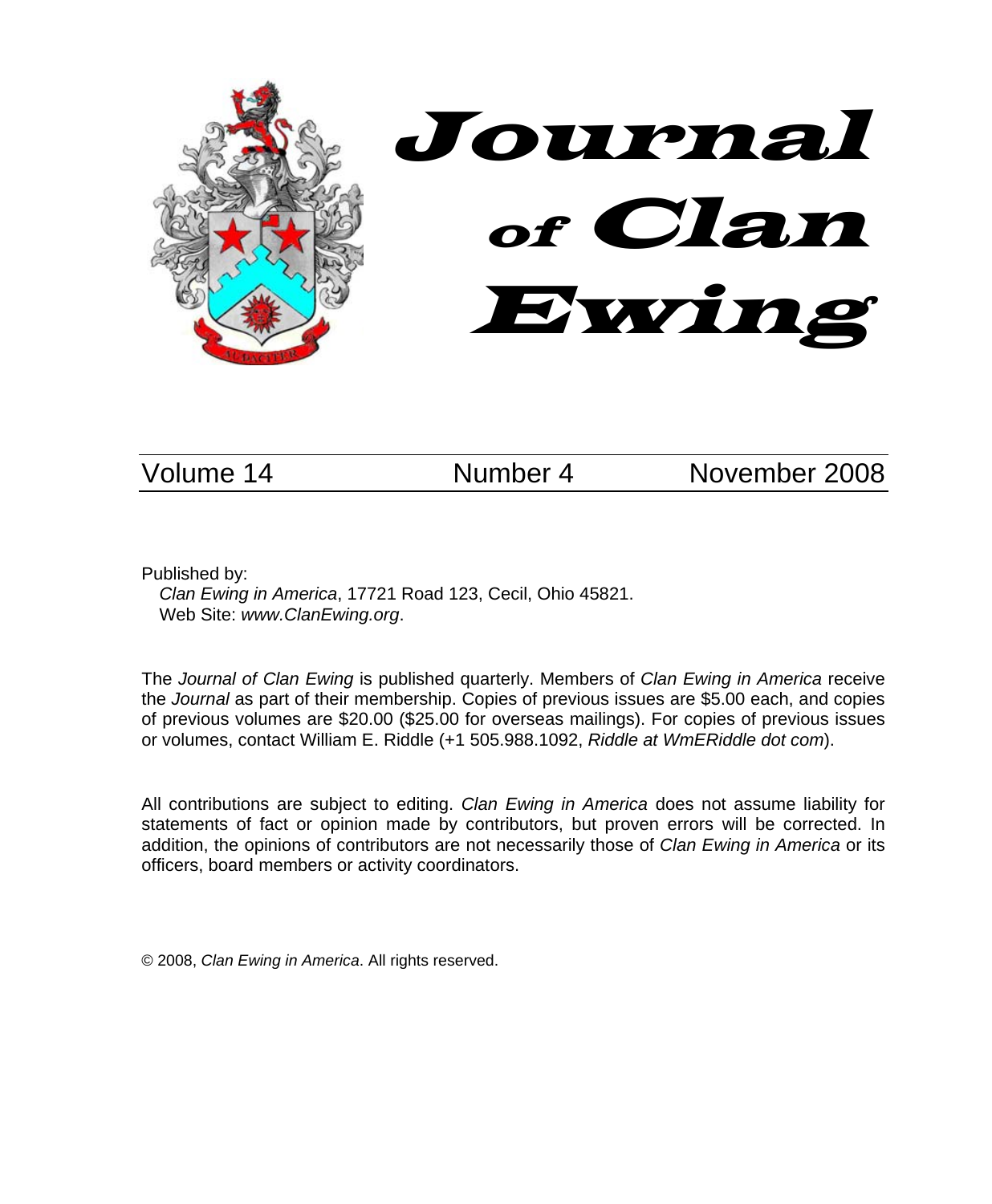# Journal of Clan Ewing

Volume 14 | Number 4 | November 2008

Published by:
*Clan Ewing in America*, 17721 Road 123, Cecil, Ohio 45821.
Web Site: *www.ClanEwing.org*.

The *Journal of Clan Ewing* is published quarterly. Members of *Clan Ewing in America* receive the *Journal* as part of their membership. Copies of previous issues are $5.00 each, and copies of previous volumes are $20.00 ($25.00 for overseas mailings). For copies of previous issues or volumes, contact William E. Riddle (+1 505.988.1092, *Riddle at WmERiddle dot com*).

All contributions are subject to editing. *Clan Ewing in America* does not assume liability for statements of fact or opinion made by contributors, but proven errors will be corrected. In addition, the opinions of contributors are not necessarily those of *Clan Ewing in America* or its officers, board members or activity coordinators.

© 2008, *Clan Ewing in America*. All rights reserved.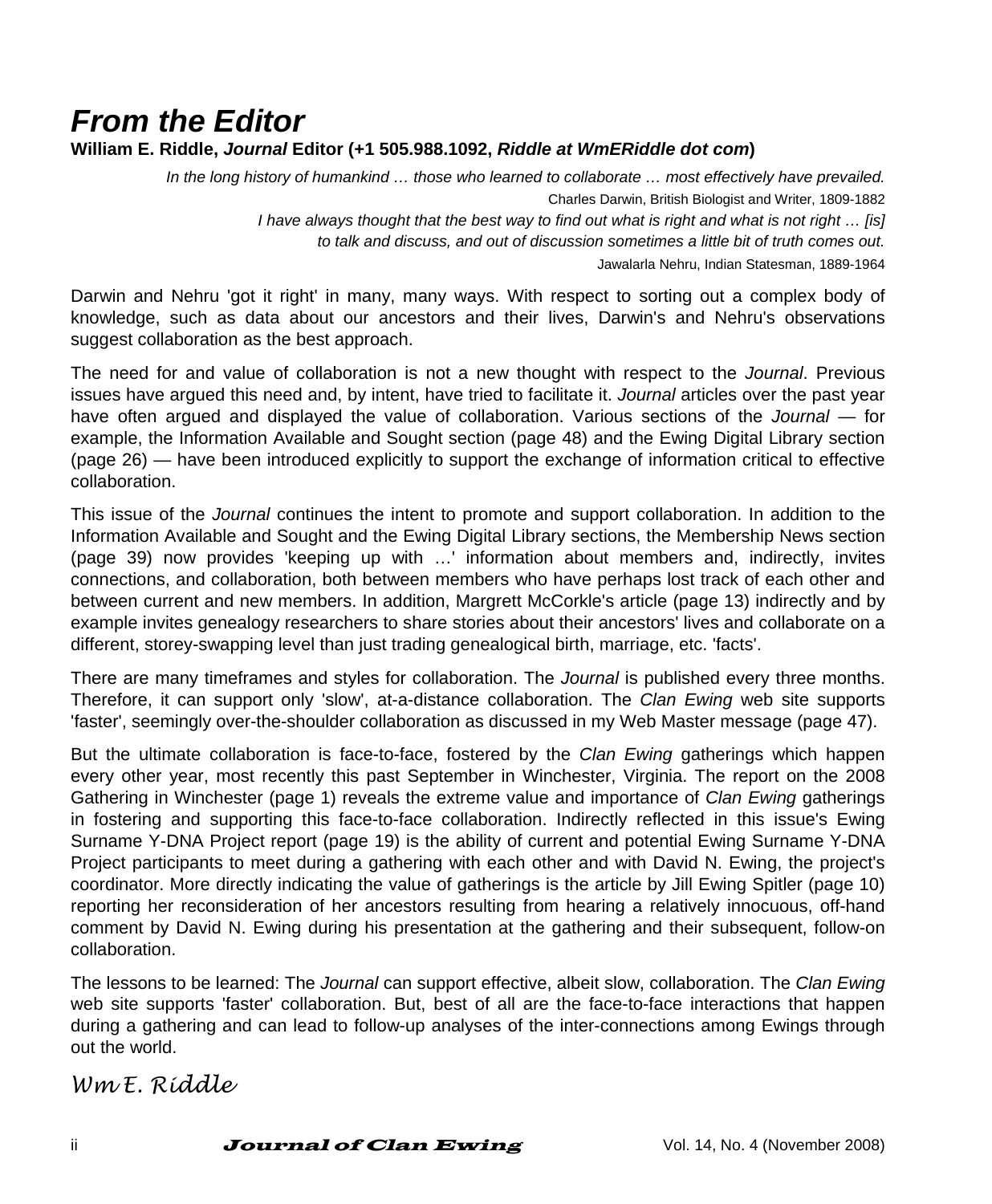# *From the Editor*

**William E. Riddle, *Journal* Editor (+1 505.988.1092, *Riddle at WmERiddle dot com*)**

> *In the long history of humankind … those who learned to collaborate … most effectively have prevailed.*
>
> Charles Darwin, British Biologist and Writer, 1809-1882
>
> *I have always thought that the best way to find out what is right and what is not right … [is] to talk and discuss, and out of discussion sometimes a little bit of truth comes out.*
>
> Jawalarla Nehru, Indian Statesman, 1889-1964

Darwin and Nehru 'got it right' in many, many ways. With respect to sorting out a complex body of knowledge, such as data about our ancestors and their lives, Darwin's and Nehru's observations suggest collaboration as the best approach.

The need for and value of collaboration is not a new thought with respect to the *Journal*. Previous issues have argued this need and, by intent, have tried to facilitate it. *Journal* articles over the past year have often argued and displayed the value of collaboration. Various sections of the *Journal* — for example, the Information Available and Sought section (page 48) and the Ewing Digital Library section (page 26) — have been introduced explicitly to support the exchange of information critical to effective collaboration.

This issue of the *Journal* continues the intent to promote and support collaboration. In addition to the Information Available and Sought and the Ewing Digital Library sections, the Membership News section (page 39) now provides 'keeping up with …' information about members and, indirectly, invites connections, and collaboration, both between members who have perhaps lost track of each other and between current and new members. In addition, Margrett McCorkle's article (page 13) indirectly and by example invites genealogy researchers to share stories about their ancestors' lives and collaborate on a different, storey-swapping level than just trading genealogical birth, marriage, etc. 'facts'.

There are many timeframes and styles for collaboration. The *Journal* is published every three months. Therefore, it can support only 'slow', at-a-distance collaboration. The *Clan Ewing* web site supports 'faster', seemingly over-the-shoulder collaboration as discussed in my Web Master message (page 47).

But the ultimate collaboration is face-to-face, fostered by the *Clan Ewing* gatherings which happen every other year, most recently this past September in Winchester, Virginia. The report on the 2008 Gathering in Winchester (page 1) reveals the extreme value and importance of *Clan Ewing* gatherings in fostering and supporting this face-to-face collaboration. Indirectly reflected in this issue's Ewing Surname Y-DNA Project report (page 19) is the ability of current and potential Ewing Surname Y-DNA Project participants to meet during a gathering with each other and with David N. Ewing, the project's coordinator. More directly indicating the value of gatherings is the article by Jill Ewing Spitler (page 10) reporting her reconsideration of her ancestors resulting from hearing a relatively innocuous, off-hand comment by David N. Ewing during his presentation at the gathering and their subsequent, follow-on collaboration.

The lessons to be learned: The *Journal* can support effective, albeit slow, collaboration. The *Clan Ewing* web site supports 'faster' collaboration. But, best of all are the face-to-face interactions that happen during a gathering and can lead to follow-up analyses of the inter-connections among Ewings through out the world.

*Wm E. Riddle*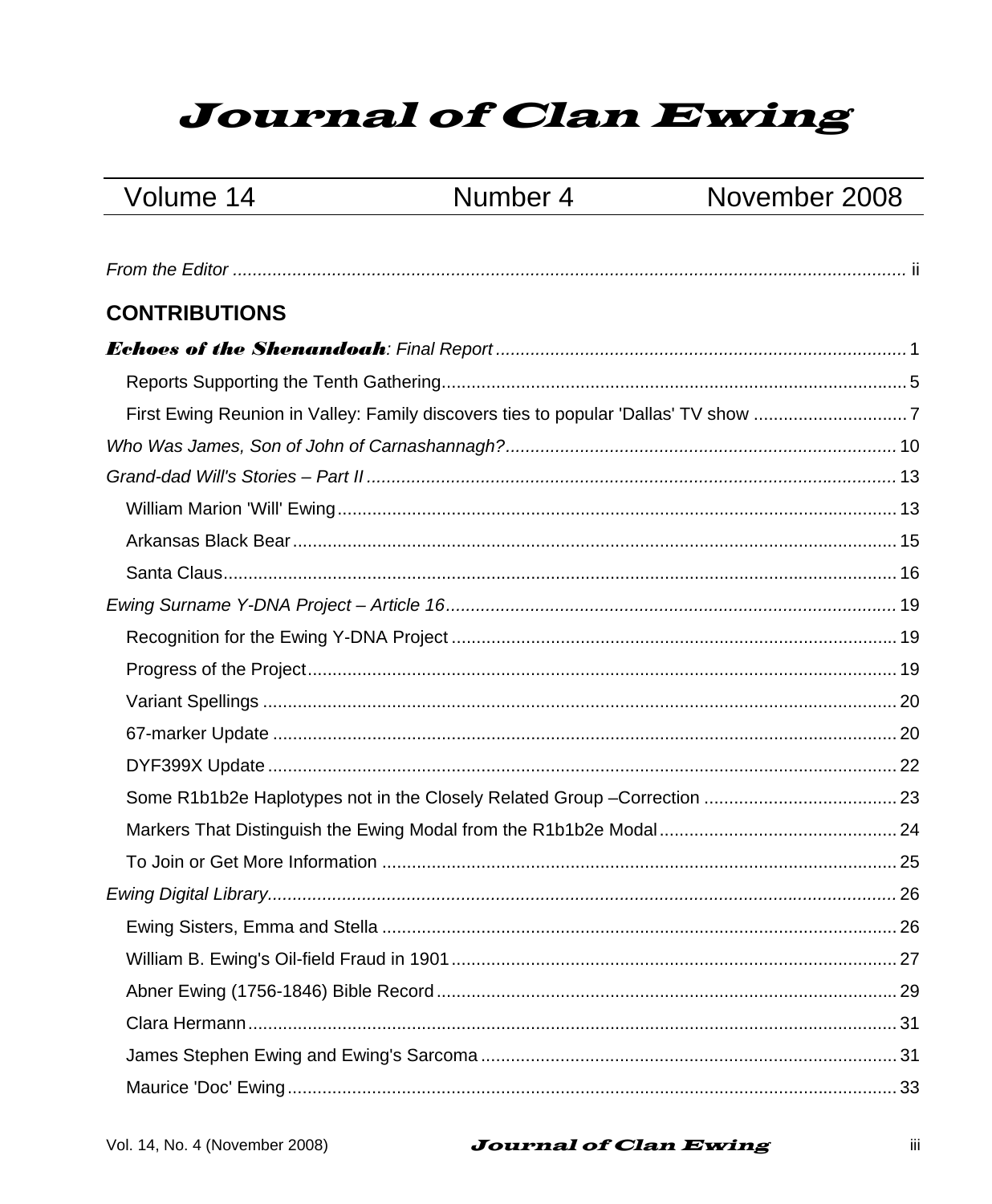# *Journal of Clan Ewing*

| Volume 14 | Number 4 | November 2008 |
|---|---|---|

*From the Editor* ........................................................ ii

## CONTRIBUTIONS

***Echoes of the Shenandoah**: Final Report* ........................................................ 1

- Reports Supporting the Tenth Gathering ........................................................ 5
- First Ewing Reunion in Valley: Family discovers ties to popular 'Dallas' TV show ........................................................ 7

*Who Was James, Son of John of Carnashannagh?* ........................................................ 10

*Grand-dad Will's Stories – Part II* ........................................................ 13

- William Marion 'Will' Ewing ........................................................ 13
- Arkansas Black Bear ........................................................ 15
- Santa Claus ........................................................ 16

*Ewing Surname Y-DNA Project – Article 16* ........................................................ 19

- Recognition for the Ewing Y-DNA Project ........................................................ 19
- Progress of the Project ........................................................ 19
- Variant Spellings ........................................................ 20
- 67-marker Update ........................................................ 20
- DYF399X Update ........................................................ 22
- Some R1b1b2e Haplotypes not in the Closely Related Group –Correction ........................................................ 23
- Markers That Distinguish the Ewing Modal from the R1b1b2e Modal ........................................................ 24
- To Join or Get More Information ........................................................ 25

*Ewing Digital Library* ........................................................ 26

- Ewing Sisters, Emma and Stella ........................................................ 26
- William B. Ewing's Oil-field Fraud in 1901 ........................................................ 27
- Abner Ewing (1756-1846) Bible Record ........................................................ 29
- Clara Hermann ........................................................ 31
- James Stephen Ewing and Ewing's Sarcoma ........................................................ 31
- Maurice 'Doc' Ewing ........................................................ 33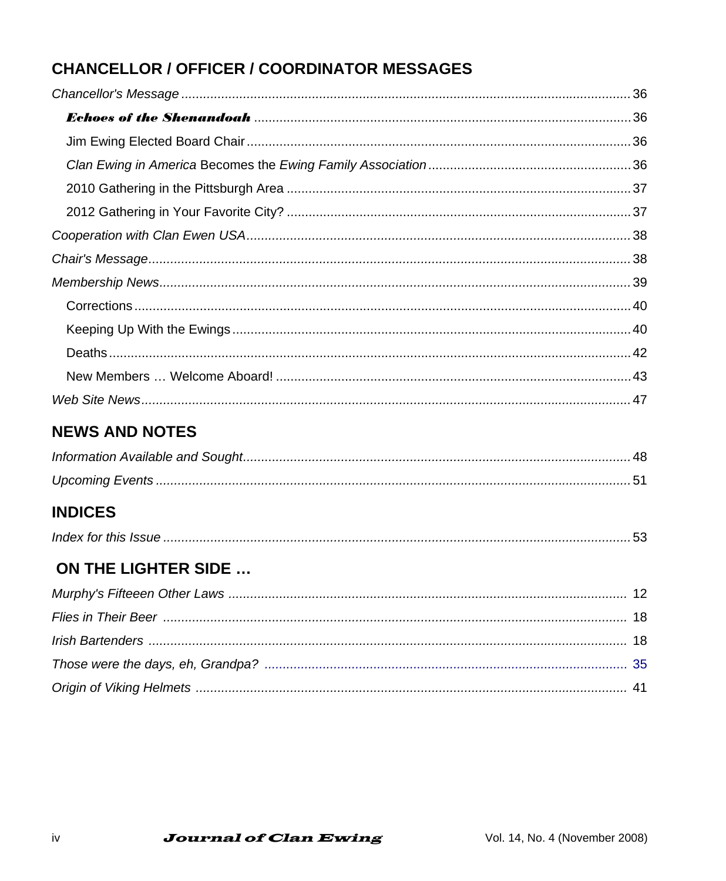## CHANCELLOR / OFFICER / COORDINATOR MESSAGES

*Chancellor's Message* .......... 36

- ***Echoes of the Shenandoah*** .......... 36
- Jim Ewing Elected Board Chair .......... 36
- *Clan Ewing in America* Becomes the *Ewing Family Association* .......... 36
- 2010 Gathering in the Pittsburgh Area .......... 37
- 2012 Gathering in Your Favorite City? .......... 37

*Cooperation with Clan Ewen USA* .......... 38

*Chair's Message* .......... 38

*Membership News* .......... 39

- Corrections .......... 40
- Keeping Up With the Ewings .......... 40
- Deaths .......... 42
- New Members … Welcome Aboard! .......... 43

*Web Site News* .......... 47

## NEWS AND NOTES

*Information Available and Sought* .......... 48

*Upcoming Events* .......... 51

## INDICES

*Index for this Issue* .......... 53

## ON THE LIGHTER SIDE …

*Murphy's Fifteeen Other Laws* .......... 12

*Flies in Their Beer* .......... 18

*Irish Bartenders* .......... 18

*Those were the days, eh, Grandpa?* .......... 35

*Origin of Viking Helmets* .......... 41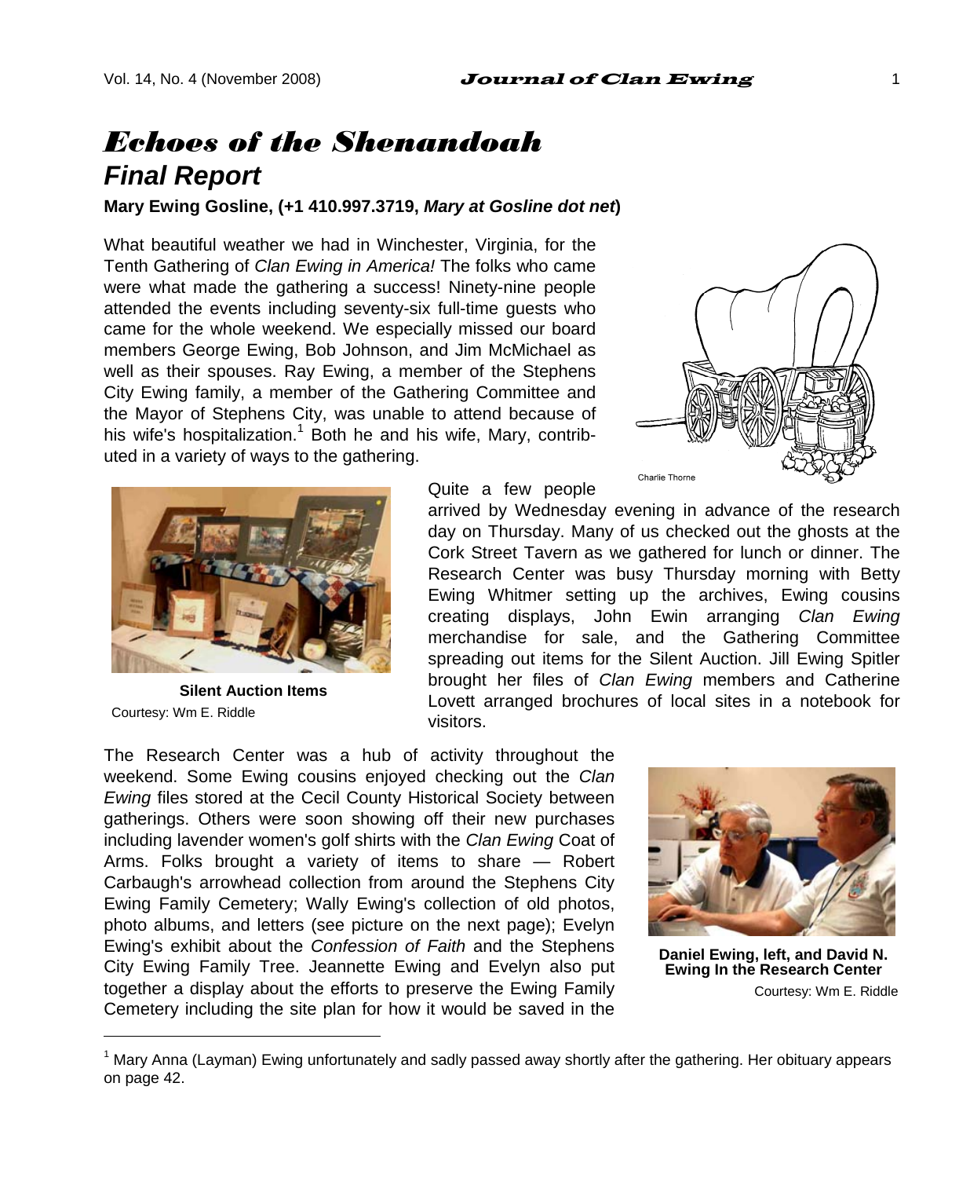# *Echoes of the Shenandoah*

## *Final Report*

**Mary Ewing Gosline, (+1 410.997.3719, *Mary at Gosline dot net*)**

What beautiful weather we had in Winchester, Virginia, for the Tenth Gathering of *Clan Ewing in America!* The folks who came were what made the gathering a success! Ninety-nine people attended the events including seventy-six full-time guests who came for the whole weekend. We especially missed our board members George Ewing, Bob Johnson, and Jim McMichael as well as their spouses. Ray Ewing, a member of the Stephens City Ewing family, a member of the Gathering Committee and the Mayor of Stephens City, was unable to attend because of his wife's hospitalization.[1] Both he and his wife, Mary, contributed in a variety of ways to the gathering.

Charlie Thorne

Quite a few people arrived by Wednesday evening in advance of the research day on Thursday. Many of us checked out the ghosts at the Cork Street Tavern as we gathered for lunch or dinner. The Research Center was busy Thursday morning with Betty Ewing Whitmer setting up the archives, Ewing cousins creating displays, John Ewin arranging *Clan Ewing* merchandise for sale, and the Gathering Committee spreading out items for the Silent Auction. Jill Ewing Spitler brought her files of *Clan Ewing* members and Catherine Lovett arranged brochures of local sites in a notebook for visitors.

**Silent Auction Items**

Courtesy: Wm E. Riddle

The Research Center was a hub of activity throughout the weekend. Some Ewing cousins enjoyed checking out the *Clan Ewing* files stored at the Cecil County Historical Society between gatherings. Others were soon showing off their new purchases including lavender women's golf shirts with the *Clan Ewing* Coat of Arms. Folks brought a variety of items to share — Robert Carbaugh's arrowhead collection from around the Stephens City Ewing Family Cemetery; Wally Ewing's collection of old photos, photo albums, and letters (see picture on the next page); Evelyn Ewing's exhibit about the *Confession of Faith* and the Stephens City Ewing Family Tree. Jeannette Ewing and Evelyn also put together a display about the efforts to preserve the Ewing Family Cemetery including the site plan for how it would be saved in the

**Daniel Ewing, left, and David N. Ewing In the Research Center**

Courtesy: Wm E. Riddle

[1] Mary Anna (Layman) Ewing unfortunately and sadly passed away shortly after the gathering. Her obituary appears on page 42.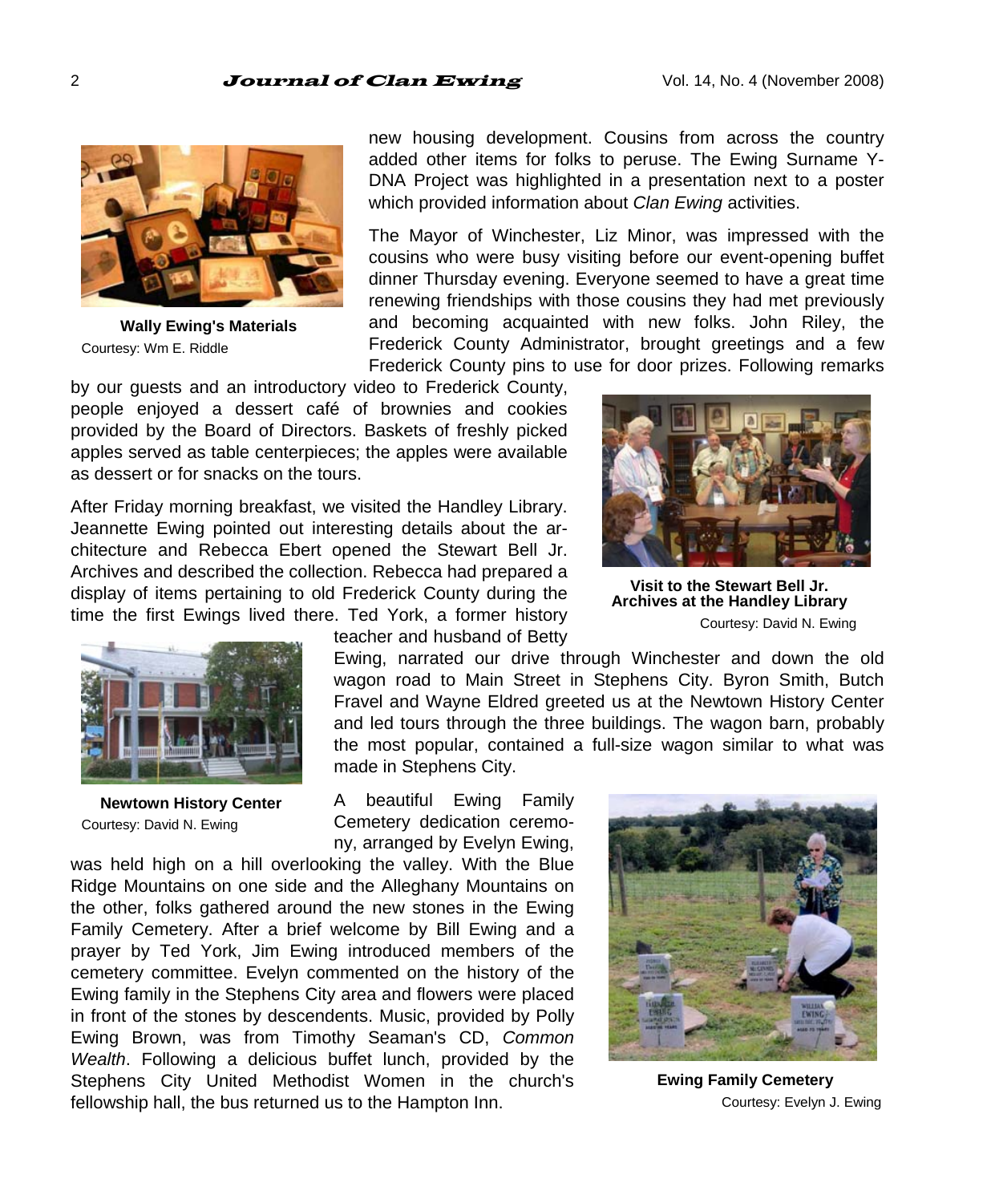new housing development. Cousins from across the country added other items for folks to peruse. The Ewing Surname Y-DNA Project was highlighted in a presentation next to a poster which provided information about *Clan Ewing* activities.

**Wally Ewing's Materials**
Courtesy: Wm E. Riddle

The Mayor of Winchester, Liz Minor, was impressed with the cousins who were busy visiting before our event-opening buffet dinner Thursday evening. Everyone seemed to have a great time renewing friendships with those cousins they had met previously and becoming acquainted with new folks. John Riley, the Frederick County Administrator, brought greetings and a few Frederick County pins to use for door prizes. Following remarks by our guests and an introductory video to Frederick County, people enjoyed a dessert café of brownies and cookies provided by the Board of Directors. Baskets of freshly picked apples served as table centerpieces; the apples were available as dessert or for snacks on the tours.

After Friday morning breakfast, we visited the Handley Library. Jeannette Ewing pointed out interesting details about the architecture and Rebecca Ebert opened the Stewart Bell Jr. Archives and described the collection. Rebecca had prepared a display of items pertaining to old Frederick County during the time the first Ewings lived there. Ted York, a former history teacher and husband of Betty Ewing, narrated our drive through Winchester and down the old wagon road to Main Street in Stephens City. Byron Smith, Butch Fravel and Wayne Eldred greeted us at the Newtown History Center and led tours through the three buildings. The wagon barn, probably the most popular, contained a full-size wagon similar to what was made in Stephens City.

**Visit to the Stewart Bell Jr. Archives at the Handley Library**
Courtesy: David N. Ewing

**Newtown History Center**
Courtesy: David N. Ewing

A beautiful Ewing Family Cemetery dedication ceremony, arranged by Evelyn Ewing, was held high on a hill overlooking the valley. With the Blue Ridge Mountains on one side and the Alleghany Mountains on the other, folks gathered around the new stones in the Ewing Family Cemetery. After a brief welcome by Bill Ewing and a prayer by Ted York, Jim Ewing introduced members of the cemetery committee. Evelyn commented on the history of the Ewing family in the Stephens City area and flowers were placed in front of the stones by descendents. Music, provided by Polly Ewing Brown, was from Timothy Seaman's CD, *Common Wealth*. Following a delicious buffet lunch, provided by the Stephens City United Methodist Women in the church's fellowship hall, the bus returned us to the Hampton Inn.

**Ewing Family Cemetery**
Courtesy: Evelyn J. Ewing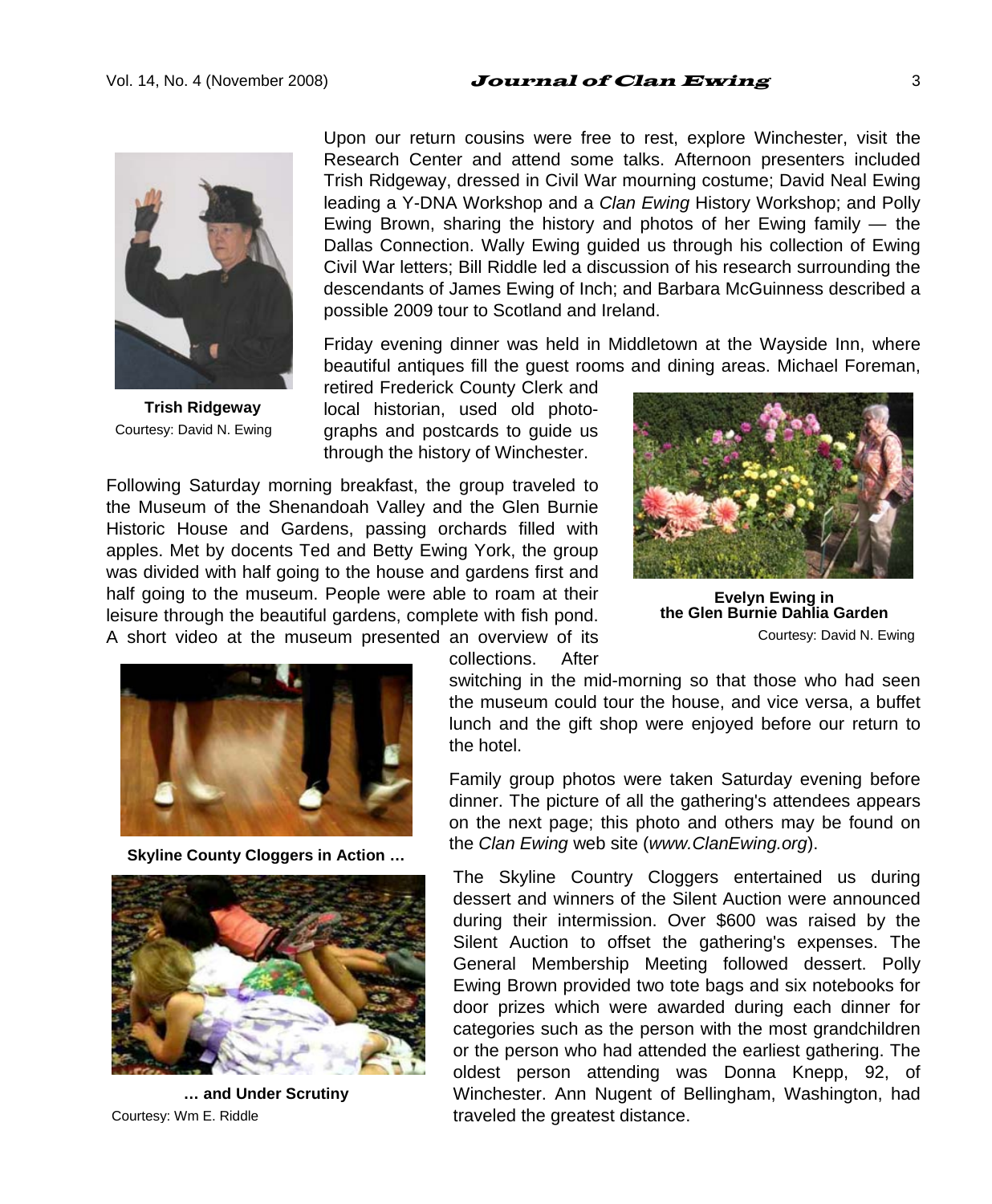Upon our return cousins were free to rest, explore Winchester, visit the Research Center and attend some talks. Afternoon presenters included Trish Ridgeway, dressed in Civil War mourning costume; David Neal Ewing leading a Y-DNA Workshop and a *Clan Ewing* History Workshop; and Polly Ewing Brown, sharing the history and photos of her Ewing family — the Dallas Connection. Wally Ewing guided us through his collection of Ewing Civil War letters; Bill Riddle led a discussion of his research surrounding the descendants of James Ewing of Inch; and Barbara McGuinness described a possible 2009 tour to Scotland and Ireland.

**Trish Ridgeway**
Courtesy: David N. Ewing

Friday evening dinner was held in Middletown at the Wayside Inn, where beautiful antiques fill the guest rooms and dining areas. Michael Foreman, retired Frederick County Clerk and local historian, used old photographs and postcards to guide us through the history of Winchester.

Following Saturday morning breakfast, the group traveled to the Museum of the Shenandoah Valley and the Glen Burnie Historic House and Gardens, passing orchards filled with apples. Met by docents Ted and Betty Ewing York, the group was divided with half going to the house and gardens first and half going to the museum. People were able to roam at their leisure through the beautiful gardens, complete with fish pond. A short video at the museum presented an overview of its collections. After switching in the mid-morning so that those who had seen the museum could tour the house, and vice versa, a buffet lunch and the gift shop were enjoyed before our return to the hotel.

**Evelyn Ewing in the Glen Burnie Dahlia Garden**
Courtesy: David N. Ewing

Family group photos were taken Saturday evening before dinner. The picture of all the gathering's attendees appears on the next page; this photo and others may be found on the *Clan Ewing* web site (*www.ClanEwing.org*).

The Skyline Country Cloggers entertained us during dessert and winners of the Silent Auction were announced during their intermission. Over $600 was raised by the Silent Auction to offset the gathering's expenses. The General Membership Meeting followed dessert. Polly Ewing Brown provided two tote bags and six notebooks for door prizes which were awarded during each dinner for categories such as the person with the most grandchildren or the person who had attended the earliest gathering. The oldest person attending was Donna Knepp, 92, of Winchester. Ann Nugent of Bellingham, Washington, had traveled the greatest distance.

**Skyline County Cloggers in Action …**

**… and Under Scrutiny**
Courtesy: Wm E. Riddle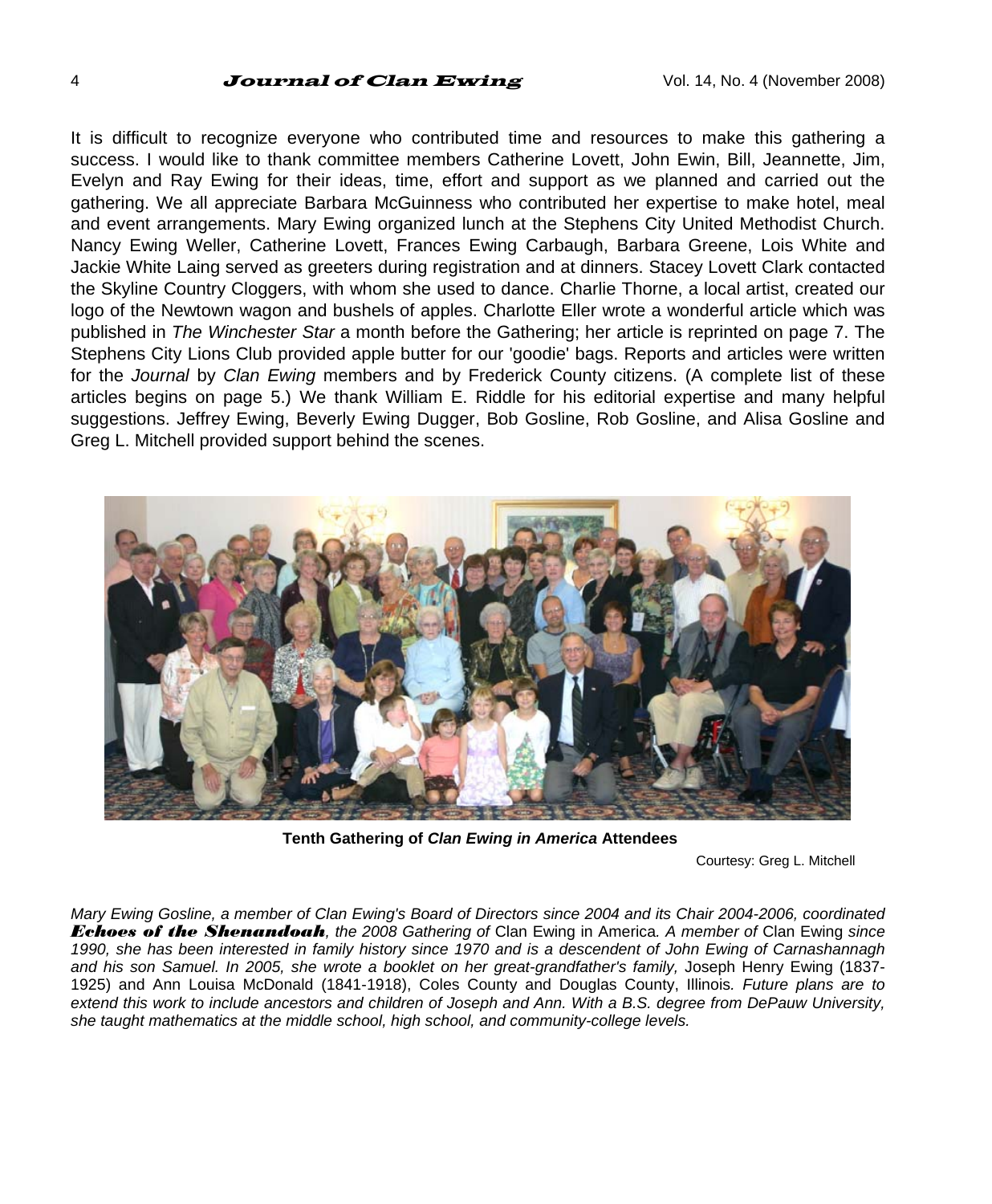It is difficult to recognize everyone who contributed time and resources to make this gathering a success. I would like to thank committee members Catherine Lovett, John Ewin, Bill, Jeannette, Jim, Evelyn and Ray Ewing for their ideas, time, effort and support as we planned and carried out the gathering. We all appreciate Barbara McGuinness who contributed her expertise to make hotel, meal and event arrangements. Mary Ewing organized lunch at the Stephens City United Methodist Church. Nancy Ewing Weller, Catherine Lovett, Frances Ewing Carbaugh, Barbara Greene, Lois White and Jackie White Laing served as greeters during registration and at dinners. Stacey Lovett Clark contacted the Skyline Country Cloggers, with whom she used to dance. Charlie Thorne, a local artist, created our logo of the Newtown wagon and bushels of apples. Charlotte Eller wrote a wonderful article which was published in *The Winchester Star* a month before the Gathering; her article is reprinted on page 7. The Stephens City Lions Club provided apple butter for our 'goodie' bags. Reports and articles were written for the *Journal* by *Clan Ewing* members and by Frederick County citizens. (A complete list of these articles begins on page 5.) We thank William E. Riddle for his editorial expertise and many helpful suggestions. Jeffrey Ewing, Beverly Ewing Dugger, Bob Gosline, Rob Gosline, and Alisa Gosline and Greg L. Mitchell provided support behind the scenes.

**Tenth Gathering of *Clan Ewing in America* Attendees**

Courtesy: Greg L. Mitchell

*Mary Ewing Gosline, a member of Clan Ewing's Board of Directors since 2004 and its Chair 2004-2006, coordinated* ***Echoes of the Shenandoah****, the 2008 Gathering of* Clan Ewing in America*. A member of* Clan Ewing *since 1990, she has been interested in family history since 1970 and is a descendent of John Ewing of Carnashannagh and his son Samuel. In 2005, she wrote a booklet on her great-grandfather's family,* Joseph Henry Ewing (1837-1925) and Ann Louisa McDonald (1841-1918), Coles County and Douglas County, Illinois*. Future plans are to extend this work to include ancestors and children of Joseph and Ann. With a B.S. degree from DePauw University, she taught mathematics at the middle school, high school, and community-college levels.*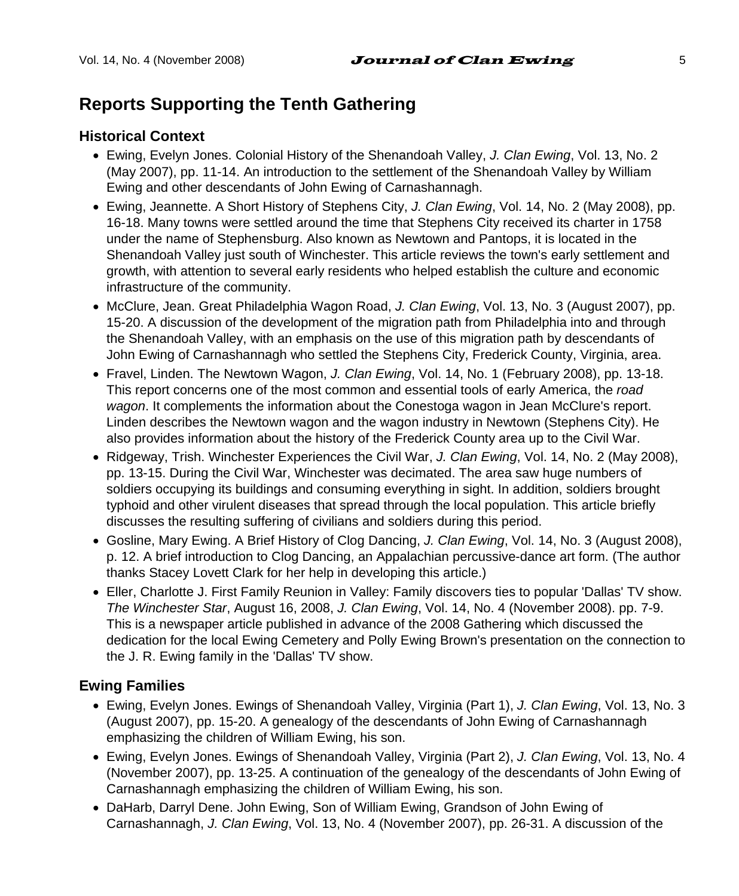## Reports Supporting the Tenth Gathering

### Historical Context

- Ewing, Evelyn Jones. Colonial History of the Shenandoah Valley, *J. Clan Ewing*, Vol. 13, No. 2 (May 2007), pp. 11-14. An introduction to the settlement of the Shenandoah Valley by William Ewing and other descendants of John Ewing of Carnashannagh.
- Ewing, Jeannette. A Short History of Stephens City, *J. Clan Ewing*, Vol. 14, No. 2 (May 2008), pp. 16-18. Many towns were settled around the time that Stephens City received its charter in 1758 under the name of Stephensburg. Also known as Newtown and Pantops, it is located in the Shenandoah Valley just south of Winchester. This article reviews the town's early settlement and growth, with attention to several early residents who helped establish the culture and economic infrastructure of the community.
- McClure, Jean. Great Philadelphia Wagon Road, *J. Clan Ewing*, Vol. 13, No. 3 (August 2007), pp. 15-20. A discussion of the development of the migration path from Philadelphia into and through the Shenandoah Valley, with an emphasis on the use of this migration path by descendants of John Ewing of Carnashannagh who settled the Stephens City, Frederick County, Virginia, area.
- Fravel, Linden. The Newtown Wagon, *J. Clan Ewing*, Vol. 14, No. 1 (February 2008), pp. 13-18. This report concerns one of the most common and essential tools of early America, the *road wagon*. It complements the information about the Conestoga wagon in Jean McClure's report. Linden describes the Newtown wagon and the wagon industry in Newtown (Stephens City). He also provides information about the history of the Frederick County area up to the Civil War.
- Ridgeway, Trish. Winchester Experiences the Civil War, *J. Clan Ewing*, Vol. 14, No. 2 (May 2008), pp. 13-15. During the Civil War, Winchester was decimated. The area saw huge numbers of soldiers occupying its buildings and consuming everything in sight. In addition, soldiers brought typhoid and other virulent diseases that spread through the local population. This article briefly discusses the resulting suffering of civilians and soldiers during this period.
- Gosline, Mary Ewing. A Brief History of Clog Dancing, *J. Clan Ewing*, Vol. 14, No. 3 (August 2008), p. 12. A brief introduction to Clog Dancing, an Appalachian percussive-dance art form. (The author thanks Stacey Lovett Clark for her help in developing this article.)
- Eller, Charlotte J. First Family Reunion in Valley: Family discovers ties to popular 'Dallas' TV show. *The Winchester Star*, August 16, 2008, *J. Clan Ewing*, Vol. 14, No. 4 (November 2008). pp. 7-9. This is a newspaper article published in advance of the 2008 Gathering which discussed the dedication for the local Ewing Cemetery and Polly Ewing Brown's presentation on the connection to the J. R. Ewing family in the 'Dallas' TV show.

### Ewing Families

- Ewing, Evelyn Jones. Ewings of Shenandoah Valley, Virginia (Part 1), *J. Clan Ewing*, Vol. 13, No. 3 (August 2007), pp. 15-20. A genealogy of the descendants of John Ewing of Carnashannagh emphasizing the children of William Ewing, his son.
- Ewing, Evelyn Jones. Ewings of Shenandoah Valley, Virginia (Part 2), *J. Clan Ewing*, Vol. 13, No. 4 (November 2007), pp. 13-25. A continuation of the genealogy of the descendants of John Ewing of Carnashannagh emphasizing the children of William Ewing, his son.
- DaHarb, Darryl Dene. John Ewing, Son of William Ewing, Grandson of John Ewing of Carnashannagh, *J. Clan Ewing*, Vol. 13, No. 4 (November 2007), pp. 26-31. A discussion of the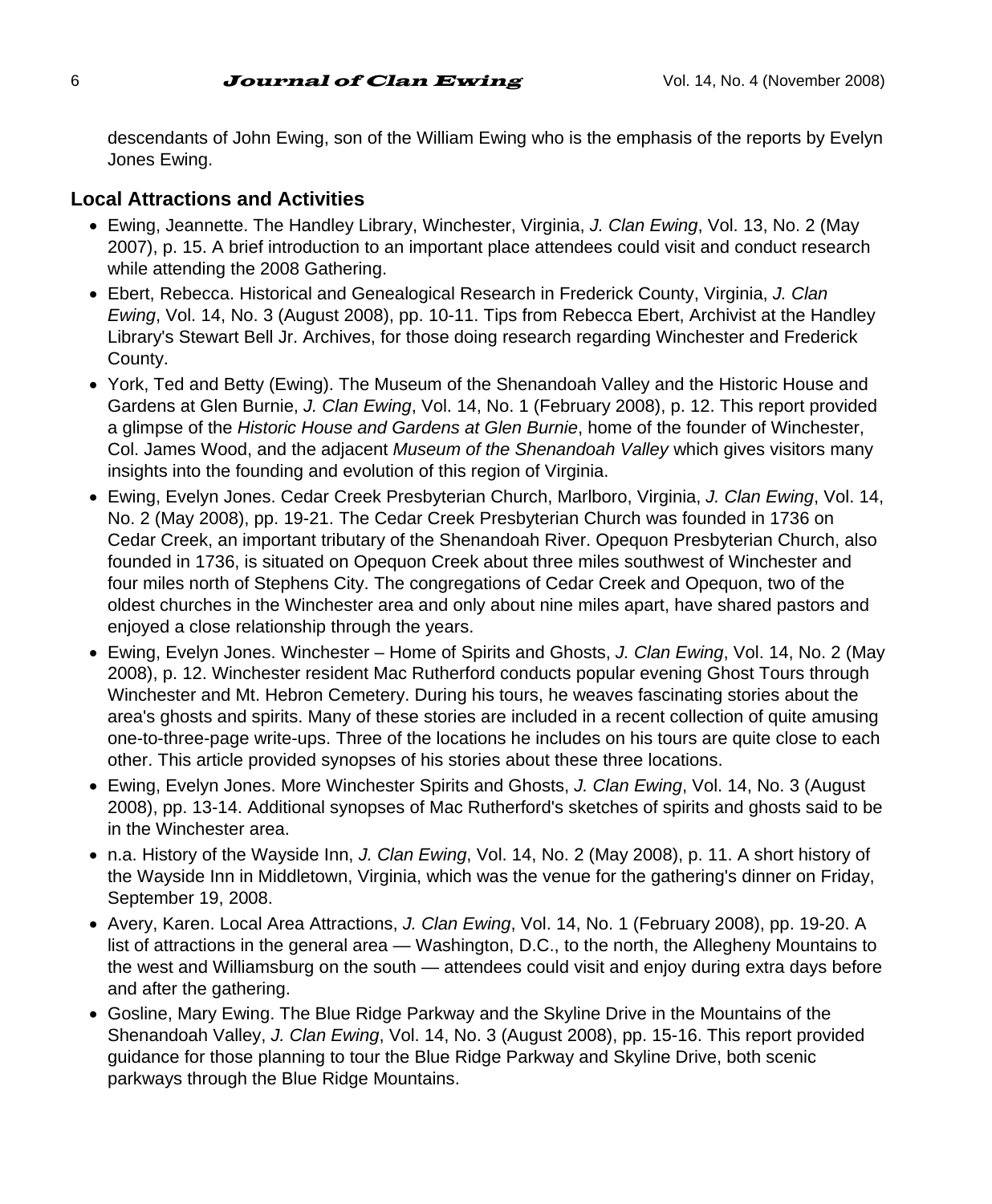descendants of John Ewing, son of the William Ewing who is the emphasis of the reports by Evelyn Jones Ewing.

### Local Attractions and Activities

- Ewing, Jeannette. The Handley Library, Winchester, Virginia, *J. Clan Ewing*, Vol. 13, No. 2 (May 2007), p. 15. A brief introduction to an important place attendees could visit and conduct research while attending the 2008 Gathering.
- Ebert, Rebecca. Historical and Genealogical Research in Frederick County, Virginia, *J. Clan Ewing*, Vol. 14, No. 3 (August 2008), pp. 10-11. Tips from Rebecca Ebert, Archivist at the Handley Library's Stewart Bell Jr. Archives, for those doing research regarding Winchester and Frederick County.
- York, Ted and Betty (Ewing). The Museum of the Shenandoah Valley and the Historic House and Gardens at Glen Burnie, *J. Clan Ewing*, Vol. 14, No. 1 (February 2008), p. 12. This report provided a glimpse of the *Historic House and Gardens at Glen Burnie*, home of the founder of Winchester, Col. James Wood, and the adjacent *Museum of the Shenandoah Valley* which gives visitors many insights into the founding and evolution of this region of Virginia.
- Ewing, Evelyn Jones. Cedar Creek Presbyterian Church, Marlboro, Virginia, *J. Clan Ewing*, Vol. 14, No. 2 (May 2008), pp. 19-21. The Cedar Creek Presbyterian Church was founded in 1736 on Cedar Creek, an important tributary of the Shenandoah River. Opequon Presbyterian Church, also founded in 1736, is situated on Opequon Creek about three miles southwest of Winchester and four miles north of Stephens City. The congregations of Cedar Creek and Opequon, two of the oldest churches in the Winchester area and only about nine miles apart, have shared pastors and enjoyed a close relationship through the years.
- Ewing, Evelyn Jones. Winchester – Home of Spirits and Ghosts, *J. Clan Ewing*, Vol. 14, No. 2 (May 2008), p. 12. Winchester resident Mac Rutherford conducts popular evening Ghost Tours through Winchester and Mt. Hebron Cemetery. During his tours, he weaves fascinating stories about the area's ghosts and spirits. Many of these stories are included in a recent collection of quite amusing one-to-three-page write-ups. Three of the locations he includes on his tours are quite close to each other. This article provided synopses of his stories about these three locations.
- Ewing, Evelyn Jones. More Winchester Spirits and Ghosts, *J. Clan Ewing*, Vol. 14, No. 3 (August 2008), pp. 13-14. Additional synopses of Mac Rutherford's sketches of spirits and ghosts said to be in the Winchester area.
- n.a. History of the Wayside Inn, *J. Clan Ewing*, Vol. 14, No. 2 (May 2008), p. 11. A short history of the Wayside Inn in Middletown, Virginia, which was the venue for the gathering's dinner on Friday, September 19, 2008.
- Avery, Karen. Local Area Attractions, *J. Clan Ewing*, Vol. 14, No. 1 (February 2008), pp. 19-20. A list of attractions in the general area — Washington, D.C., to the north, the Allegheny Mountains to the west and Williamsburg on the south — attendees could visit and enjoy during extra days before and after the gathering.
- Gosline, Mary Ewing. The Blue Ridge Parkway and the Skyline Drive in the Mountains of the Shenandoah Valley, *J. Clan Ewing*, Vol. 14, No. 3 (August 2008), pp. 15-16. This report provided guidance for those planning to tour the Blue Ridge Parkway and Skyline Drive, both scenic parkways through the Blue Ridge Mountains.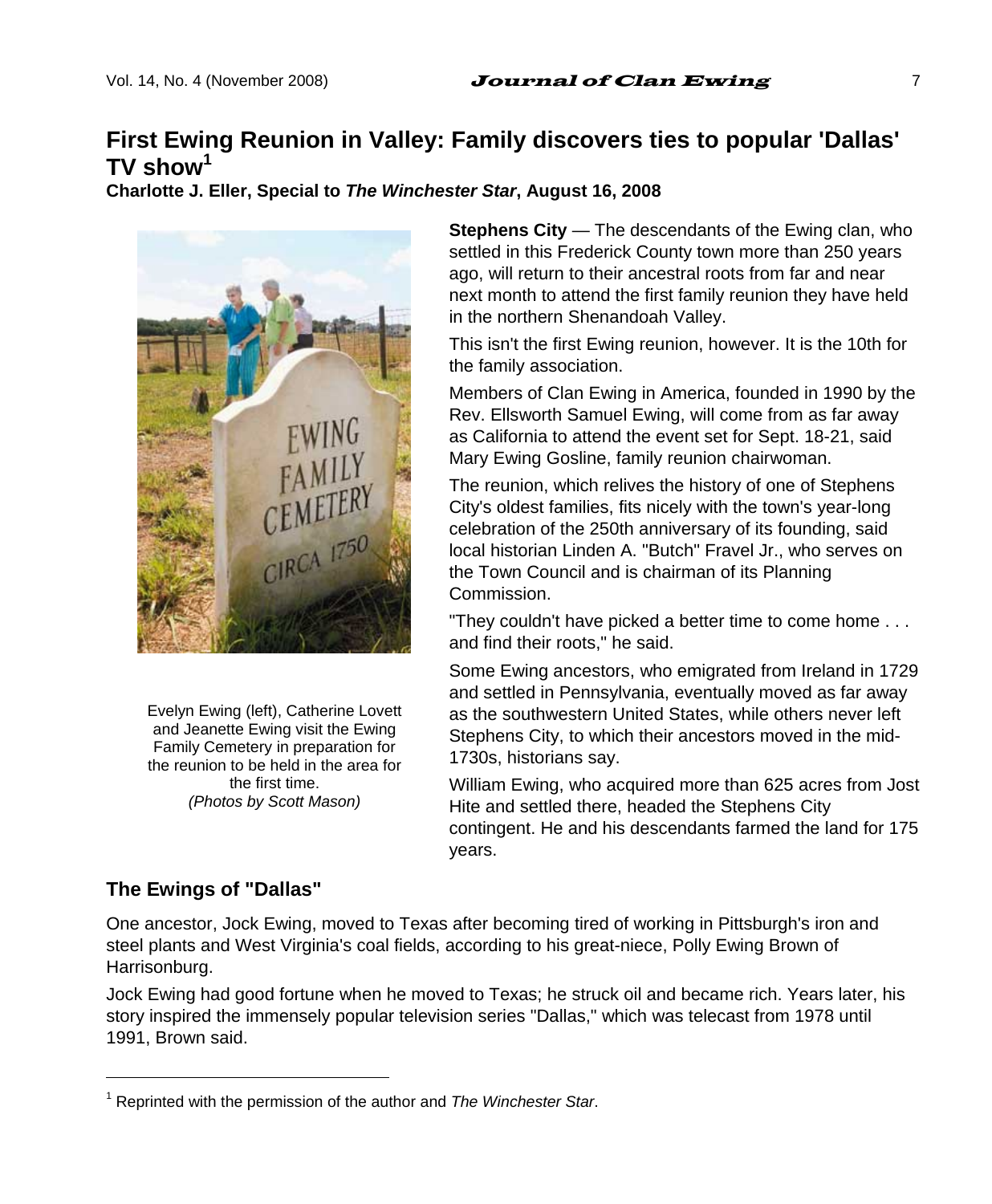# First Ewing Reunion in Valley: Family discovers ties to popular 'Dallas' TV show[1]

**Charlotte J. Eller, Special to *The Winchester Star*, August 16, 2008**

Evelyn Ewing (left), Catherine Lovett and Jeanette Ewing visit the Ewing Family Cemetery in preparation for the reunion to be held in the area for the first time.
*(Photos by Scott Mason)*

**Stephens City** — The descendants of the Ewing clan, who settled in this Frederick County town more than 250 years ago, will return to their ancestral roots from far and near next month to attend the first family reunion they have held in the northern Shenandoah Valley.

This isn't the first Ewing reunion, however. It is the 10th for the family association.

Members of Clan Ewing in America, founded in 1990 by the Rev. Ellsworth Samuel Ewing, will come from as far away as California to attend the event set for Sept. 18-21, said Mary Ewing Gosline, family reunion chairwoman.

The reunion, which relives the history of one of Stephens City's oldest families, fits nicely with the town's year-long celebration of the 250th anniversary of its founding, said local historian Linden A. "Butch" Fravel Jr., who serves on the Town Council and is chairman of its Planning Commission.

"They couldn't have picked a better time to come home . . . and find their roots," he said.

Some Ewing ancestors, who emigrated from Ireland in 1729 and settled in Pennsylvania, eventually moved as far away as the southwestern United States, while others never left Stephens City, to which their ancestors moved in the mid-1730s, historians say.

William Ewing, who acquired more than 625 acres from Jost Hite and settled there, headed the Stephens City contingent. He and his descendants farmed the land for 175 years.

## The Ewings of "Dallas"

One ancestor, Jock Ewing, moved to Texas after becoming tired of working in Pittsburgh's iron and steel plants and West Virginia's coal fields, according to his great-niece, Polly Ewing Brown of Harrisonburg.

Jock Ewing had good fortune when he moved to Texas; he struck oil and became rich. Years later, his story inspired the immensely popular television series "Dallas," which was telecast from 1978 until 1991, Brown said.

---

[1] Reprinted with the permission of the author and *The Winchester Star*.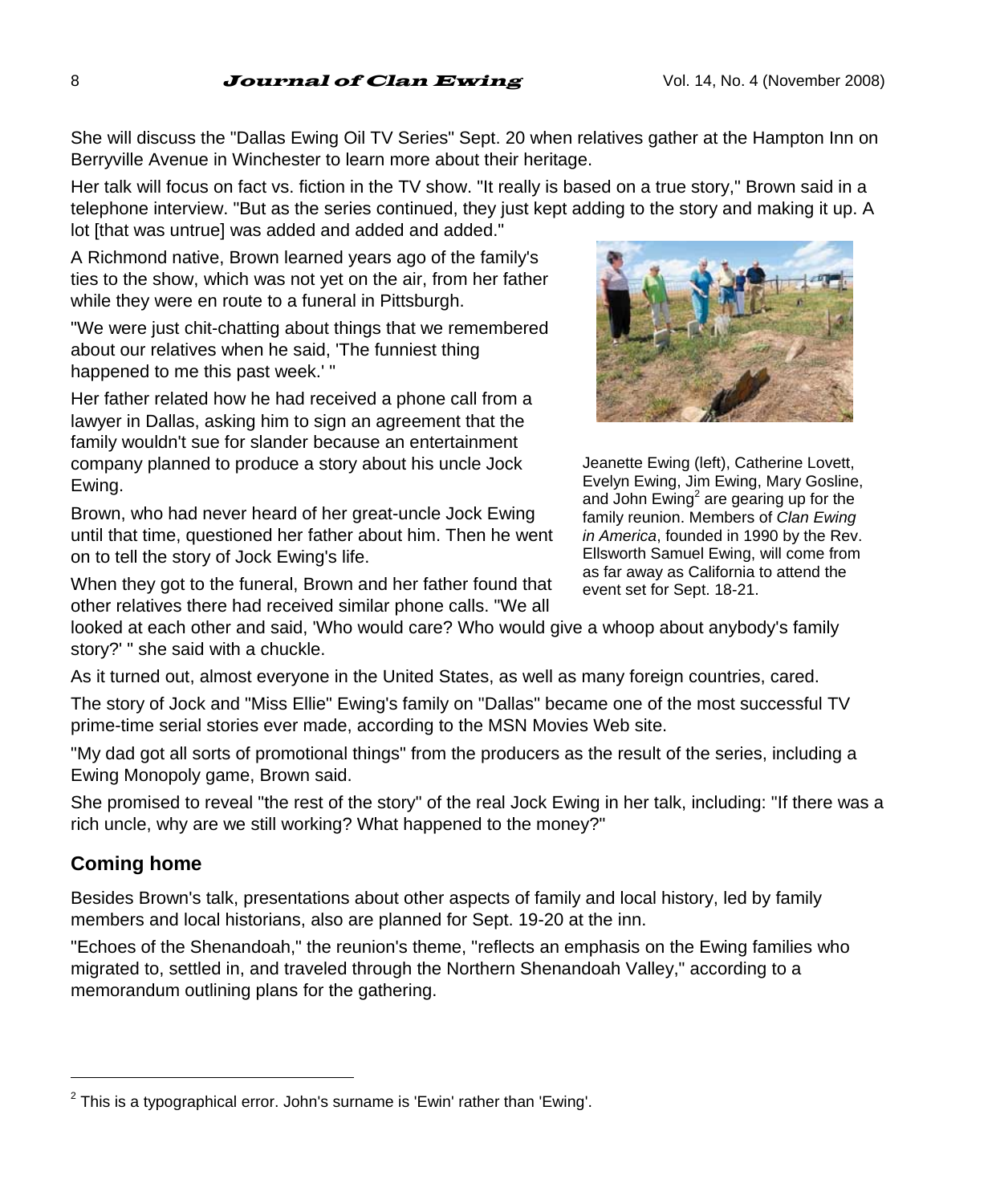She will discuss the "Dallas Ewing Oil TV Series" Sept. 20 when relatives gather at the Hampton Inn on Berryville Avenue in Winchester to learn more about their heritage.

Her talk will focus on fact vs. fiction in the TV show. "It really is based on a true story," Brown said in a telephone interview. "But as the series continued, they just kept adding to the story and making it up. A lot [that was untrue] was added and added and added."

A Richmond native, Brown learned years ago of the family's ties to the show, which was not yet on the air, from her father while they were en route to a funeral in Pittsburgh.

"We were just chit-chatting about things that we remembered about our relatives when he said, 'The funniest thing happened to me this past week.' "

Her father related how he had received a phone call from a lawyer in Dallas, asking him to sign an agreement that the family wouldn't sue for slander because an entertainment company planned to produce a story about his uncle Jock Ewing.

Brown, who had never heard of her great-uncle Jock Ewing until that time, questioned her father about him. Then he went on to tell the story of Jock Ewing's life.

When they got to the funeral, Brown and her father found that other relatives there had received similar phone calls. "We all looked at each other and said, 'Who would care? Who would give a whoop about anybody's family story?' " she said with a chuckle.

Jeanette Ewing (left), Catherine Lovett, Evelyn Ewing, Jim Ewing, Mary Gosline, and John Ewing[2] are gearing up for the family reunion. Members of *Clan Ewing in America*, founded in 1990 by the Rev. Ellsworth Samuel Ewing, will come from as far away as California to attend the event set for Sept. 18-21.

As it turned out, almost everyone in the United States, as well as many foreign countries, cared.

The story of Jock and "Miss Ellie" Ewing's family on "Dallas" became one of the most successful TV prime-time serial stories ever made, according to the MSN Movies Web site.

"My dad got all sorts of promotional things" from the producers as the result of the series, including a Ewing Monopoly game, Brown said.

She promised to reveal "the rest of the story" of the real Jock Ewing in her talk, including: "If there was a rich uncle, why are we still working? What happened to the money?"

## Coming home

Besides Brown's talk, presentations about other aspects of family and local history, led by family members and local historians, also are planned for Sept. 19-20 at the inn.

"Echoes of the Shenandoah," the reunion's theme, "reflects an emphasis on the Ewing families who migrated to, settled in, and traveled through the Northern Shenandoah Valley," according to a memorandum outlining plans for the gathering.

---

[2] This is a typographical error. John's surname is 'Ewin' rather than 'Ewing'.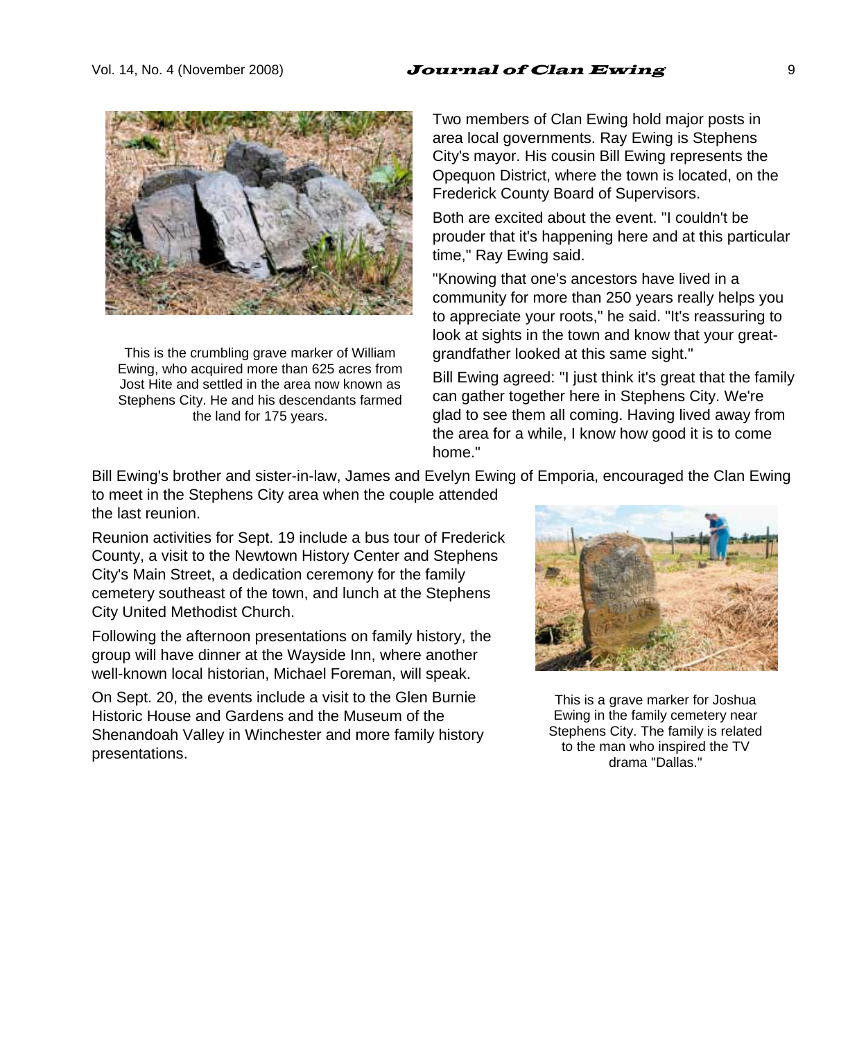This is the crumbling grave marker of William Ewing, who acquired more than 625 acres from Jost Hite and settled in the area now known as Stephens City. He and his descendants farmed the land for 175 years.

Two members of Clan Ewing hold major posts in area local governments. Ray Ewing is Stephens City's mayor. His cousin Bill Ewing represents the Opequon District, where the town is located, on the Frederick County Board of Supervisors.

Both are excited about the event. "I couldn't be prouder that it's happening here and at this particular time," Ray Ewing said.

"Knowing that one's ancestors have lived in a community for more than 250 years really helps you to appreciate your roots," he said. "It's reassuring to look at sights in the town and know that your great-grandfather looked at this same sight."

Bill Ewing agreed: "I just think it's great that the family can gather together here in Stephens City. We're glad to see them all coming. Having lived away from the area for a while, I know how good it is to come home."

Bill Ewing's brother and sister-in-law, James and Evelyn Ewing of Emporia, encouraged the Clan Ewing to meet in the Stephens City area when the couple attended the last reunion.

Reunion activities for Sept. 19 include a bus tour of Frederick County, a visit to the Newtown History Center and Stephens City's Main Street, a dedication ceremony for the family cemetery southeast of the town, and lunch at the Stephens City United Methodist Church.

Following the afternoon presentations on family history, the group will have dinner at the Wayside Inn, where another well-known local historian, Michael Foreman, will speak.

On Sept. 20, the events include a visit to the Glen Burnie Historic House and Gardens and the Museum of the Shenandoah Valley in Winchester and more family history presentations.

This is a grave marker for Joshua Ewing in the family cemetery near Stephens City. The family is related to the man who inspired the TV drama "Dallas."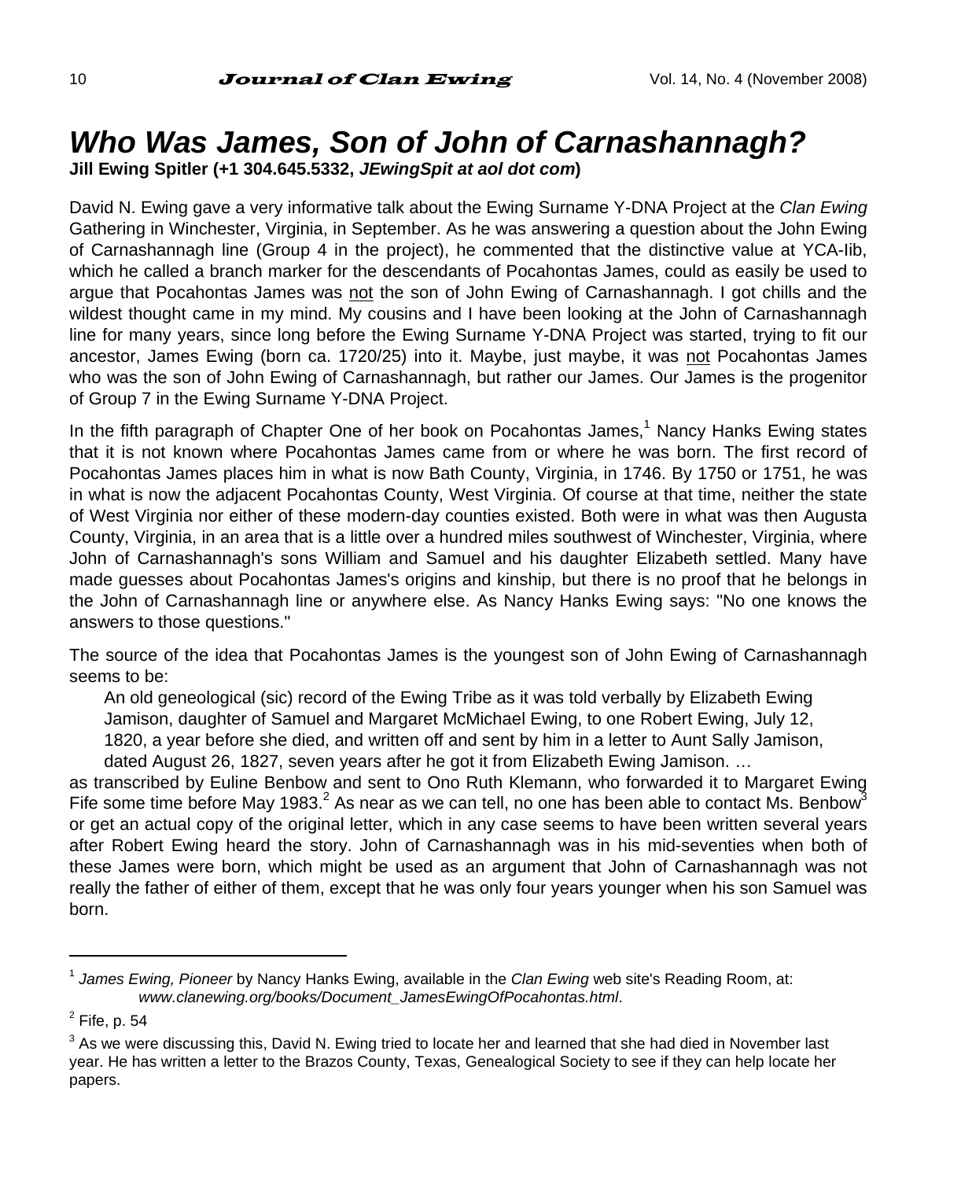# *Who Was James, Son of John of Carnashannagh?*

**Jill Ewing Spitler (+1 304.645.5332, *JEwingSpit at aol dot com*)**

David N. Ewing gave a very informative talk about the Ewing Surname Y-DNA Project at the *Clan Ewing* Gathering in Winchester, Virginia, in September. As he was answering a question about the John Ewing of Carnashannagh line (Group 4 in the project), he commented that the distinctive value at YCA-IIb, which he called a branch marker for the descendants of Pocahontas James, could as easily be used to argue that Pocahontas James was not the son of John Ewing of Carnashannagh. I got chills and the wildest thought came in my mind. My cousins and I have been looking at the John of Carnashannagh line for many years, since long before the Ewing Surname Y-DNA Project was started, trying to fit our ancestor, James Ewing (born ca. 1720/25) into it. Maybe, just maybe, it was not Pocahontas James who was the son of John Ewing of Carnashannagh, but rather our James. Our James is the progenitor of Group 7 in the Ewing Surname Y-DNA Project.

In the fifth paragraph of Chapter One of her book on Pocahontas James,[1] Nancy Hanks Ewing states that it is not known where Pocahontas James came from or where he was born. The first record of Pocahontas James places him in what is now Bath County, Virginia, in 1746. By 1750 or 1751, he was in what is now the adjacent Pocahontas County, West Virginia. Of course at that time, neither the state of West Virginia nor either of these modern-day counties existed. Both were in what was then Augusta County, Virginia, in an area that is a little over a hundred miles southwest of Winchester, Virginia, where John of Carnashannagh's sons William and Samuel and his daughter Elizabeth settled. Many have made guesses about Pocahontas James's origins and kinship, but there is no proof that he belongs in the John of Carnashannagh line or anywhere else. As Nancy Hanks Ewing says: "No one knows the answers to those questions."

The source of the idea that Pocahontas James is the youngest son of John Ewing of Carnashannagh seems to be:

> An old geneological (sic) record of the Ewing Tribe as it was told verbally by Elizabeth Ewing Jamison, daughter of Samuel and Margaret McMichael Ewing, to one Robert Ewing, July 12, 1820, a year before she died, and written off and sent by him in a letter to Aunt Sally Jamison, dated August 26, 1827, seven years after he got it from Elizabeth Ewing Jamison. …

as transcribed by Euline Benbow and sent to Ono Ruth Klemann, who forwarded it to Margaret Ewing Fife some time before May 1983.[2] As near as we can tell, no one has been able to contact Ms. Benbow[3] or get an actual copy of the original letter, which in any case seems to have been written several years after Robert Ewing heard the story. John of Carnashannagh was in his mid-seventies when both of these James were born, which might be used as an argument that John of Carnashannagh was not really the father of either of them, except that he was only four years younger when his son Samuel was born.

---

[1] *James Ewing, Pioneer* by Nancy Hanks Ewing, available in the *Clan Ewing* web site's Reading Room, at: *www.clanewing.org/books/Document_JamesEwingOfPocahontas.html*.

[2] Fife, p. 54

[3] As we were discussing this, David N. Ewing tried to locate her and learned that she had died in November last year. He has written a letter to the Brazos County, Texas, Genealogical Society to see if they can help locate her papers.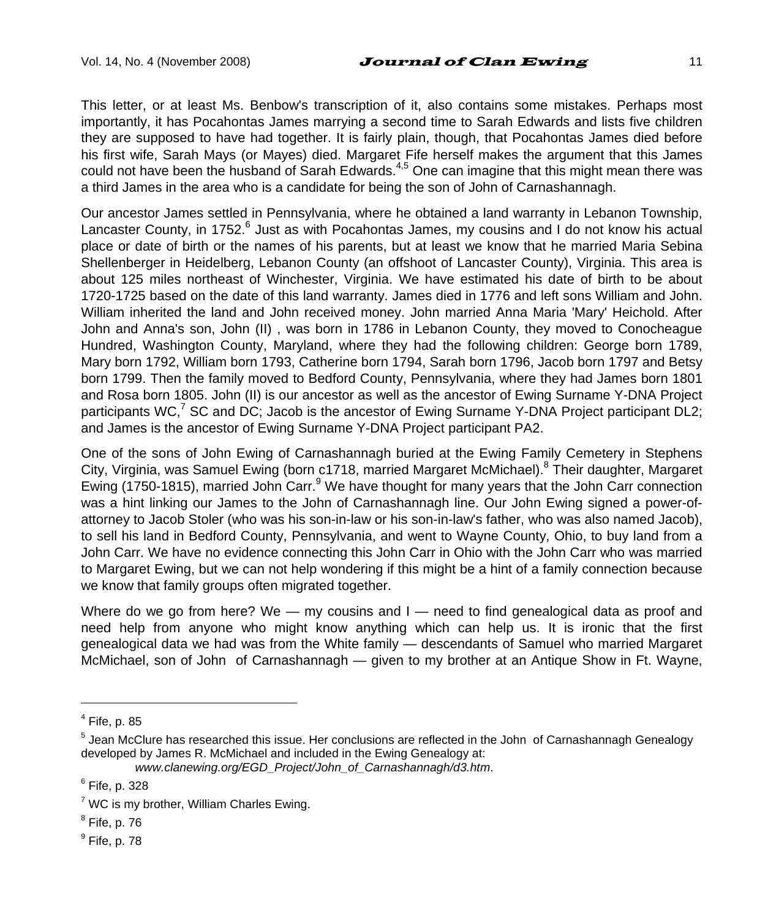This letter, or at least Ms. Benbow's transcription of it, also contains some mistakes. Perhaps most importantly, it has Pocahontas James marrying a second time to Sarah Edwards and lists five children they are supposed to have had together. It is fairly plain, though, that Pocahontas James died before his first wife, Sarah Mays (or Mayes) died. Margaret Fife herself makes the argument that this James could not have been the husband of Sarah Edwards.[4,5] One can imagine that this might mean there was a third James in the area who is a candidate for being the son of John of Carnashannagh.

Our ancestor James settled in Pennsylvania, where he obtained a land warranty in Lebanon Township, Lancaster County, in 1752.[6] Just as with Pocahontas James, my cousins and I do not know his actual place or date of birth or the names of his parents, but at least we know that he married Maria Sebina Shellenberger in Heidelberg, Lebanon County (an offshoot of Lancaster County), Virginia. This area is about 125 miles northeast of Winchester, Virginia. We have estimated his date of birth to be about 1720-1725 based on the date of this land warranty. James died in 1776 and left sons William and John. William inherited the land and John received money. John married Anna Maria 'Mary' Heichold. After John and Anna's son, John (II) , was born in 1786 in Lebanon County, they moved to Conocheague Hundred, Washington County, Maryland, where they had the following children: George born 1789, Mary born 1792, William born 1793, Catherine born 1794, Sarah born 1796, Jacob born 1797 and Betsy born 1799. Then the family moved to Bedford County, Pennsylvania, where they had James born 1801 and Rosa born 1805. John (II) is our ancestor as well as the ancestor of Ewing Surname Y-DNA Project participants WC,[7] SC and DC; Jacob is the ancestor of Ewing Surname Y-DNA Project participant DL2; and James is the ancestor of Ewing Surname Y-DNA Project participant PA2.

One of the sons of John Ewing of Carnashannagh buried at the Ewing Family Cemetery in Stephens City, Virginia, was Samuel Ewing (born c1718, married Margaret McMichael).[8] Their daughter, Margaret Ewing (1750-1815), married John Carr.[9] We have thought for many years that the John Carr connection was a hint linking our James to the John of Carnashannagh line. Our John Ewing signed a power-of-attorney to Jacob Stoler (who was his son-in-law or his son-in-law's father, who was also named Jacob), to sell his land in Bedford County, Pennsylvania, and went to Wayne County, Ohio, to buy land from a John Carr. We have no evidence connecting this John Carr in Ohio with the John Carr who was married to Margaret Ewing, but we can not help wondering if this might be a hint of a family connection because we know that family groups often migrated together.

Where do we go from here? We — my cousins and I — need to find genealogical data as proof and need help from anyone who might know anything which can help us. It is ironic that the first genealogical data we had was from the White family — descendants of Samuel who married Margaret McMichael, son of John of Carnashannagh — given to my brother at an Antique Show in Ft. Wayne,

---

[4] Fife, p. 85

[5] Jean McClure has researched this issue. Her conclusions are reflected in the John of Carnashannagh Genealogy developed by James R. McMichael and included in the Ewing Genealogy at:
*www.clanewing.org/EGD_Project/John_of_Carnashannagh/d3.htm*.

[6] Fife, p. 328

[7] WC is my brother, William Charles Ewing.

[8] Fife, p. 76

[9] Fife, p. 78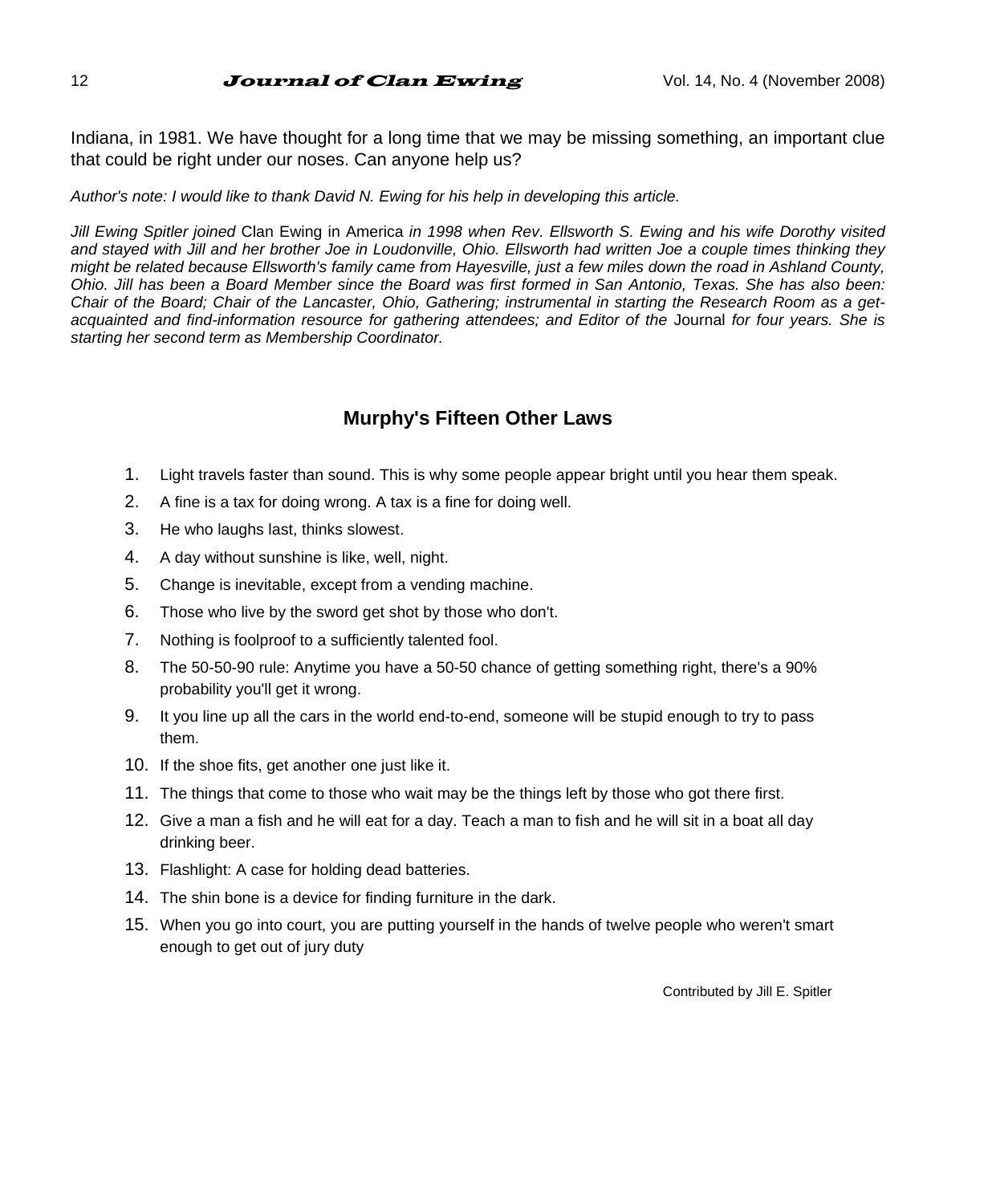Indiana, in 1981. We have thought for a long time that we may be missing something, an important clue that could be right under our noses. Can anyone help us?

*Author's note: I would like to thank David N. Ewing for his help in developing this article.*

*Jill Ewing Spitler joined* Clan Ewing in America *in 1998 when Rev. Ellsworth S. Ewing and his wife Dorothy visited and stayed with Jill and her brother Joe in Loudonville, Ohio. Ellsworth had written Joe a couple times thinking they might be related because Ellsworth's family came from Hayesville, just a few miles down the road in Ashland County, Ohio. Jill has been a Board Member since the Board was first formed in San Antonio, Texas. She has also been: Chair of the Board; Chair of the Lancaster, Ohio, Gathering; instrumental in starting the Research Room as a get-acquainted and find-information resource for gathering attendees; and Editor of the* Journal *for four years. She is starting her second term as Membership Coordinator.*

## Murphy's Fifteen Other Laws

1. Light travels faster than sound. This is why some people appear bright until you hear them speak.
2. A fine is a tax for doing wrong. A tax is a fine for doing well.
3. He who laughs last, thinks slowest.
4. A day without sunshine is like, well, night.
5. Change is inevitable, except from a vending machine.
6. Those who live by the sword get shot by those who don't.
7. Nothing is foolproof to a sufficiently talented fool.
8. The 50-50-90 rule: Anytime you have a 50-50 chance of getting something right, there's a 90% probability you'll get it wrong.
9. It you line up all the cars in the world end-to-end, someone will be stupid enough to try to pass them.
10. If the shoe fits, get another one just like it.
11. The things that come to those who wait may be the things left by those who got there first.
12. Give a man a fish and he will eat for a day. Teach a man to fish and he will sit in a boat all day drinking beer.
13. Flashlight: A case for holding dead batteries.
14. The shin bone is a device for finding furniture in the dark.
15. When you go into court, you are putting yourself in the hands of twelve people who weren't smart enough to get out of jury duty

Contributed by Jill E. Spitler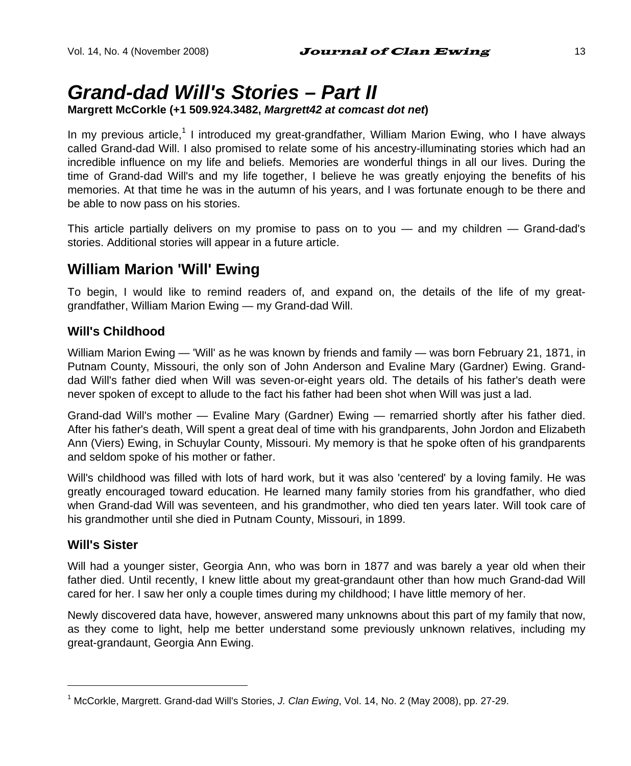# *Grand-dad Will's Stories – Part II*

**Margrett McCorkle (+1 509.924.3482, *Margrett42 at comcast dot net*)**

In my previous article,[1] I introduced my great-grandfather, William Marion Ewing, who I have always called Grand-dad Will. I also promised to relate some of his ancestry-illuminating stories which had an incredible influence on my life and beliefs. Memories are wonderful things in all our lives. During the time of Grand-dad Will's and my life together, I believe he was greatly enjoying the benefits of his memories. At that time he was in the autumn of his years, and I was fortunate enough to be there and be able to now pass on his stories.

This article partially delivers on my promise to pass on to you — and my children — Grand-dad's stories. Additional stories will appear in a future article.

## William Marion 'Will' Ewing

To begin, I would like to remind readers of, and expand on, the details of the life of my great-grandfather, William Marion Ewing — my Grand-dad Will.

### Will's Childhood

William Marion Ewing — 'Will' as he was known by friends and family — was born February 21, 1871, in Putnam County, Missouri, the only son of John Anderson and Evaline Mary (Gardner) Ewing. Grand-dad Will's father died when Will was seven-or-eight years old. The details of his father's death were never spoken of except to allude to the fact his father had been shot when Will was just a lad.

Grand-dad Will's mother — Evaline Mary (Gardner) Ewing — remarried shortly after his father died. After his father's death, Will spent a great deal of time with his grandparents, John Jordon and Elizabeth Ann (Viers) Ewing, in Schuylar County, Missouri. My memory is that he spoke often of his grandparents and seldom spoke of his mother or father.

Will's childhood was filled with lots of hard work, but it was also 'centered' by a loving family. He was greatly encouraged toward education. He learned many family stories from his grandfather, who died when Grand-dad Will was seventeen, and his grandmother, who died ten years later. Will took care of his grandmother until she died in Putnam County, Missouri, in 1899.

### Will's Sister

Will had a younger sister, Georgia Ann, who was born in 1877 and was barely a year old when their father died. Until recently, I knew little about my great-grandaunt other than how much Grand-dad Will cared for her. I saw her only a couple times during my childhood; I have little memory of her.

Newly discovered data have, however, answered many unknowns about this part of my family that now, as they come to light, help me better understand some previously unknown relatives, including my great-grandaunt, Georgia Ann Ewing.

---

[1] McCorkle, Margrett. Grand-dad Will's Stories, *J. Clan Ewing*, Vol. 14, No. 2 (May 2008), pp. 27-29.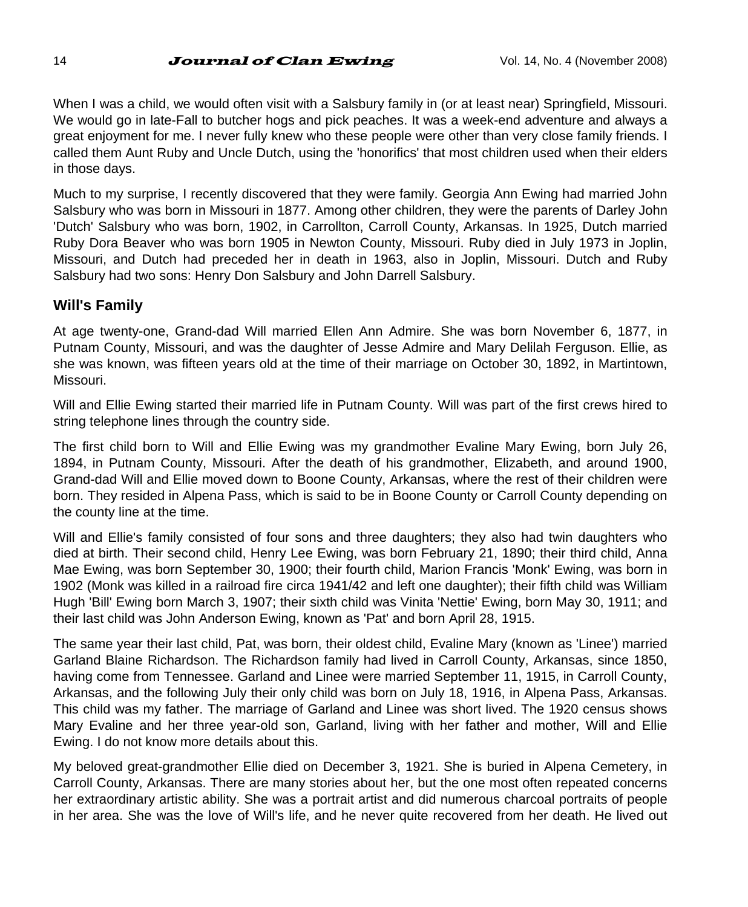When I was a child, we would often visit with a Salsbury family in (or at least near) Springfield, Missouri. We would go in late-Fall to butcher hogs and pick peaches. It was a week-end adventure and always a great enjoyment for me. I never fully knew who these people were other than very close family friends. I called them Aunt Ruby and Uncle Dutch, using the 'honorifics' that most children used when their elders in those days.

Much to my surprise, I recently discovered that they were family. Georgia Ann Ewing had married John Salsbury who was born in Missouri in 1877. Among other children, they were the parents of Darley John 'Dutch' Salsbury who was born, 1902, in Carrollton, Carroll County, Arkansas. In 1925, Dutch married Ruby Dora Beaver who was born 1905 in Newton County, Missouri. Ruby died in July 1973 in Joplin, Missouri, and Dutch had preceded her in death in 1963, also in Joplin, Missouri. Dutch and Ruby Salsbury had two sons: Henry Don Salsbury and John Darrell Salsbury.

### Will's Family

At age twenty-one, Grand-dad Will married Ellen Ann Admire. She was born November 6, 1877, in Putnam County, Missouri, and was the daughter of Jesse Admire and Mary Delilah Ferguson. Ellie, as she was known, was fifteen years old at the time of their marriage on October 30, 1892, in Martintown, Missouri.

Will and Ellie Ewing started their married life in Putnam County. Will was part of the first crews hired to string telephone lines through the country side.

The first child born to Will and Ellie Ewing was my grandmother Evaline Mary Ewing, born July 26, 1894, in Putnam County, Missouri. After the death of his grandmother, Elizabeth, and around 1900, Grand-dad Will and Ellie moved down to Boone County, Arkansas, where the rest of their children were born. They resided in Alpena Pass, which is said to be in Boone County or Carroll County depending on the county line at the time.

Will and Ellie's family consisted of four sons and three daughters; they also had twin daughters who died at birth. Their second child, Henry Lee Ewing, was born February 21, 1890; their third child, Anna Mae Ewing, was born September 30, 1900; their fourth child, Marion Francis 'Monk' Ewing, was born in 1902 (Monk was killed in a railroad fire circa 1941/42 and left one daughter); their fifth child was William Hugh 'Bill' Ewing born March 3, 1907; their sixth child was Vinita 'Nettie' Ewing, born May 30, 1911; and their last child was John Anderson Ewing, known as 'Pat' and born April 28, 1915.

The same year their last child, Pat, was born, their oldest child, Evaline Mary (known as 'Linee') married Garland Blaine Richardson. The Richardson family had lived in Carroll County, Arkansas, since 1850, having come from Tennessee. Garland and Linee were married September 11, 1915, in Carroll County, Arkansas, and the following July their only child was born on July 18, 1916, in Alpena Pass, Arkansas. This child was my father. The marriage of Garland and Linee was short lived. The 1920 census shows Mary Evaline and her three year-old son, Garland, living with her father and mother, Will and Ellie Ewing. I do not know more details about this.

My beloved great-grandmother Ellie died on December 3, 1921. She is buried in Alpena Cemetery, in Carroll County, Arkansas. There are many stories about her, but the one most often repeated concerns her extraordinary artistic ability. She was a portrait artist and did numerous charcoal portraits of people in her area. She was the love of Will's life, and he never quite recovered from her death. He lived out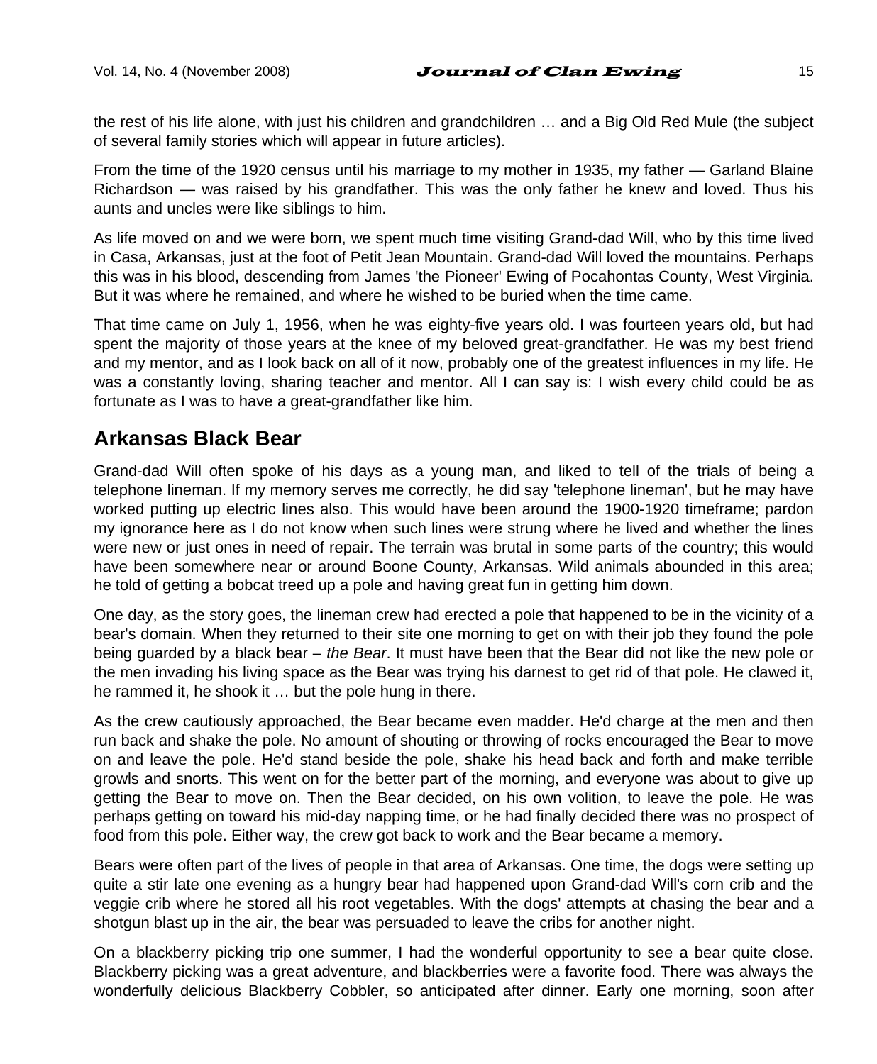the rest of his life alone, with just his children and grandchildren … and a Big Old Red Mule (the subject of several family stories which will appear in future articles).

From the time of the 1920 census until his marriage to my mother in 1935, my father — Garland Blaine Richardson — was raised by his grandfather. This was the only father he knew and loved. Thus his aunts and uncles were like siblings to him.

As life moved on and we were born, we spent much time visiting Grand-dad Will, who by this time lived in Casa, Arkansas, just at the foot of Petit Jean Mountain. Grand-dad Will loved the mountains. Perhaps this was in his blood, descending from James 'the Pioneer' Ewing of Pocahontas County, West Virginia. But it was where he remained, and where he wished to be buried when the time came.

That time came on July 1, 1956, when he was eighty-five years old. I was fourteen years old, but had spent the majority of those years at the knee of my beloved great-grandfather. He was my best friend and my mentor, and as I look back on all of it now, probably one of the greatest influences in my life. He was a constantly loving, sharing teacher and mentor. All I can say is: I wish every child could be as fortunate as I was to have a great-grandfather like him.

## Arkansas Black Bear

Grand-dad Will often spoke of his days as a young man, and liked to tell of the trials of being a telephone lineman. If my memory serves me correctly, he did say 'telephone lineman', but he may have worked putting up electric lines also. This would have been around the 1900-1920 timeframe; pardon my ignorance here as I do not know when such lines were strung where he lived and whether the lines were new or just ones in need of repair. The terrain was brutal in some parts of the country; this would have been somewhere near or around Boone County, Arkansas. Wild animals abounded in this area; he told of getting a bobcat treed up a pole and having great fun in getting him down.

One day, as the story goes, the lineman crew had erected a pole that happened to be in the vicinity of a bear's domain. When they returned to their site one morning to get on with their job they found the pole being guarded by a black bear – *the Bear*. It must have been that the Bear did not like the new pole or the men invading his living space as the Bear was trying his darnest to get rid of that pole. He clawed it, he rammed it, he shook it … but the pole hung in there.

As the crew cautiously approached, the Bear became even madder. He'd charge at the men and then run back and shake the pole. No amount of shouting or throwing of rocks encouraged the Bear to move on and leave the pole. He'd stand beside the pole, shake his head back and forth and make terrible growls and snorts. This went on for the better part of the morning, and everyone was about to give up getting the Bear to move on. Then the Bear decided, on his own volition, to leave the pole. He was perhaps getting on toward his mid-day napping time, or he had finally decided there was no prospect of food from this pole. Either way, the crew got back to work and the Bear became a memory.

Bears were often part of the lives of people in that area of Arkansas. One time, the dogs were setting up quite a stir late one evening as a hungry bear had happened upon Grand-dad Will's corn crib and the veggie crib where he stored all his root vegetables. With the dogs' attempts at chasing the bear and a shotgun blast up in the air, the bear was persuaded to leave the cribs for another night.

On a blackberry picking trip one summer, I had the wonderful opportunity to see a bear quite close. Blackberry picking was a great adventure, and blackberries were a favorite food. There was always the wonderfully delicious Blackberry Cobbler, so anticipated after dinner. Early one morning, soon after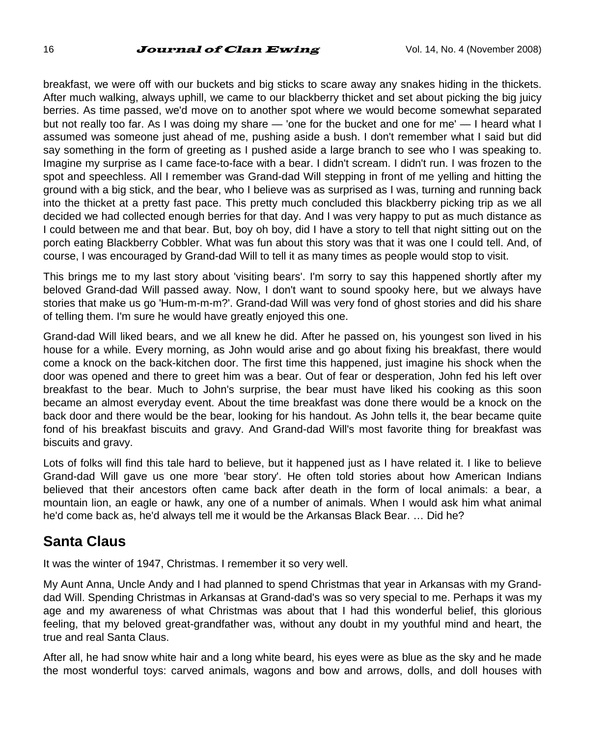breakfast, we were off with our buckets and big sticks to scare away any snakes hiding in the thickets. After much walking, always uphill, we came to our blackberry thicket and set about picking the big juicy berries. As time passed, we'd move on to another spot where we would become somewhat separated but not really too far. As I was doing my share — 'one for the bucket and one for me' — I heard what I assumed was someone just ahead of me, pushing aside a bush. I don't remember what I said but did say something in the form of greeting as I pushed aside a large branch to see who I was speaking to. Imagine my surprise as I came face-to-face with a bear. I didn't scream. I didn't run. I was frozen to the spot and speechless. All I remember was Grand-dad Will stepping in front of me yelling and hitting the ground with a big stick, and the bear, who I believe was as surprised as I was, turning and running back into the thicket at a pretty fast pace. This pretty much concluded this blackberry picking trip as we all decided we had collected enough berries for that day. And I was very happy to put as much distance as I could between me and that bear. But, boy oh boy, did I have a story to tell that night sitting out on the porch eating Blackberry Cobbler. What was fun about this story was that it was one I could tell. And, of course, I was encouraged by Grand-dad Will to tell it as many times as people would stop to visit.

This brings me to my last story about 'visiting bears'. I'm sorry to say this happened shortly after my beloved Grand-dad Will passed away. Now, I don't want to sound spooky here, but we always have stories that make us go 'Hum-m-m-m?'. Grand-dad Will was very fond of ghost stories and did his share of telling them. I'm sure he would have greatly enjoyed this one.

Grand-dad Will liked bears, and we all knew he did. After he passed on, his youngest son lived in his house for a while. Every morning, as John would arise and go about fixing his breakfast, there would come a knock on the back-kitchen door. The first time this happened, just imagine his shock when the door was opened and there to greet him was a bear. Out of fear or desperation, John fed his left over breakfast to the bear. Much to John's surprise, the bear must have liked his cooking as this soon became an almost everyday event. About the time breakfast was done there would be a knock on the back door and there would be the bear, looking for his handout. As John tells it, the bear became quite fond of his breakfast biscuits and gravy. And Grand-dad Will's most favorite thing for breakfast was biscuits and gravy.

Lots of folks will find this tale hard to believe, but it happened just as I have related it. I like to believe Grand-dad Will gave us one more 'bear story'. He often told stories about how American Indians believed that their ancestors often came back after death in the form of local animals: a bear, a mountain lion, an eagle or hawk, any one of a number of animals. When I would ask him what animal he'd come back as, he'd always tell me it would be the Arkansas Black Bear. … Did he?

## Santa Claus

It was the winter of 1947, Christmas. I remember it so very well.

My Aunt Anna, Uncle Andy and I had planned to spend Christmas that year in Arkansas with my Grand-dad Will. Spending Christmas in Arkansas at Grand-dad's was so very special to me. Perhaps it was my age and my awareness of what Christmas was about that I had this wonderful belief, this glorious feeling, that my beloved great-grandfather was, without any doubt in my youthful mind and heart, the true and real Santa Claus.

After all, he had snow white hair and a long white beard, his eyes were as blue as the sky and he made the most wonderful toys: carved animals, wagons and bow and arrows, dolls, and doll houses with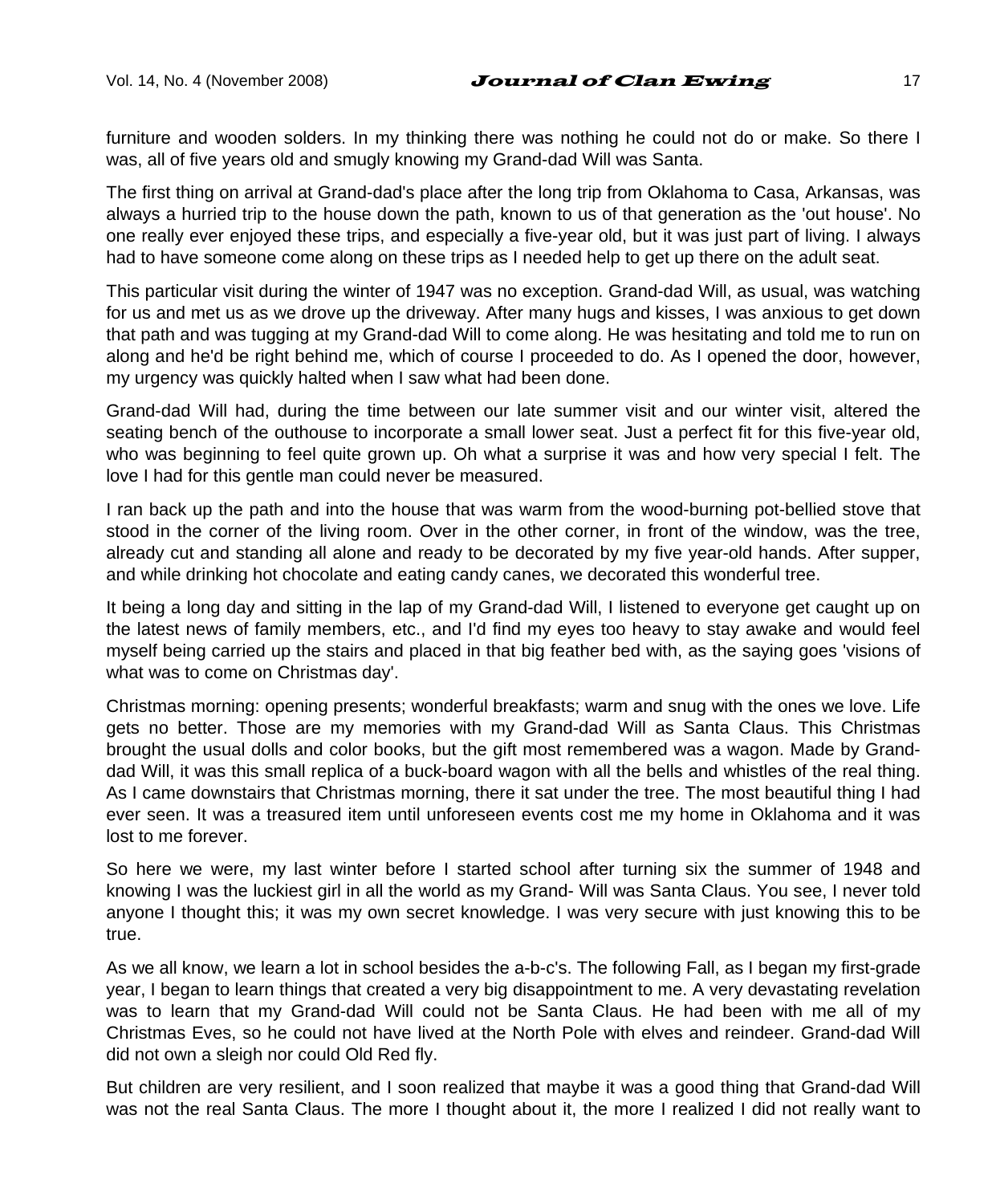furniture and wooden solders. In my thinking there was nothing he could not do or make. So there I was, all of five years old and smugly knowing my Grand-dad Will was Santa.

The first thing on arrival at Grand-dad's place after the long trip from Oklahoma to Casa, Arkansas, was always a hurried trip to the house down the path, known to us of that generation as the 'out house'. No one really ever enjoyed these trips, and especially a five-year old, but it was just part of living. I always had to have someone come along on these trips as I needed help to get up there on the adult seat.

This particular visit during the winter of 1947 was no exception. Grand-dad Will, as usual, was watching for us and met us as we drove up the driveway. After many hugs and kisses, I was anxious to get down that path and was tugging at my Grand-dad Will to come along. He was hesitating and told me to run on along and he'd be right behind me, which of course I proceeded to do. As I opened the door, however, my urgency was quickly halted when I saw what had been done.

Grand-dad Will had, during the time between our late summer visit and our winter visit, altered the seating bench of the outhouse to incorporate a small lower seat. Just a perfect fit for this five-year old, who was beginning to feel quite grown up. Oh what a surprise it was and how very special I felt. The love I had for this gentle man could never be measured.

I ran back up the path and into the house that was warm from the wood-burning pot-bellied stove that stood in the corner of the living room. Over in the other corner, in front of the window, was the tree, already cut and standing all alone and ready to be decorated by my five year-old hands. After supper, and while drinking hot chocolate and eating candy canes, we decorated this wonderful tree.

It being a long day and sitting in the lap of my Grand-dad Will, I listened to everyone get caught up on the latest news of family members, etc., and I'd find my eyes too heavy to stay awake and would feel myself being carried up the stairs and placed in that big feather bed with, as the saying goes 'visions of what was to come on Christmas day'.

Christmas morning: opening presents; wonderful breakfasts; warm and snug with the ones we love. Life gets no better. Those are my memories with my Grand-dad Will as Santa Claus. This Christmas brought the usual dolls and color books, but the gift most remembered was a wagon. Made by Grand-dad Will, it was this small replica of a buck-board wagon with all the bells and whistles of the real thing. As I came downstairs that Christmas morning, there it sat under the tree. The most beautiful thing I had ever seen. It was a treasured item until unforeseen events cost me my home in Oklahoma and it was lost to me forever.

So here we were, my last winter before I started school after turning six the summer of 1948 and knowing I was the luckiest girl in all the world as my Grand- Will was Santa Claus. You see, I never told anyone I thought this; it was my own secret knowledge. I was very secure with just knowing this to be true.

As we all know, we learn a lot in school besides the a-b-c's. The following Fall, as I began my first-grade year, I began to learn things that created a very big disappointment to me. A very devastating revelation was to learn that my Grand-dad Will could not be Santa Claus. He had been with me all of my Christmas Eves, so he could not have lived at the North Pole with elves and reindeer. Grand-dad Will did not own a sleigh nor could Old Red fly.

But children are very resilient, and I soon realized that maybe it was a good thing that Grand-dad Will was not the real Santa Claus. The more I thought about it, the more I realized I did not really want to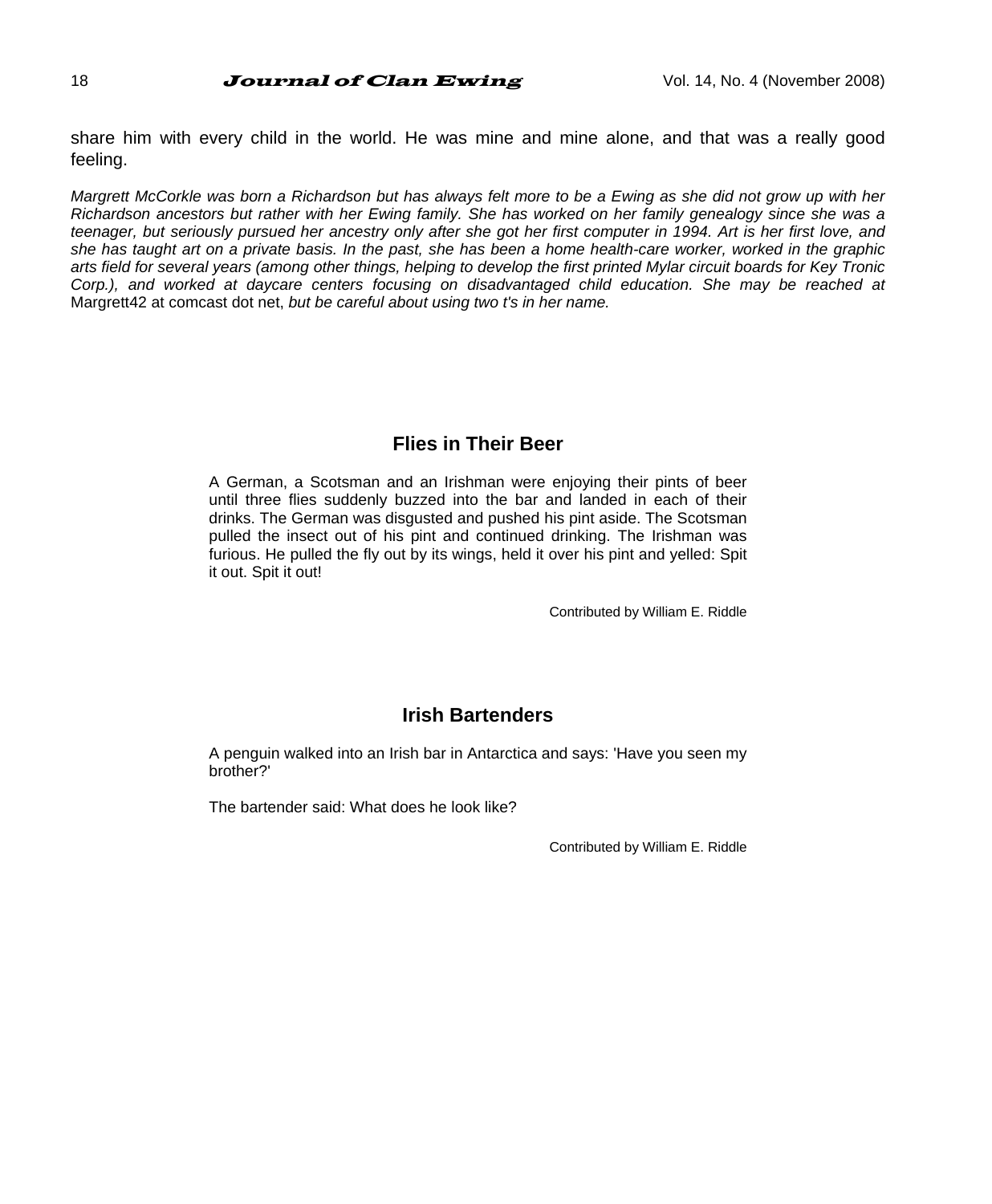share him with every child in the world. He was mine and mine alone, and that was a really good feeling.

*Margrett McCorkle was born a Richardson but has always felt more to be a Ewing as she did not grow up with her Richardson ancestors but rather with her Ewing family. She has worked on her family genealogy since she was a teenager, but seriously pursued her ancestry only after she got her first computer in 1994. Art is her first love, and she has taught art on a private basis. In the past, she has been a home health-care worker, worked in the graphic arts field for several years (among other things, helping to develop the first printed Mylar circuit boards for Key Tronic Corp.), and worked at daycare centers focusing on disadvantaged child education. She may be reached at* Margrett42 at comcast dot net, *but be careful about using two t's in her name.*

## Flies in Their Beer

A German, a Scotsman and an Irishman were enjoying their pints of beer until three flies suddenly buzzed into the bar and landed in each of their drinks. The German was disgusted and pushed his pint aside. The Scotsman pulled the insect out of his pint and continued drinking. The Irishman was furious. He pulled the fly out by its wings, held it over his pint and yelled: Spit it out. Spit it out!

Contributed by William E. Riddle

## Irish Bartenders

A penguin walked into an Irish bar in Antarctica and says: 'Have you seen my brother?'

The bartender said: What does he look like?

Contributed by William E. Riddle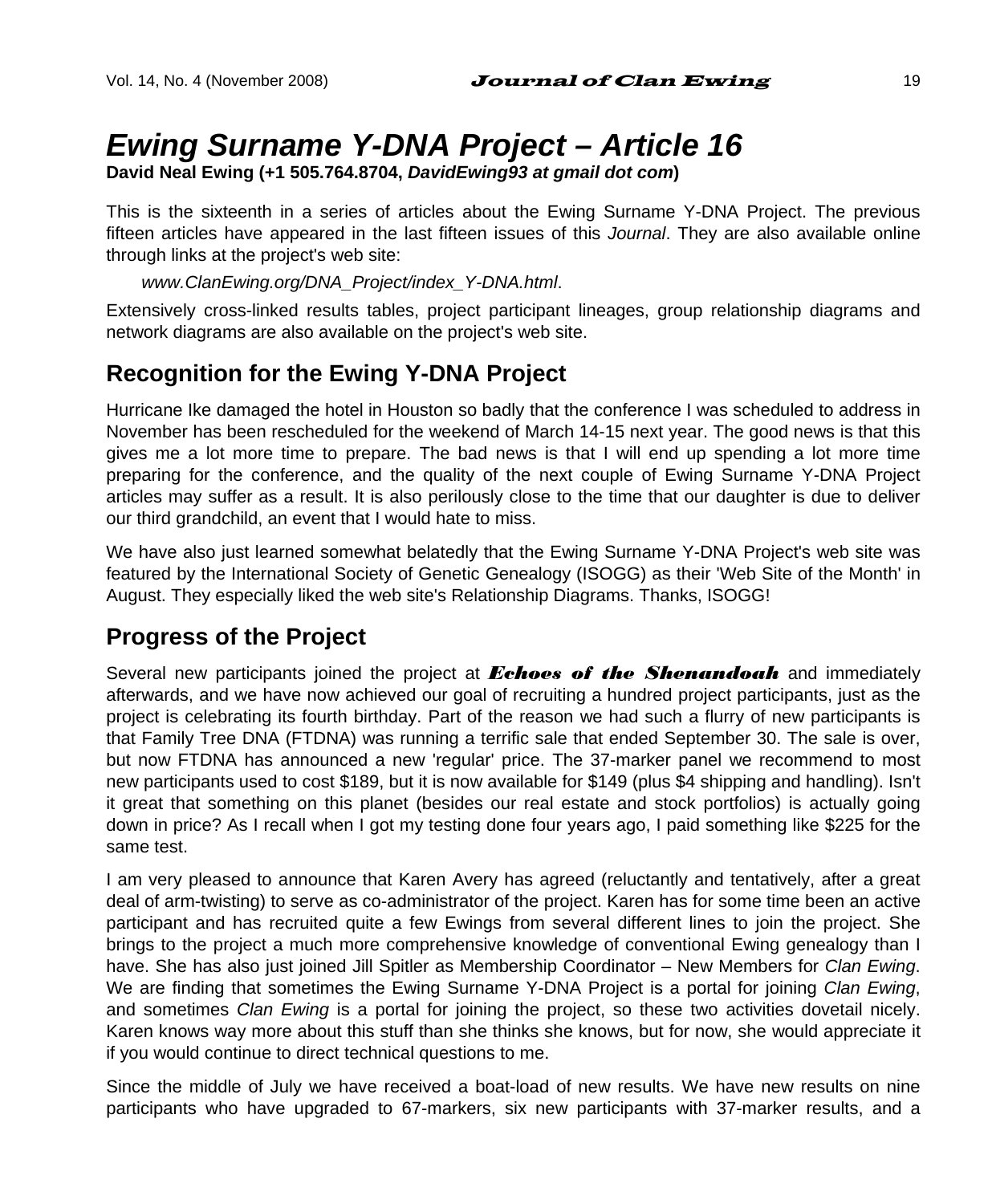# *Ewing Surname Y-DNA Project – Article 16*

**David Neal Ewing (+1 505.764.8704, *DavidEwing93 at gmail dot com*)**

This is the sixteenth in a series of articles about the Ewing Surname Y-DNA Project. The previous fifteen articles have appeared in the last fifteen issues of this *Journal*. They are also available online through links at the project's web site:

*www.ClanEwing.org/DNA_Project/index_Y-DNA.html*.

Extensively cross-linked results tables, project participant lineages, group relationship diagrams and network diagrams are also available on the project's web site.

## Recognition for the Ewing Y-DNA Project

Hurricane Ike damaged the hotel in Houston so badly that the conference I was scheduled to address in November has been rescheduled for the weekend of March 14-15 next year. The good news is that this gives me a lot more time to prepare. The bad news is that I will end up spending a lot more time preparing for the conference, and the quality of the next couple of Ewing Surname Y-DNA Project articles may suffer as a result. It is also perilously close to the time that our daughter is due to deliver our third grandchild, an event that I would hate to miss.

We have also just learned somewhat belatedly that the Ewing Surname Y-DNA Project's web site was featured by the International Society of Genetic Genealogy (ISOGG) as their 'Web Site of the Month' in August. They especially liked the web site's Relationship Diagrams. Thanks, ISOGG!

## Progress of the Project

Several new participants joined the project at ***Echoes of the Shenandoah*** and immediately afterwards, and we have now achieved our goal of recruiting a hundred project participants, just as the project is celebrating its fourth birthday. Part of the reason we had such a flurry of new participants is that Family Tree DNA (FTDNA) was running a terrific sale that ended September 30. The sale is over, but now FTDNA has announced a new 'regular' price. The 37-marker panel we recommend to most new participants used to cost $189, but it is now available for $149 (plus $4 shipping and handling). Isn't it great that something on this planet (besides our real estate and stock portfolios) is actually going down in price? As I recall when I got my testing done four years ago, I paid something like $225 for the same test.

I am very pleased to announce that Karen Avery has agreed (reluctantly and tentatively, after a great deal of arm-twisting) to serve as co-administrator of the project. Karen has for some time been an active participant and has recruited quite a few Ewings from several different lines to join the project. She brings to the project a much more comprehensive knowledge of conventional Ewing genealogy than I have. She has also just joined Jill Spitler as Membership Coordinator – New Members for *Clan Ewing*. We are finding that sometimes the Ewing Surname Y-DNA Project is a portal for joining *Clan Ewing*, and sometimes *Clan Ewing* is a portal for joining the project, so these two activities dovetail nicely. Karen knows way more about this stuff than she thinks she knows, but for now, she would appreciate it if you would continue to direct technical questions to me.

Since the middle of July we have received a boat-load of new results. We have new results on nine participants who have upgraded to 67-markers, six new participants with 37-marker results, and a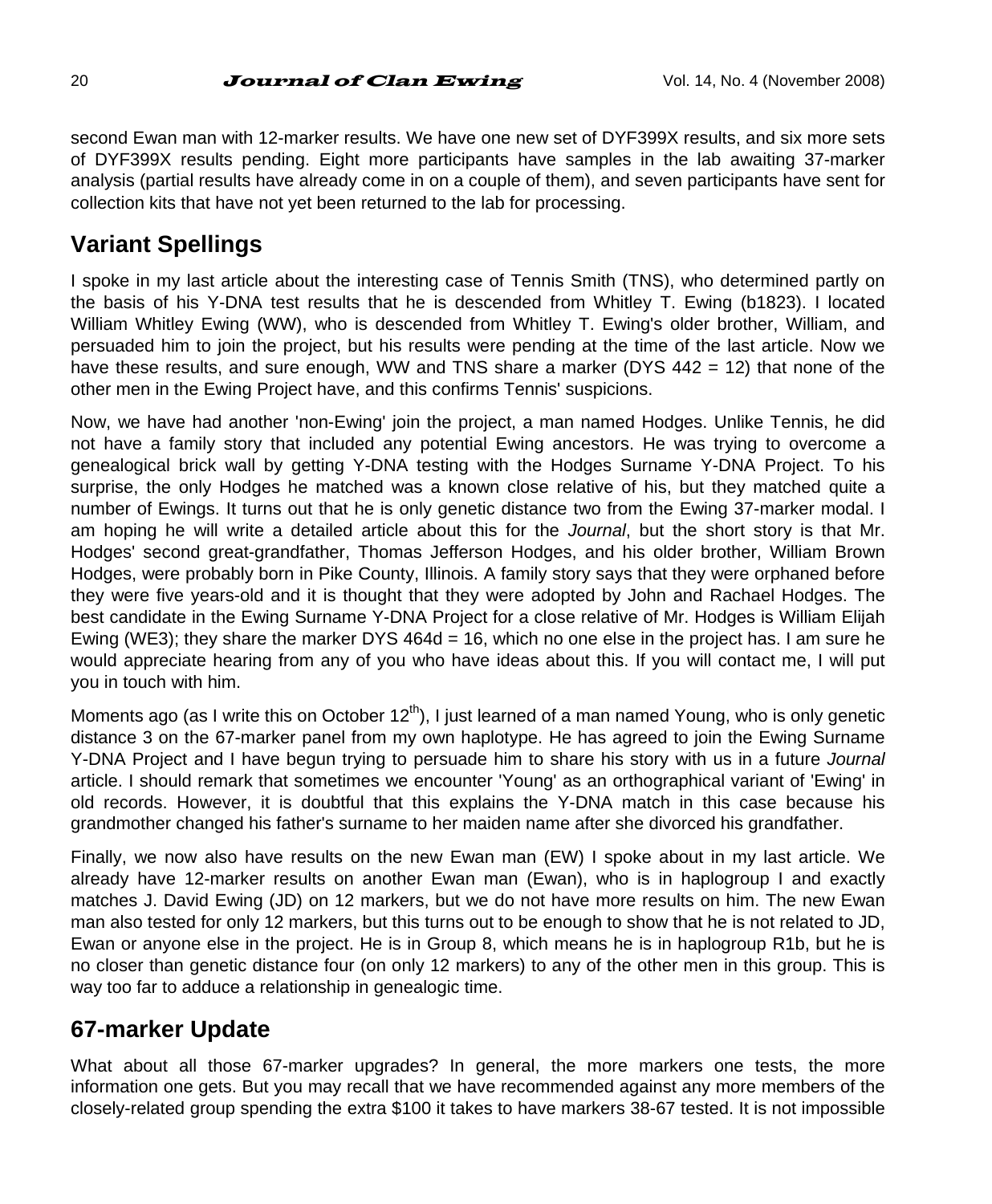second Ewan man with 12-marker results. We have one new set of DYF399X results, and six more sets of DYF399X results pending. Eight more participants have samples in the lab awaiting 37-marker analysis (partial results have already come in on a couple of them), and seven participants have sent for collection kits that have not yet been returned to the lab for processing.

## Variant Spellings

I spoke in my last article about the interesting case of Tennis Smith (TNS), who determined partly on the basis of his Y-DNA test results that he is descended from Whitley T. Ewing (b1823). I located William Whitley Ewing (WW), who is descended from Whitley T. Ewing's older brother, William, and persuaded him to join the project, but his results were pending at the time of the last article. Now we have these results, and sure enough, WW and TNS share a marker (DYS 442 = 12) that none of the other men in the Ewing Project have, and this confirms Tennis' suspicions.

Now, we have had another 'non-Ewing' join the project, a man named Hodges. Unlike Tennis, he did not have a family story that included any potential Ewing ancestors. He was trying to overcome a genealogical brick wall by getting Y-DNA testing with the Hodges Surname Y-DNA Project. To his surprise, the only Hodges he matched was a known close relative of his, but they matched quite a number of Ewings. It turns out that he is only genetic distance two from the Ewing 37-marker modal. I am hoping he will write a detailed article about this for the *Journal*, but the short story is that Mr. Hodges' second great-grandfather, Thomas Jefferson Hodges, and his older brother, William Brown Hodges, were probably born in Pike County, Illinois. A family story says that they were orphaned before they were five years-old and it is thought that they were adopted by John and Rachael Hodges. The best candidate in the Ewing Surname Y-DNA Project for a close relative of Mr. Hodges is William Elijah Ewing (WE3); they share the marker DYS 464d = 16, which no one else in the project has. I am sure he would appreciate hearing from any of you who have ideas about this. If you will contact me, I will put you in touch with him.

Moments ago (as I write this on October 12th), I just learned of a man named Young, who is only genetic distance 3 on the 67-marker panel from my own haplotype. He has agreed to join the Ewing Surname Y-DNA Project and I have begun trying to persuade him to share his story with us in a future *Journal* article. I should remark that sometimes we encounter 'Young' as an orthographical variant of 'Ewing' in old records. However, it is doubtful that this explains the Y-DNA match in this case because his grandmother changed his father's surname to her maiden name after she divorced his grandfather.

Finally, we now also have results on the new Ewan man (EW) I spoke about in my last article. We already have 12-marker results on another Ewan man (Ewan), who is in haplogroup I and exactly matches J. David Ewing (JD) on 12 markers, but we do not have more results on him. The new Ewan man also tested for only 12 markers, but this turns out to be enough to show that he is not related to JD, Ewan or anyone else in the project. He is in Group 8, which means he is in haplogroup R1b, but he is no closer than genetic distance four (on only 12 markers) to any of the other men in this group. This is way too far to adduce a relationship in genealogic time.

## 67-marker Update

What about all those 67-marker upgrades? In general, the more markers one tests, the more information one gets. But you may recall that we have recommended against any more members of the closely-related group spending the extra $100 it takes to have markers 38-67 tested. It is not impossible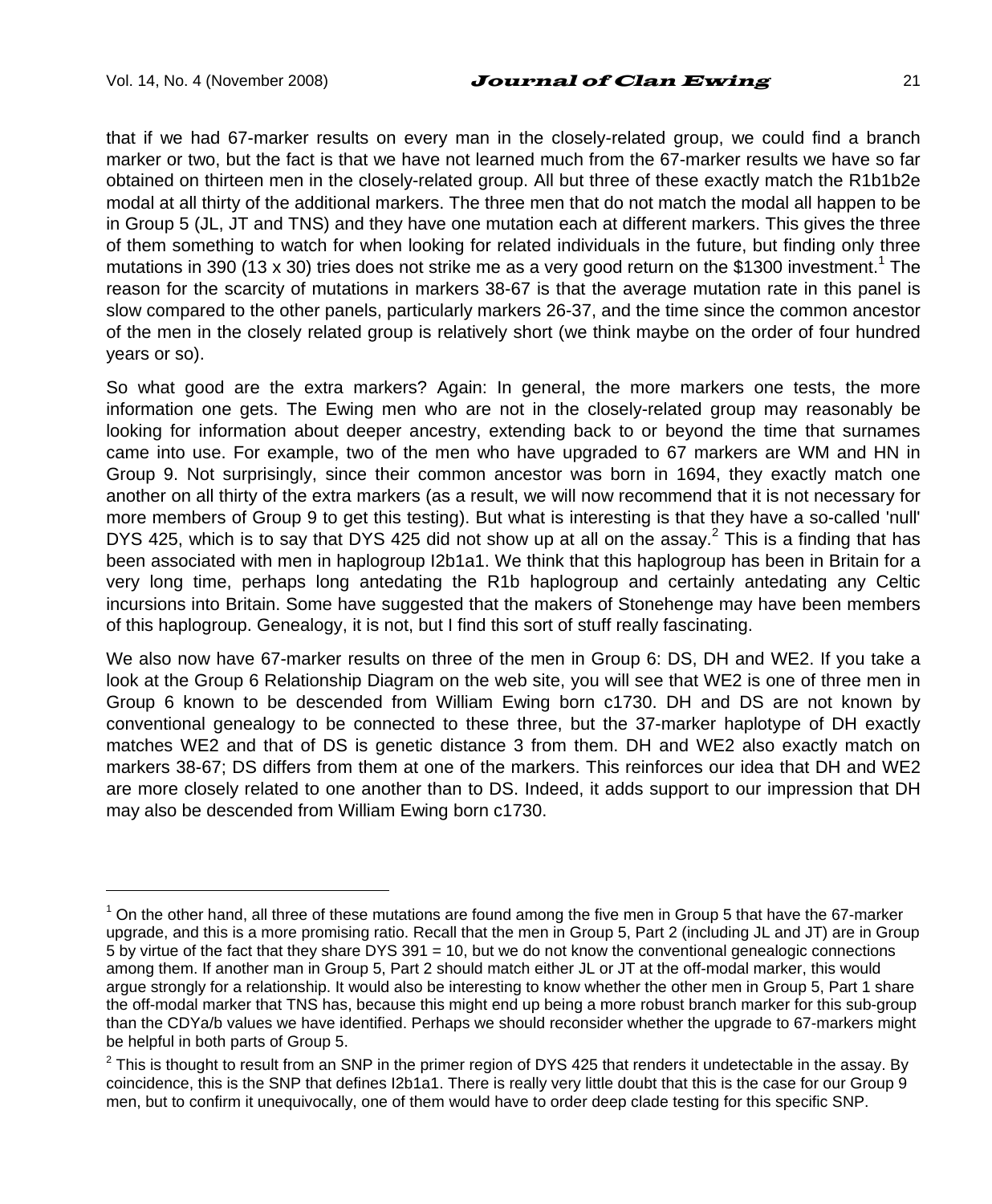that if we had 67-marker results on every man in the closely-related group, we could find a branch marker or two, but the fact is that we have not learned much from the 67-marker results we have so far obtained on thirteen men in the closely-related group. All but three of these exactly match the R1b1b2e modal at all thirty of the additional markers. The three men that do not match the modal all happen to be in Group 5 (JL, JT and TNS) and they have one mutation each at different markers. This gives the three of them something to watch for when looking for related individuals in the future, but finding only three mutations in 390 (13 x 30) tries does not strike me as a very good return on the $1300 investment.[1] The reason for the scarcity of mutations in markers 38-67 is that the average mutation rate in this panel is slow compared to the other panels, particularly markers 26-37, and the time since the common ancestor of the men in the closely related group is relatively short (we think maybe on the order of four hundred years or so).

So what good are the extra markers? Again: In general, the more markers one tests, the more information one gets. The Ewing men who are not in the closely-related group may reasonably be looking for information about deeper ancestry, extending back to or beyond the time that surnames came into use. For example, two of the men who have upgraded to 67 markers are WM and HN in Group 9. Not surprisingly, since their common ancestor was born in 1694, they exactly match one another on all thirty of the extra markers (as a result, we will now recommend that it is not necessary for more members of Group 9 to get this testing). But what is interesting is that they have a so-called 'null' DYS 425, which is to say that DYS 425 did not show up at all on the assay.[2] This is a finding that has been associated with men in haplogroup I2b1a1. We think that this haplogroup has been in Britain for a very long time, perhaps long antedating the R1b haplogroup and certainly antedating any Celtic incursions into Britain. Some have suggested that the makers of Stonehenge may have been members of this haplogroup. Genealogy, it is not, but I find this sort of stuff really fascinating.

We also now have 67-marker results on three of the men in Group 6: DS, DH and WE2. If you take a look at the Group 6 Relationship Diagram on the web site, you will see that WE2 is one of three men in Group 6 known to be descended from William Ewing born c1730. DH and DS are not known by conventional genealogy to be connected to these three, but the 37-marker haplotype of DH exactly matches WE2 and that of DS is genetic distance 3 from them. DH and WE2 also exactly match on markers 38-67; DS differs from them at one of the markers. This reinforces our idea that DH and WE2 are more closely related to one another than to DS. Indeed, it adds support to our impression that DH may also be descended from William Ewing born c1730.

---

[1] On the other hand, all three of these mutations are found among the five men in Group 5 that have the 67-marker upgrade, and this is a more promising ratio. Recall that the men in Group 5, Part 2 (including JL and JT) are in Group 5 by virtue of the fact that they share DYS 391 = 10, but we do not know the conventional genealogic connections among them. If another man in Group 5, Part 2 should match either JL or JT at the off-modal marker, this would argue strongly for a relationship. It would also be interesting to know whether the other men in Group 5, Part 1 share the off-modal marker that TNS has, because this might end up being a more robust branch marker for this sub-group than the CDYa/b values we have identified. Perhaps we should reconsider whether the upgrade to 67-markers might be helpful in both parts of Group 5.

[2] This is thought to result from an SNP in the primer region of DYS 425 that renders it undetectable in the assay. By coincidence, this is the SNP that defines I2b1a1. There is really very little doubt that this is the case for our Group 9 men, but to confirm it unequivocally, one of them would have to order deep clade testing for this specific SNP.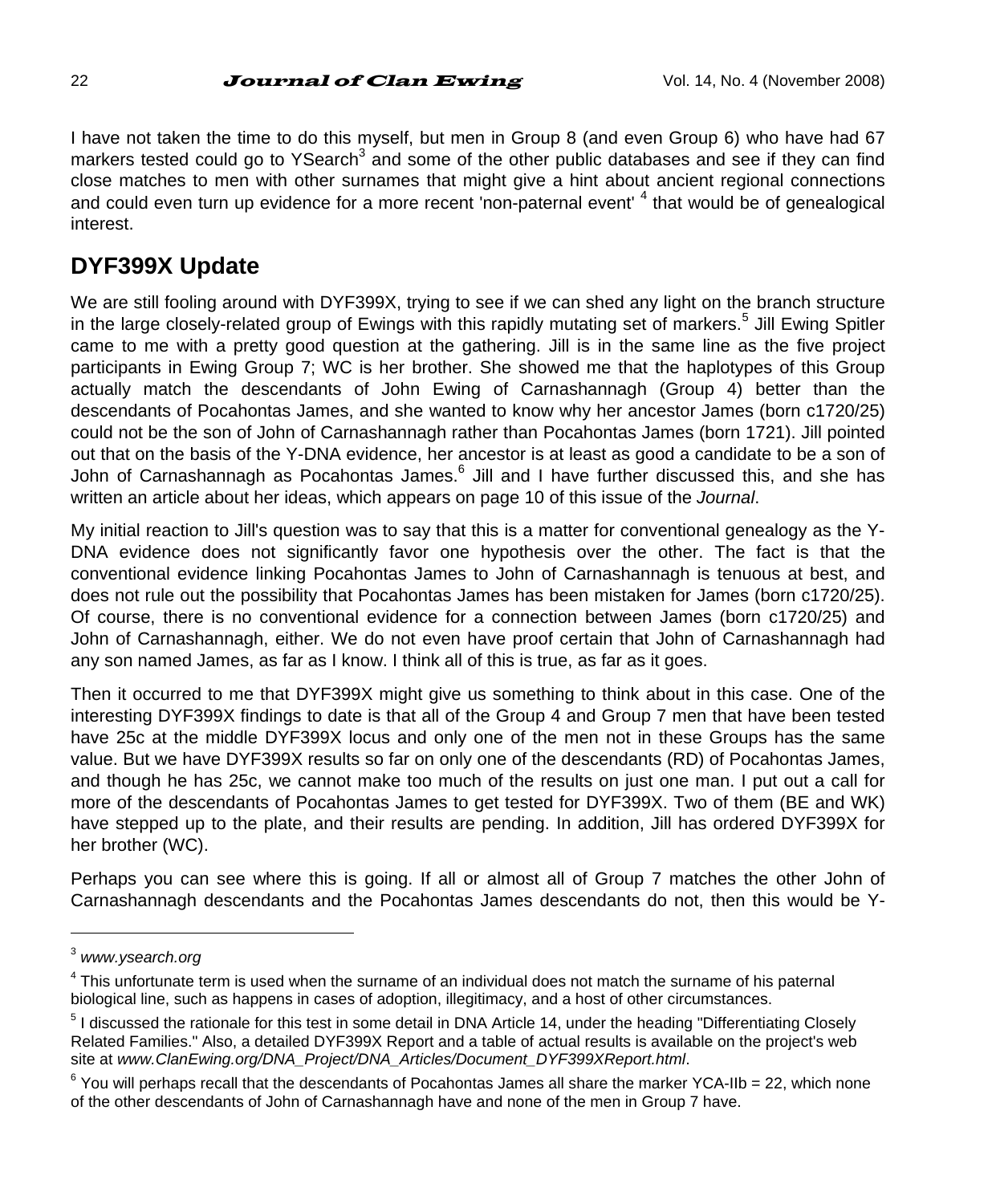I have not taken the time to do this myself, but men in Group 8 (and even Group 6) who have had 67 markers tested could go to YSearch[3] and some of the other public databases and see if they can find close matches to men with other surnames that might give a hint about ancient regional connections and could even turn up evidence for a more recent 'non-paternal event' [4] that would be of genealogical interest.

## DYF399X Update

We are still fooling around with DYF399X, trying to see if we can shed any light on the branch structure in the large closely-related group of Ewings with this rapidly mutating set of markers.[5] Jill Ewing Spitler came to me with a pretty good question at the gathering. Jill is in the same line as the five project participants in Ewing Group 7; WC is her brother. She showed me that the haplotypes of this Group actually match the descendants of John Ewing of Carnashannagh (Group 4) better than the descendants of Pocahontas James, and she wanted to know why her ancestor James (born c1720/25) could not be the son of John of Carnashannagh rather than Pocahontas James (born 1721). Jill pointed out that on the basis of the Y-DNA evidence, her ancestor is at least as good a candidate to be a son of John of Carnashannagh as Pocahontas James.[6] Jill and I have further discussed this, and she has written an article about her ideas, which appears on page 10 of this issue of the *Journal*.

My initial reaction to Jill's question was to say that this is a matter for conventional genealogy as the Y-DNA evidence does not significantly favor one hypothesis over the other. The fact is that the conventional evidence linking Pocahontas James to John of Carnashannagh is tenuous at best, and does not rule out the possibility that Pocahontas James has been mistaken for James (born c1720/25). Of course, there is no conventional evidence for a connection between James (born c1720/25) and John of Carnashannagh, either. We do not even have proof certain that John of Carnashannagh had any son named James, as far as I know. I think all of this is true, as far as it goes.

Then it occurred to me that DYF399X might give us something to think about in this case. One of the interesting DYF399X findings to date is that all of the Group 4 and Group 7 men that have been tested have 25c at the middle DYF399X locus and only one of the men not in these Groups has the same value. But we have DYF399X results so far on only one of the descendants (RD) of Pocahontas James, and though he has 25c, we cannot make too much of the results on just one man. I put out a call for more of the descendants of Pocahontas James to get tested for DYF399X. Two of them (BE and WK) have stepped up to the plate, and their results are pending. In addition, Jill has ordered DYF399X for her brother (WC).

Perhaps you can see where this is going. If all or almost all of Group 7 matches the other John of Carnashannagh descendants and the Pocahontas James descendants do not, then this would be Y-

---

[3] *www.ysearch.org*

[4] This unfortunate term is used when the surname of an individual does not match the surname of his paternal biological line, such as happens in cases of adoption, illegitimacy, and a host of other circumstances.

[5] I discussed the rationale for this test in some detail in DNA Article 14, under the heading "Differentiating Closely Related Families." Also, a detailed DYF399X Report and a table of actual results is available on the project's web site at *www.ClanEwing.org/DNA_Project/DNA_Articles/Document_DYF399XReport.html*.

[6] You will perhaps recall that the descendants of Pocahontas James all share the marker YCA-IIb = 22, which none of the other descendants of John of Carnashannagh have and none of the men in Group 7 have.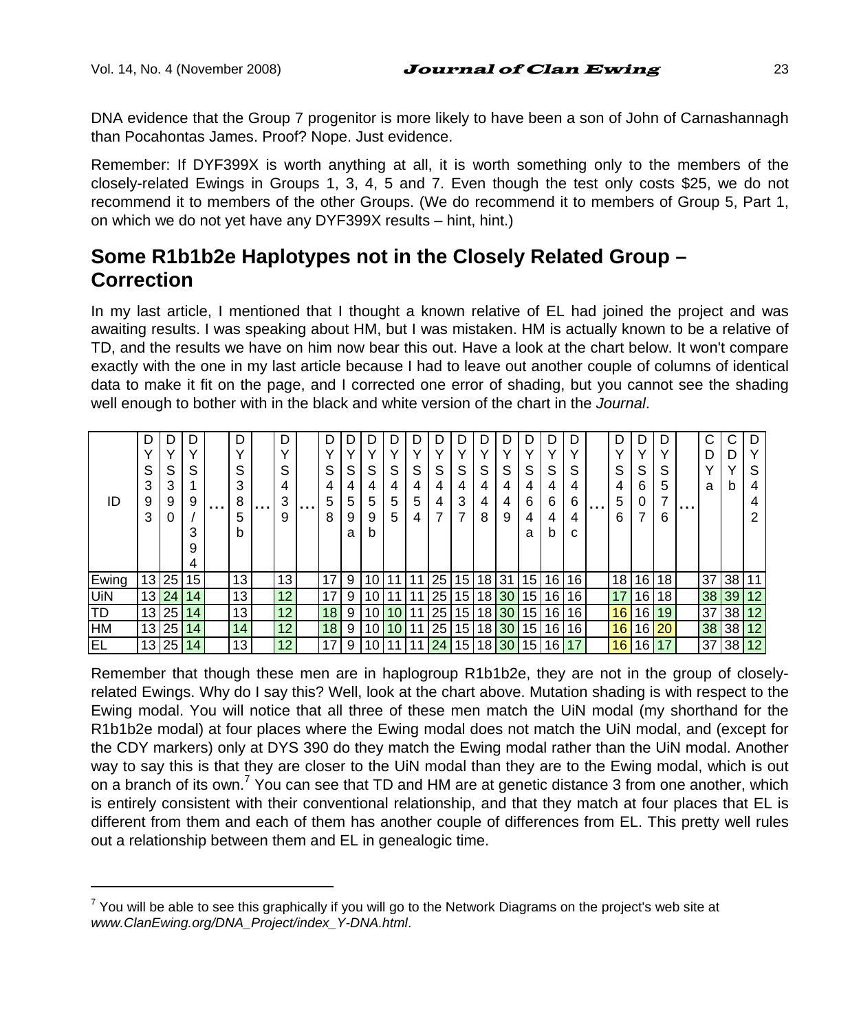DNA evidence that the Group 7 progenitor is more likely to have been a son of John of Carnashannagh than Pocahontas James. Proof? Nope. Just evidence.

Remember: If DYF399X is worth anything at all, it is worth something only to the members of the closely-related Ewings in Groups 1, 3, 4, 5 and 7. Even though the test only costs $25, we do not recommend it to members of the other Groups. (We do recommend it to members of Group 5, Part 1, on which we do not yet have any DYF399X results – hint, hint.)

## Some R1b1b2e Haplotypes not in the Closely Related Group – Correction

In my last article, I mentioned that I thought a known relative of EL had joined the project and was awaiting results. I was speaking about HM, but I was mistaken. HM is actually known to be a relative of TD, and the results we have on him now bear this out. Have a look at the chart below. It won't compare exactly with the one in my last article because I had to leave out another couple of columns of identical data to make it fit on the page, and I corrected one error of shading, but you cannot see the shading well enough to bother with in the black and white version of the chart in the *Journal*.

| ID | DYS393 | DYS390 | DYS19/394 | … | DYS385b | … | DYS439 | … | DYS458 | DYS459a | DYS459b | DYS455 | DYS454 | DYS447 | DYS437 | DYS448 | DYS449 | DYS464a | DYS464b | DYS464c | … | DYS456 | DYS607 | DYS576 | … | CDYa | CDYb | DYS442 |
|---|---|---|---|---|---|---|---|---|---|---|---|---|---|---|---|---|---|---|---|---|---|---|---|---|---|---|---|---|
| Ewing | 13 | 25 | 15 | | 13 | | 13 | | 17 | 9 | 10 | 11 | 11 | 25 | 15 | 18 | 31 | 15 | 16 | 16 | | 18 | 16 | 18 | | 37 | 38 | 11 |
| UiN | 13 | 24 | 14 | | 13 | | 12 | | 17 | 9 | 10 | 11 | 11 | 25 | 15 | 18 | 30 | 15 | 16 | 16 | | 17 | 16 | 18 | | 38 | 39 | 12 |
| TD | 13 | 25 | 14 | | 13 | | 12 | | 18 | 9 | 10 | 10 | 11 | 25 | 15 | 18 | 30 | 15 | 16 | 16 | | 16 | 16 | 19 | | 37 | 38 | 12 |
| HM | 13 | 25 | 14 | | 14 | | 12 | | 18 | 9 | 10 | 10 | 11 | 25 | 15 | 18 | 30 | 15 | 16 | 16 | | 16 | 16 | 20 | | 38 | 38 | 12 |
| EL | 13 | 25 | 14 | | 13 | | 12 | | 17 | 9 | 10 | 11 | 11 | 24 | 15 | 18 | 30 | 15 | 16 | 17 | | 16 | 16 | 17 | | 37 | 38 | 12 |

Remember that though these men are in haplogroup R1b1b2e, they are not in the group of closely-related Ewings. Why do I say this? Well, look at the chart above. Mutation shading is with respect to the Ewing modal. You will notice that all three of these men match the UiN modal (my shorthand for the R1b1b2e modal) at four places where the Ewing modal does not match the UiN modal, and (except for the CDY markers) only at DYS 390 do they match the Ewing modal rather than the UiN modal. Another way to say this is that they are closer to the UiN modal than they are to the Ewing modal, which is out on a branch of its own.[7] You can see that TD and HM are at genetic distance 3 from one another, which is entirely consistent with their conventional relationship, and that they match at four places that EL is different from them and each of them has another couple of differences from EL. This pretty well rules out a relationship between them and EL in genealogic time.

---

[7] You will be able to see this graphically if you will go to the Network Diagrams on the project's web site at *www.ClanEwing.org/DNA_Project/index_Y-DNA.html*.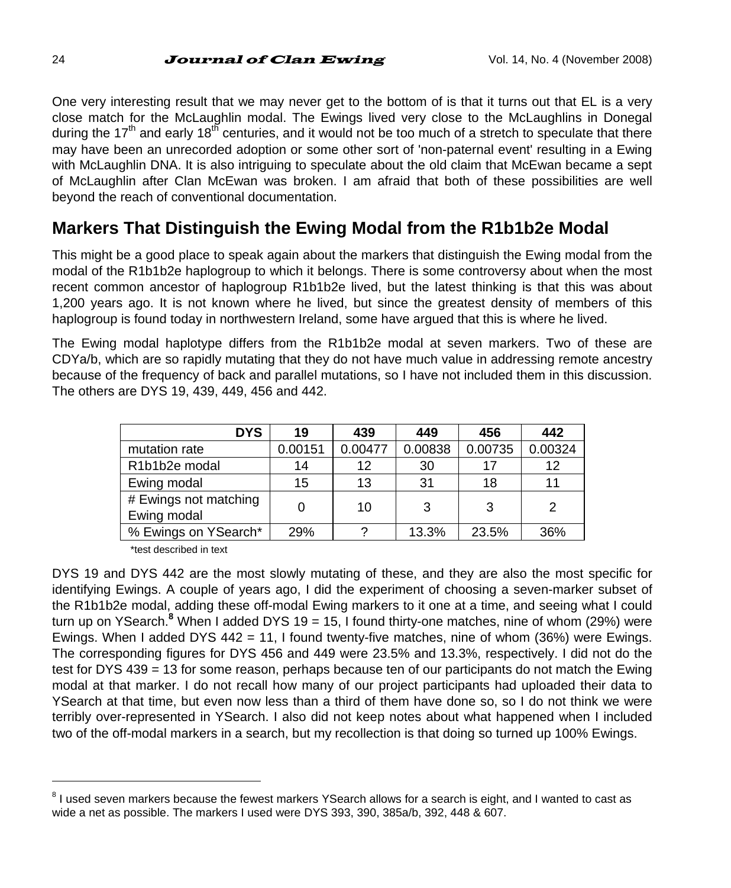One very interesting result that we may never get to the bottom of is that it turns out that EL is a very close match for the McLaughlin modal. The Ewings lived very close to the McLaughlins in Donegal during the 17th and early 18th centuries, and it would not be too much of a stretch to speculate that there may have been an unrecorded adoption or some other sort of 'non-paternal event' resulting in a Ewing with McLaughlin DNA. It is also intriguing to speculate about the old claim that McEwan became a sept of McLaughlin after Clan McEwan was broken. I am afraid that both of these possibilities are well beyond the reach of conventional documentation.

## Markers That Distinguish the Ewing Modal from the R1b1b2e Modal

This might be a good place to speak again about the markers that distinguish the Ewing modal from the modal of the R1b1b2e haplogroup to which it belongs. There is some controversy about when the most recent common ancestor of haplogroup R1b1b2e lived, but the latest thinking is that this was about 1,200 years ago. It is not known where he lived, but since the greatest density of members of this haplogroup is found today in northwestern Ireland, some have argued that this is where he lived.

The Ewing modal haplotype differs from the R1b1b2e modal at seven markers. Two of these are CDYa/b, which are so rapidly mutating that they do not have much value in addressing remote ancestry because of the frequency of back and parallel mutations, so I have not included them in this discussion. The others are DYS 19, 439, 449, 456 and 442.

| DYS | 19 | 439 | 449 | 456 | 442 |
|---|---|---|---|---|---|
| mutation rate | 0.00151 | 0.00477 | 0.00838 | 0.00735 | 0.00324 |
| R1b1b2e modal | 14 | 12 | 30 | 17 | 12 |
| Ewing modal | 15 | 13 | 31 | 18 | 11 |
| # Ewings not matching Ewing modal | 0 | 10 | 3 | 3 | 2 |
| % Ewings on YSearch* | 29% | ? | 13.3% | 23.5% | 36% |

*test described in text

DYS 19 and DYS 442 are the most slowly mutating of these, and they are also the most specific for identifying Ewings. A couple of years ago, I did the experiment of choosing a seven-marker subset of the R1b1b2e modal, adding these off-modal Ewing markers to it one at a time, and seeing what I could turn up on YSearch.[8] When I added DYS 19 = 15, I found thirty-one matches, nine of whom (29%) were Ewings. When I added DYS 442 = 11, I found twenty-five matches, nine of whom (36%) were Ewings. The corresponding figures for DYS 456 and 449 were 23.5% and 13.3%, respectively. I did not do the test for DYS 439 = 13 for some reason, perhaps because ten of our participants do not match the Ewing modal at that marker. I do not recall how many of our project participants had uploaded their data to YSearch at that time, but even now less than a third of them have done so, so I do not think we were terribly over-represented in YSearch. I also did not keep notes about what happened when I included two of the off-modal markers in a search, but my recollection is that doing so turned up 100% Ewings.

[8] I used seven markers because the fewest markers YSearch allows for a search is eight, and I wanted to cast as wide a net as possible. The markers I used were DYS 393, 390, 385a/b, 392, 448 & 607.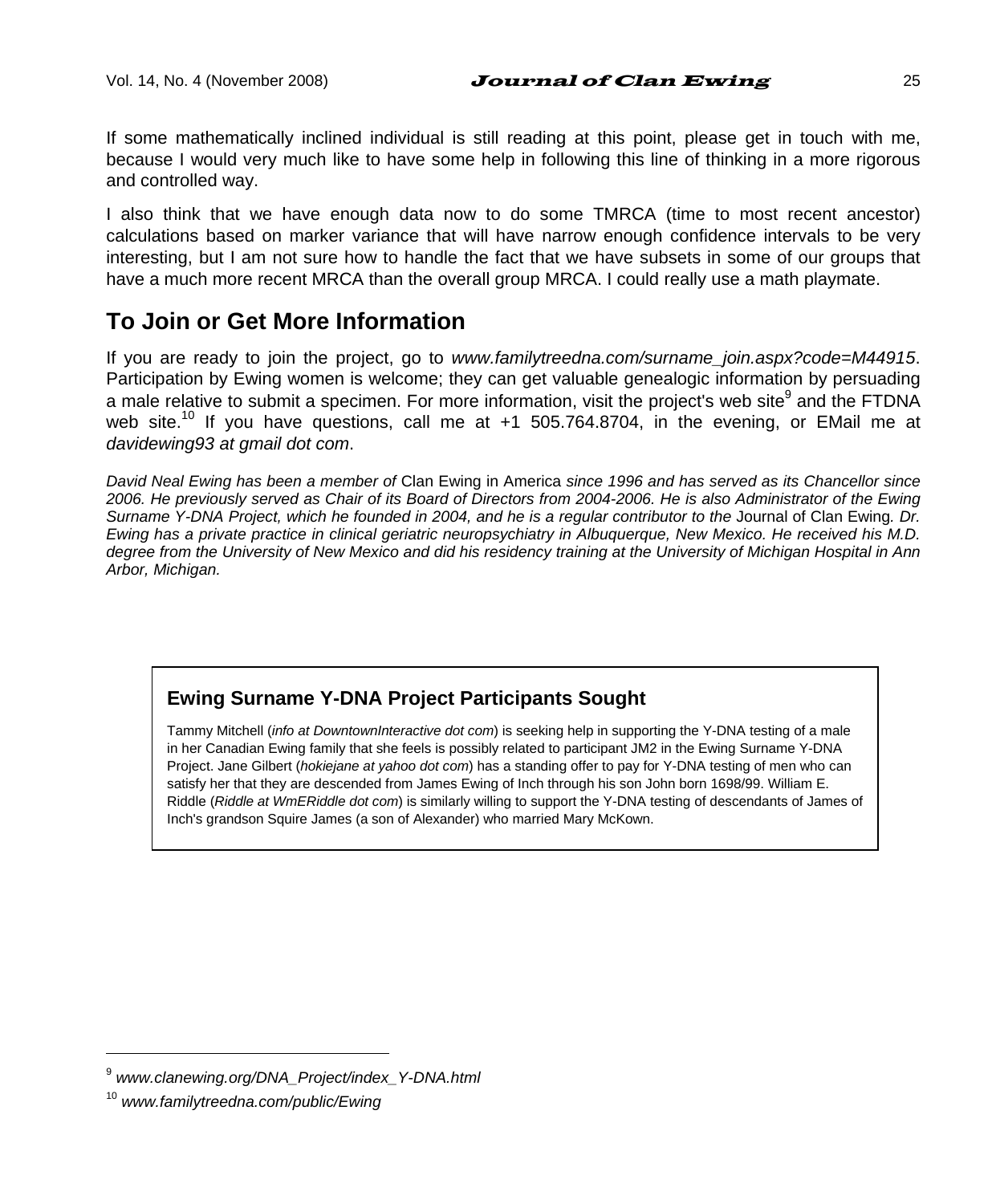If some mathematically inclined individual is still reading at this point, please get in touch with me, because I would very much like to have some help in following this line of thinking in a more rigorous and controlled way.

I also think that we have enough data now to do some TMRCA (time to most recent ancestor) calculations based on marker variance that will have narrow enough confidence intervals to be very interesting, but I am not sure how to handle the fact that we have subsets in some of our groups that have a much more recent MRCA than the overall group MRCA. I could really use a math playmate.

## To Join or Get More Information

If you are ready to join the project, go to *www.familytreedna.com/surname_join.aspx?code=M44915*. Participation by Ewing women is welcome; they can get valuable genealogic information by persuading a male relative to submit a specimen. For more information, visit the project's web site[9] and the FTDNA web site.[10] If you have questions, call me at +1 505.764.8704, in the evening, or EMail me at *davidewing93 at gmail dot com*.

*David Neal Ewing has been a member of* Clan Ewing in America *since 1996 and has served as its Chancellor since 2006. He previously served as Chair of its Board of Directors from 2004-2006. He is also Administrator of the Ewing Surname Y-DNA Project, which he founded in 2004, and he is a regular contributor to the* Journal of Clan Ewing*. Dr. Ewing has a private practice in clinical geriatric neuropsychiatry in Albuquerque, New Mexico. He received his M.D. degree from the University of New Mexico and did his residency training at the University of Michigan Hospital in Ann Arbor, Michigan.*

### Ewing Surname Y-DNA Project Participants Sought

Tammy Mitchell (*info at DowntownInteractive dot com*) is seeking help in supporting the Y-DNA testing of a male in her Canadian Ewing family that she feels is possibly related to participant JM2 in the Ewing Surname Y-DNA Project. Jane Gilbert (*hokiejane at yahoo dot com*) has a standing offer to pay for Y-DNA testing of men who can satisfy her that they are descended from James Ewing of Inch through his son John born 1698/99. William E. Riddle (*Riddle at WmERiddle dot com*) is similarly willing to support the Y-DNA testing of descendants of James of Inch's grandson Squire James (a son of Alexander) who married Mary McKown.

---

[9] *www.clanewing.org/DNA_Project/index_Y-DNA.html*

[10] *www.familytreedna.com/public/Ewing*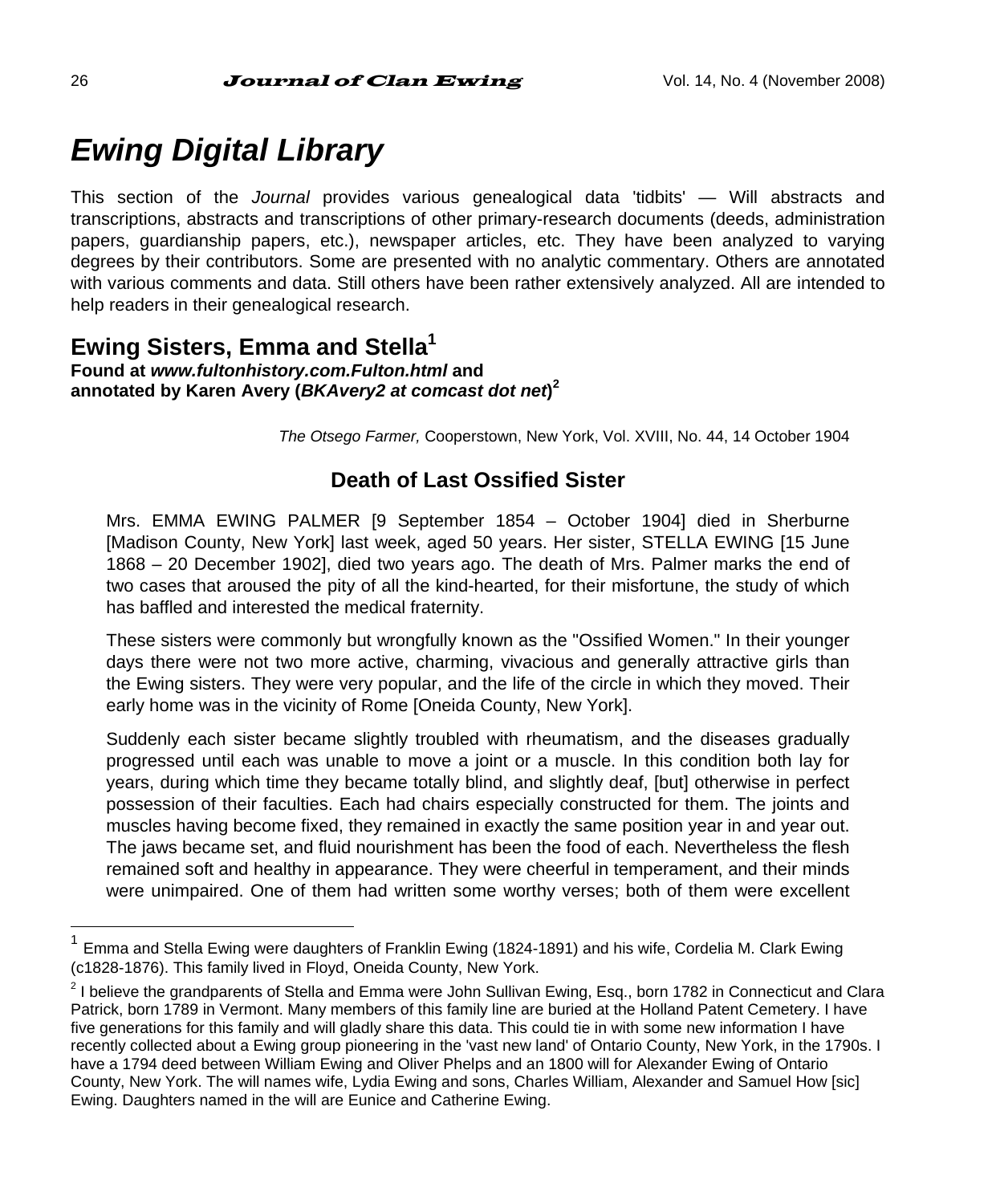# *Ewing Digital Library*

This section of the *Journal* provides various genealogical data 'tidbits' — Will abstracts and transcriptions, abstracts and transcriptions of other primary-research documents (deeds, administration papers, guardianship papers, etc.), newspaper articles, etc. They have been analyzed to varying degrees by their contributors. Some are presented with no analytic commentary. Others are annotated with various comments and data. Still others have been rather extensively analyzed. All are intended to help readers in their genealogical research.

## Ewing Sisters, Emma and Stella[1]

**Found at *www.fultonhistory.com.Fulton.html* and annotated by Karen Avery (*BKAvery2 at comcast dot net*)[2]**

*The Otsego Farmer,* Cooperstown, New York, Vol. XVIII, No. 44, 14 October 1904

### Death of Last Ossified Sister

Mrs. EMMA EWING PALMER [9 September 1854 – October 1904] died in Sherburne [Madison County, New York] last week, aged 50 years. Her sister, STELLA EWING [15 June 1868 – 20 December 1902], died two years ago. The death of Mrs. Palmer marks the end of two cases that aroused the pity of all the kind-hearted, for their misfortune, the study of which has baffled and interested the medical fraternity.

These sisters were commonly but wrongfully known as the "Ossified Women." In their younger days there were not two more active, charming, vivacious and generally attractive girls than the Ewing sisters. They were very popular, and the life of the circle in which they moved. Their early home was in the vicinity of Rome [Oneida County, New York].

Suddenly each sister became slightly troubled with rheumatism, and the diseases gradually progressed until each was unable to move a joint or a muscle. In this condition both lay for years, during which time they became totally blind, and slightly deaf, [but] otherwise in perfect possession of their faculties. Each had chairs especially constructed for them. The joints and muscles having become fixed, they remained in exactly the same position year in and year out. The jaws became set, and fluid nourishment has been the food of each. Nevertheless the flesh remained soft and healthy in appearance. They were cheerful in temperament, and their minds were unimpaired. One of them had written some worthy verses; both of them were excellent

---

[1] Emma and Stella Ewing were daughters of Franklin Ewing (1824-1891) and his wife, Cordelia M. Clark Ewing (c1828-1876). This family lived in Floyd, Oneida County, New York.

[2] I believe the grandparents of Stella and Emma were John Sullivan Ewing, Esq., born 1782 in Connecticut and Clara Patrick, born 1789 in Vermont. Many members of this family line are buried at the Holland Patent Cemetery. I have five generations for this family and will gladly share this data. This could tie in with some new information I have recently collected about a Ewing group pioneering in the 'vast new land' of Ontario County, New York, in the 1790s. I have a 1794 deed between William Ewing and Oliver Phelps and an 1800 will for Alexander Ewing of Ontario County, New York. The will names wife, Lydia Ewing and sons, Charles William, Alexander and Samuel How [sic] Ewing. Daughters named in the will are Eunice and Catherine Ewing.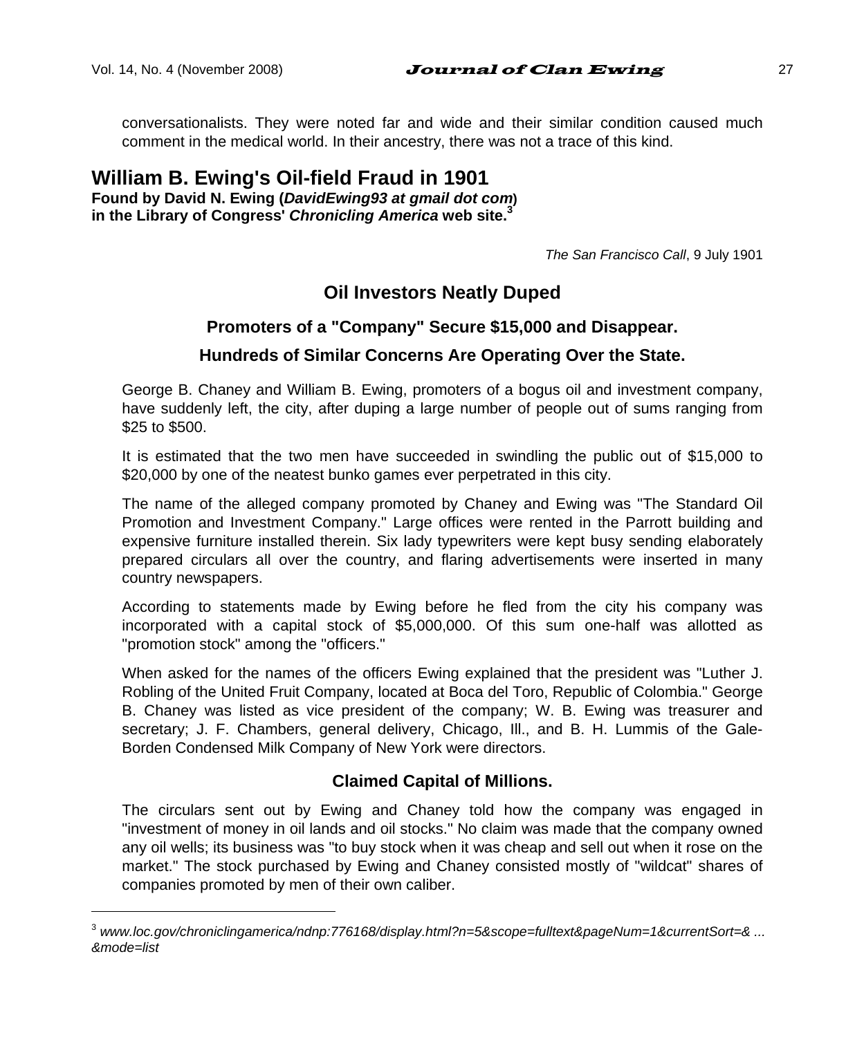conversationalists. They were noted far and wide and their similar condition caused much comment in the medical world. In their ancestry, there was not a trace of this kind.

## William B. Ewing's Oil-field Fraud in 1901

**Found by David N. Ewing (*DavidEwing93 at gmail dot com*)**
**in the Library of Congress' *Chronicling America* web site.**[3]

*The San Francisco Call*, 9 July 1901

### Oil Investors Neatly Duped

#### Promoters of a "Company" Secure $15,000 and Disappear.

#### Hundreds of Similar Concerns Are Operating Over the State.

George B. Chaney and William B. Ewing, promoters of a bogus oil and investment company, have suddenly left, the city, after duping a large number of people out of sums ranging from $25 to $500.

It is estimated that the two men have succeeded in swindling the public out of $15,000 to $20,000 by one of the neatest bunko games ever perpetrated in this city.

The name of the alleged company promoted by Chaney and Ewing was "The Standard Oil Promotion and Investment Company." Large offices were rented in the Parrott building and expensive furniture installed therein. Six lady typewriters were kept busy sending elaborately prepared circulars all over the country, and flaring advertisements were inserted in many country newspapers.

According to statements made by Ewing before he fled from the city his company was incorporated with a capital stock of $5,000,000. Of this sum one-half was allotted as "promotion stock" among the "officers."

When asked for the names of the officers Ewing explained that the president was "Luther J. Robling of the United Fruit Company, located at Boca del Toro, Republic of Colombia." George B. Chaney was listed as vice president of the company; W. B. Ewing was treasurer and secretary; J. F. Chambers, general delivery, Chicago, Ill., and B. H. Lummis of the Gale-Borden Condensed Milk Company of New York were directors.

#### Claimed Capital of Millions.

The circulars sent out by Ewing and Chaney told how the company was engaged in "investment of money in oil lands and oil stocks." No claim was made that the company owned any oil wells; its business was "to buy stock when it was cheap and sell out when it rose on the market." The stock purchased by Ewing and Chaney consisted mostly of "wildcat" shares of companies promoted by men of their own caliber.

---

[3] *www.loc.gov/chroniclingamerica/ndnp:776168/display.html?n=5&scope=fulltext&pageNum=1&currentSort=& ... &mode=list*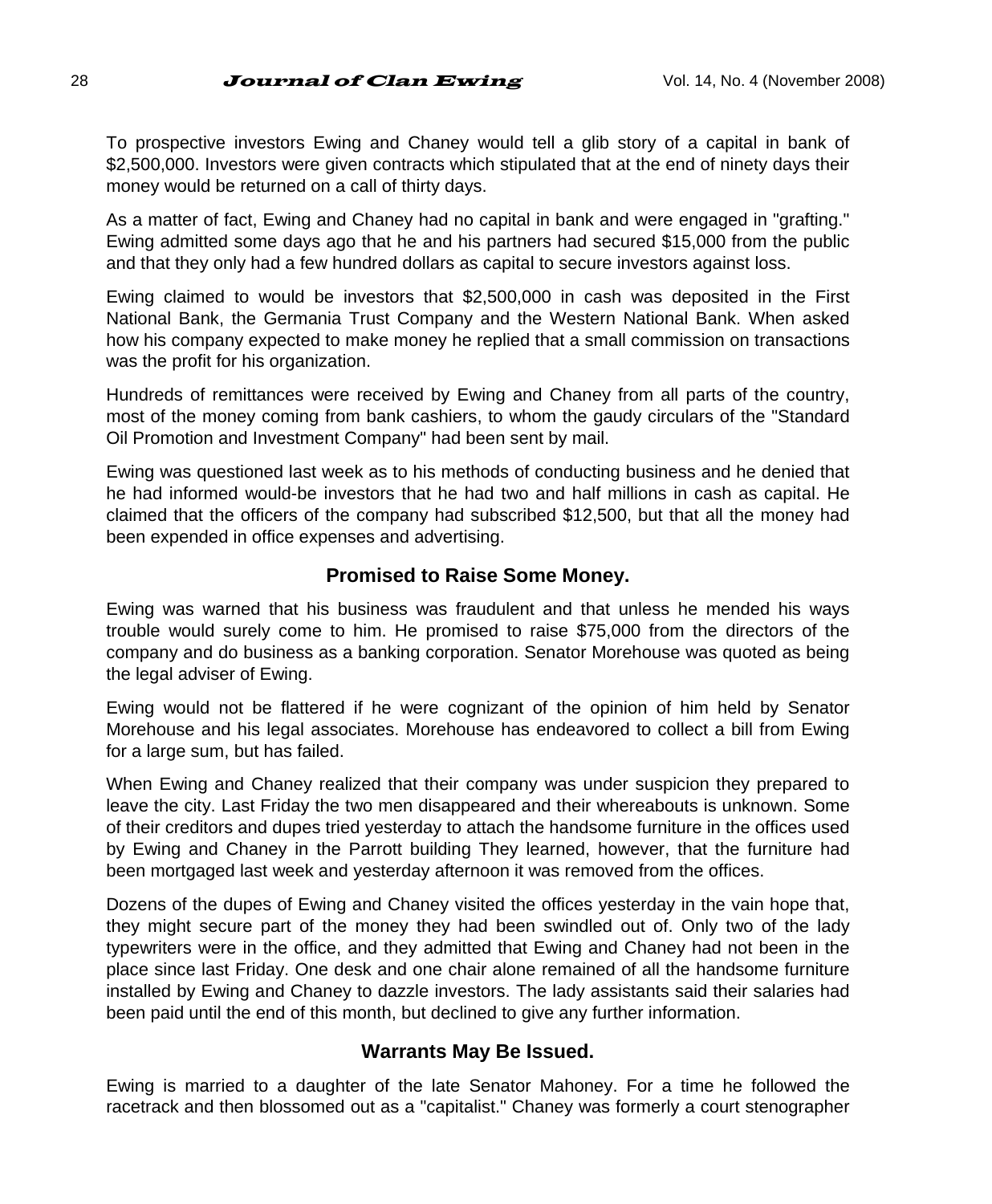To prospective investors Ewing and Chaney would tell a glib story of a capital in bank of $2,500,000. Investors were given contracts which stipulated that at the end of ninety days their money would be returned on a call of thirty days.

As a matter of fact, Ewing and Chaney had no capital in bank and were engaged in "grafting." Ewing admitted some days ago that he and his partners had secured $15,000 from the public and that they only had a few hundred dollars as capital to secure investors against loss.

Ewing claimed to would be investors that $2,500,000 in cash was deposited in the First National Bank, the Germania Trust Company and the Western National Bank. When asked how his company expected to make money he replied that a small commission on transactions was the profit for his organization.

Hundreds of remittances were received by Ewing and Chaney from all parts of the country, most of the money coming from bank cashiers, to whom the gaudy circulars of the "Standard Oil Promotion and Investment Company" had been sent by mail.

Ewing was questioned last week as to his methods of conducting business and he denied that he had informed would-be investors that he had two and half millions in cash as capital. He claimed that the officers of the company had subscribed $12,500, but that all the money had been expended in office expenses and advertising.

### Promised to Raise Some Money.

Ewing was warned that his business was fraudulent and that unless he mended his ways trouble would surely come to him. He promised to raise $75,000 from the directors of the company and do business as a banking corporation. Senator Morehouse was quoted as being the legal adviser of Ewing.

Ewing would not be flattered if he were cognizant of the opinion of him held by Senator Morehouse and his legal associates. Morehouse has endeavored to collect a bill from Ewing for a large sum, but has failed.

When Ewing and Chaney realized that their company was under suspicion they prepared to leave the city. Last Friday the two men disappeared and their whereabouts is unknown. Some of their creditors and dupes tried yesterday to attach the handsome furniture in the offices used by Ewing and Chaney in the Parrott building They learned, however, that the furniture had been mortgaged last week and yesterday afternoon it was removed from the offices.

Dozens of the dupes of Ewing and Chaney visited the offices yesterday in the vain hope that, they might secure part of the money they had been swindled out of. Only two of the lady typewriters were in the office, and they admitted that Ewing and Chaney had not been in the place since last Friday. One desk and one chair alone remained of all the handsome furniture installed by Ewing and Chaney to dazzle investors. The lady assistants said their salaries had been paid until the end of this month, but declined to give any further information.

### Warrants May Be Issued.

Ewing is married to a daughter of the late Senator Mahoney. For a time he followed the racetrack and then blossomed out as a "capitalist." Chaney was formerly a court stenographer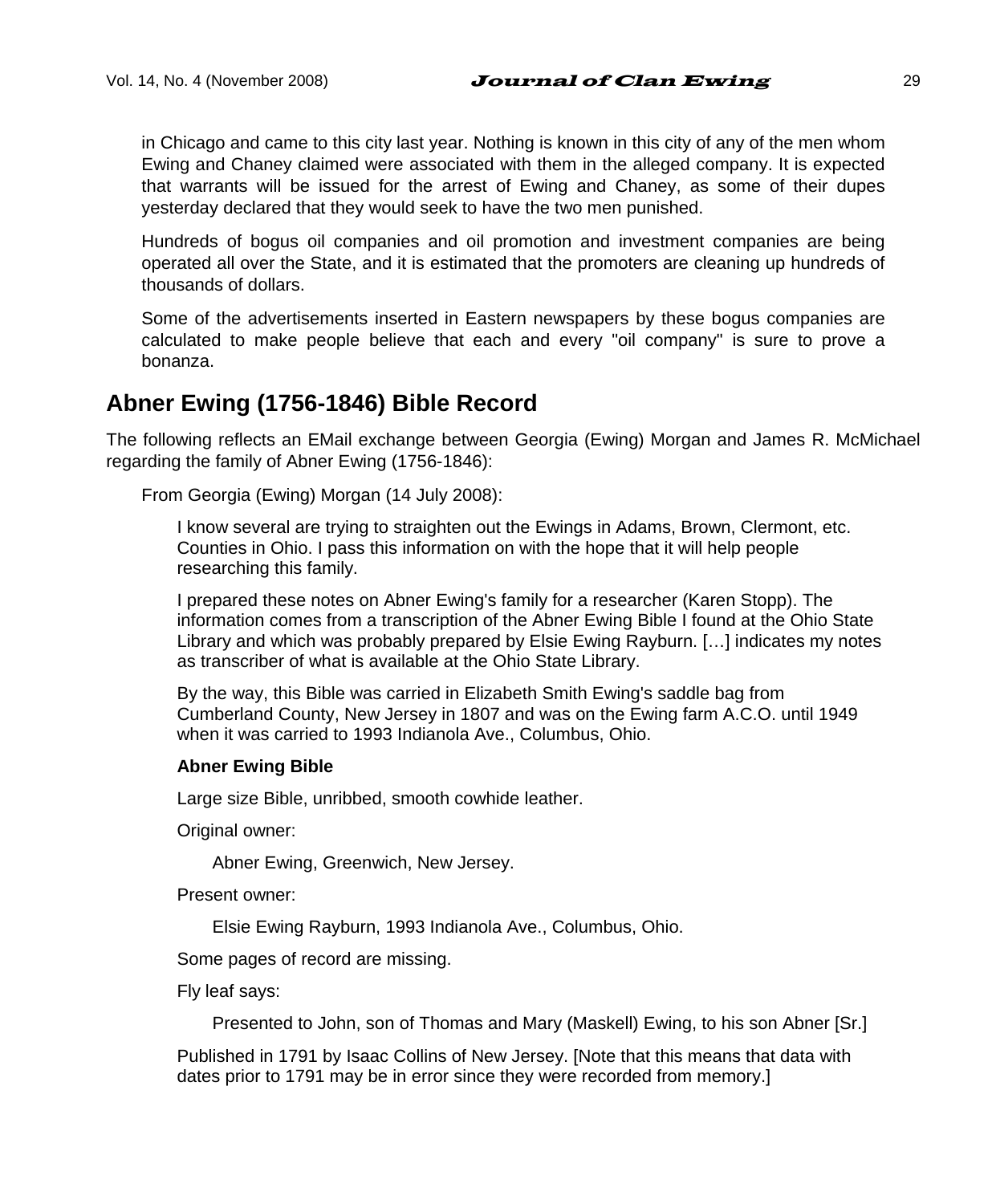in Chicago and came to this city last year. Nothing is known in this city of any of the men whom Ewing and Chaney claimed were associated with them in the alleged company. It is expected that warrants will be issued for the arrest of Ewing and Chaney, as some of their dupes yesterday declared that they would seek to have the two men punished.

Hundreds of bogus oil companies and oil promotion and investment companies are being operated all over the State, and it is estimated that the promoters are cleaning up hundreds of thousands of dollars.

Some of the advertisements inserted in Eastern newspapers by these bogus companies are calculated to make people believe that each and every "oil company" is sure to prove a bonanza.

## Abner Ewing (1756-1846) Bible Record

The following reflects an EMail exchange between Georgia (Ewing) Morgan and James R. McMichael regarding the family of Abner Ewing (1756-1846):

From Georgia (Ewing) Morgan (14 July 2008):

I know several are trying to straighten out the Ewings in Adams, Brown, Clermont, etc. Counties in Ohio. I pass this information on with the hope that it will help people researching this family.

I prepared these notes on Abner Ewing's family for a researcher (Karen Stopp). The information comes from a transcription of the Abner Ewing Bible I found at the Ohio State Library and which was probably prepared by Elsie Ewing Rayburn. […] indicates my notes as transcriber of what is available at the Ohio State Library.

By the way, this Bible was carried in Elizabeth Smith Ewing's saddle bag from Cumberland County, New Jersey in 1807 and was on the Ewing farm A.C.O. until 1949 when it was carried to 1993 Indianola Ave., Columbus, Ohio.

**Abner Ewing Bible**

Large size Bible, unribbed, smooth cowhide leather.

Original owner:

Abner Ewing, Greenwich, New Jersey.

Present owner:

Elsie Ewing Rayburn, 1993 Indianola Ave., Columbus, Ohio.

Some pages of record are missing.

Fly leaf says:

Presented to John, son of Thomas and Mary (Maskell) Ewing, to his son Abner [Sr.]

Published in 1791 by Isaac Collins of New Jersey. [Note that this means that data with dates prior to 1791 may be in error since they were recorded from memory.]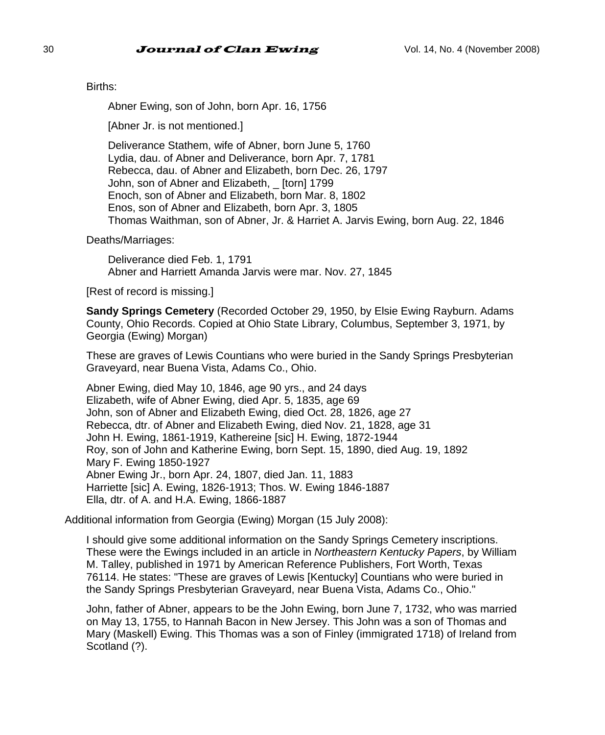Births:

> Abner Ewing, son of John, born Apr. 16, 1756
>
> [Abner Jr. is not mentioned.]
>
> Deliverance Stathem, wife of Abner, born June 5, 1760
> Lydia, dau. of Abner and Deliverance, born Apr. 7, 1781
> Rebecca, dau. of Abner and Elizabeth, born Dec. 26, 1797
> John, son of Abner and Elizabeth, _ [torn] 1799
> Enoch, son of Abner and Elizabeth, born Mar. 8, 1802
> Enos, son of Abner and Elizabeth, born Apr. 3, 1805
> Thomas Waithman, son of Abner, Jr. & Harriet A. Jarvis Ewing, born Aug. 22, 1846

Deaths/Marriages:

> Deliverance died Feb. 1, 1791
> Abner and Harriett Amanda Jarvis were mar. Nov. 27, 1845

[Rest of record is missing.]

**Sandy Springs Cemetery** (Recorded October 29, 1950, by Elsie Ewing Rayburn. Adams County, Ohio Records. Copied at Ohio State Library, Columbus, September 3, 1971, by Georgia (Ewing) Morgan)

These are graves of Lewis Countians who were buried in the Sandy Springs Presbyterian Graveyard, near Buena Vista, Adams Co., Ohio.

Abner Ewing, died May 10, 1846, age 90 yrs., and 24 days
Elizabeth, wife of Abner Ewing, died Apr. 5, 1835, age 69
John, son of Abner and Elizabeth Ewing, died Oct. 28, 1826, age 27
Rebecca, dtr. of Abner and Elizabeth Ewing, died Nov. 21, 1828, age 31
John H. Ewing, 1861-1919, Kathereine [sic] H. Ewing, 1872-1944
Roy, son of John and Katherine Ewing, born Sept. 15, 1890, died Aug. 19, 1892
Mary F. Ewing 1850-1927
Abner Ewing Jr., born Apr. 24, 1807, died Jan. 11, 1883
Harriette [sic] A. Ewing, 1826-1913; Thos. W. Ewing 1846-1887
Ella, dtr. of A. and H.A. Ewing, 1866-1887

Additional information from Georgia (Ewing) Morgan (15 July 2008):

I should give some additional information on the Sandy Springs Cemetery inscriptions. These were the Ewings included in an article in *Northeastern Kentucky Papers*, by William M. Talley, published in 1971 by American Reference Publishers, Fort Worth, Texas 76114. He states: "These are graves of Lewis [Kentucky] Countians who were buried in the Sandy Springs Presbyterian Graveyard, near Buena Vista, Adams Co., Ohio."

John, father of Abner, appears to be the John Ewing, born June 7, 1732, who was married on May 13, 1755, to Hannah Bacon in New Jersey. This John was a son of Thomas and Mary (Maskell) Ewing. This Thomas was a son of Finley (immigrated 1718) of Ireland from Scotland (?).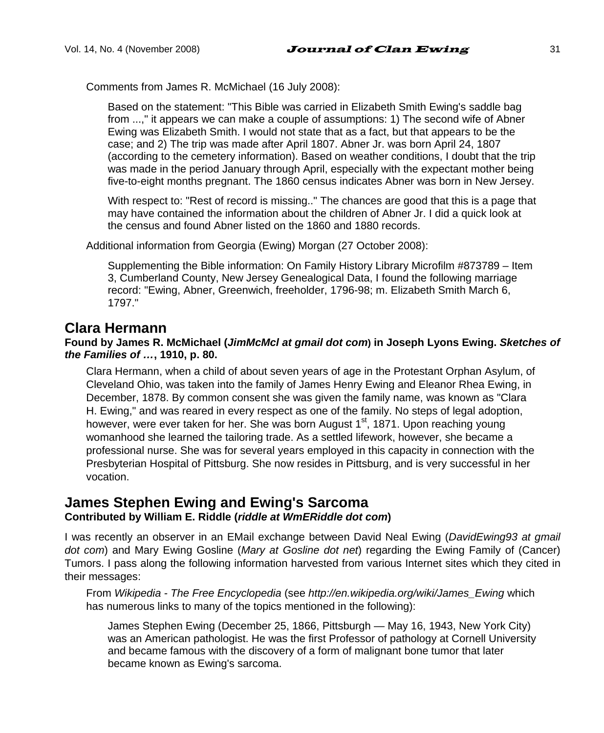Comments from James R. McMichael (16 July 2008):

> Based on the statement: "This Bible was carried in Elizabeth Smith Ewing's saddle bag from ...," it appears we can make a couple of assumptions: 1) The second wife of Abner Ewing was Elizabeth Smith. I would not state that as a fact, but that appears to be the case; and 2) The trip was made after April 1807. Abner Jr. was born April 24, 1807 (according to the cemetery information). Based on weather conditions, I doubt that the trip was made in the period January through April, especially with the expectant mother being five-to-eight months pregnant. The 1860 census indicates Abner was born in New Jersey.
>
> With respect to: "Rest of record is missing.." The chances are good that this is a page that may have contained the information about the children of Abner Jr. I did a quick look at the census and found Abner listed on the 1860 and 1880 records.

Additional information from Georgia (Ewing) Morgan (27 October 2008):

> Supplementing the Bible information: On Family History Library Microfilm #873789 – Item 3, Cumberland County, New Jersey Genealogical Data, I found the following marriage record: "Ewing, Abner, Greenwich, freeholder, 1796-98; m. Elizabeth Smith March 6, 1797."

## Clara Hermann

**Found by James R. McMichael (*JimMcMcl at gmail dot com*) in Joseph Lyons Ewing. *Sketches of the Families of …*, 1910, p. 80.**

Clara Hermann, when a child of about seven years of age in the Protestant Orphan Asylum, of Cleveland Ohio, was taken into the family of James Henry Ewing and Eleanor Rhea Ewing, in December, 1878. By common consent she was given the family name, was known as "Clara H. Ewing," and was reared in every respect as one of the family. No steps of legal adoption, however, were ever taken for her. She was born August 1st, 1871. Upon reaching young womanhood she learned the tailoring trade. As a settled lifework, however, she became a professional nurse. She was for several years employed in this capacity in connection with the Presbyterian Hospital of Pittsburg. She now resides in Pittsburg, and is very successful in her vocation.

## James Stephen Ewing and Ewing's Sarcoma

**Contributed by William E. Riddle (*riddle at WmERiddle dot com*)**

I was recently an observer in an EMail exchange between David Neal Ewing (*DavidEwing93 at gmail dot com*) and Mary Ewing Gosline (*Mary at Gosline dot net*) regarding the Ewing Family of (Cancer) Tumors. I pass along the following information harvested from various Internet sites which they cited in their messages:

From *Wikipedia - The Free Encyclopedia* (see *http://en.wikipedia.org/wiki/James_Ewing* which has numerous links to many of the topics mentioned in the following):

> James Stephen Ewing (December 25, 1866, Pittsburgh — May 16, 1943, New York City) was an American pathologist. He was the first Professor of pathology at Cornell University and became famous with the discovery of a form of malignant bone tumor that later became known as Ewing's sarcoma.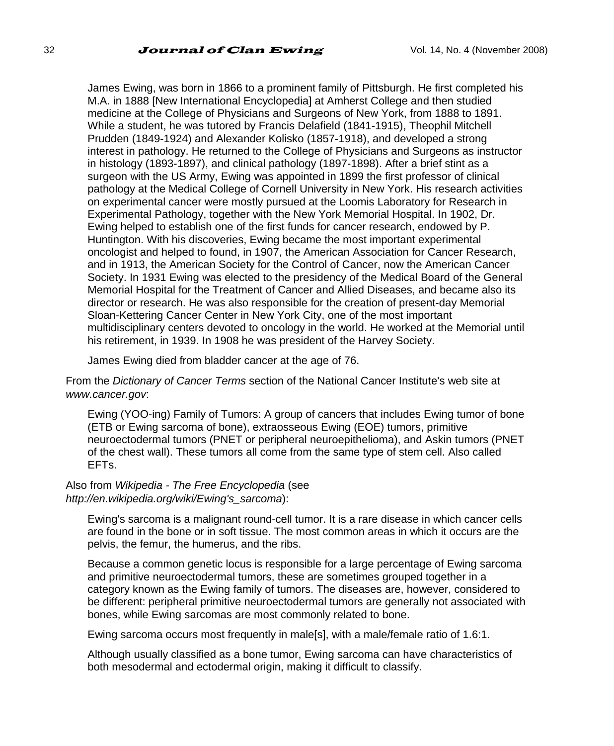James Ewing, was born in 1866 to a prominent family of Pittsburgh. He first completed his M.A. in 1888 [New International Encyclopedia] at Amherst College and then studied medicine at the College of Physicians and Surgeons of New York, from 1888 to 1891. While a student, he was tutored by Francis Delafield (1841-1915), Theophil Mitchell Prudden (1849-1924) and Alexander Kolisko (1857-1918), and developed a strong interest in pathology. He returned to the College of Physicians and Surgeons as instructor in histology (1893-1897), and clinical pathology (1897-1898). After a brief stint as a surgeon with the US Army, Ewing was appointed in 1899 the first professor of clinical pathology at the Medical College of Cornell University in New York. His research activities on experimental cancer were mostly pursued at the Loomis Laboratory for Research in Experimental Pathology, together with the New York Memorial Hospital. In 1902, Dr. Ewing helped to establish one of the first funds for cancer research, endowed by P. Huntington. With his discoveries, Ewing became the most important experimental oncologist and helped to found, in 1907, the American Association for Cancer Research, and in 1913, the American Society for the Control of Cancer, now the American Cancer Society. In 1931 Ewing was elected to the presidency of the Medical Board of the General Memorial Hospital for the Treatment of Cancer and Allied Diseases, and became also its director or research. He was also responsible for the creation of present-day Memorial Sloan-Kettering Cancer Center in New York City, one of the most important multidisciplinary centers devoted to oncology in the world. He worked at the Memorial until his retirement, in 1939. In 1908 he was president of the Harvey Society.

James Ewing died from bladder cancer at the age of 76.

From the *Dictionary of Cancer Terms* section of the National Cancer Institute's web site at *www.cancer.gov*:

Ewing (YOO-ing) Family of Tumors: A group of cancers that includes Ewing tumor of bone (ETB or Ewing sarcoma of bone), extraosseous Ewing (EOE) tumors, primitive neuroectodermal tumors (PNET or peripheral neuroepithelioma), and Askin tumors (PNET of the chest wall). These tumors all come from the same type of stem cell. Also called EFTs.

Also from *Wikipedia - The Free Encyclopedia* (see *http://en.wikipedia.org/wiki/Ewing's_sarcoma*):

Ewing's sarcoma is a malignant round-cell tumor. It is a rare disease in which cancer cells are found in the bone or in soft tissue. The most common areas in which it occurs are the pelvis, the femur, the humerus, and the ribs.

Because a common genetic locus is responsible for a large percentage of Ewing sarcoma and primitive neuroectodermal tumors, these are sometimes grouped together in a category known as the Ewing family of tumors. The diseases are, however, considered to be different: peripheral primitive neuroectodermal tumors are generally not associated with bones, while Ewing sarcomas are most commonly related to bone.

Ewing sarcoma occurs most frequently in male[s], with a male/female ratio of 1.6:1.

Although usually classified as a bone tumor, Ewing sarcoma can have characteristics of both mesodermal and ectodermal origin, making it difficult to classify.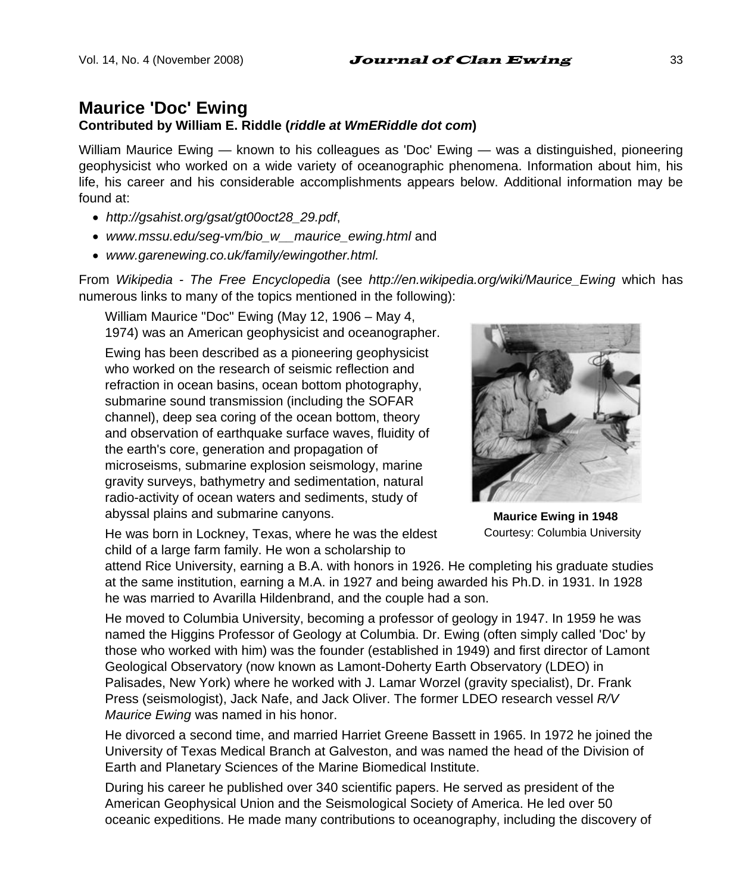## Maurice 'Doc' Ewing

**Contributed by William E. Riddle (*riddle at WmERiddle dot com*)**

William Maurice Ewing — known to his colleagues as 'Doc' Ewing — was a distinguished, pioneering geophysicist who worked on a wide variety of oceanographic phenomena. Information about him, his life, his career and his considerable accomplishments appears below. Additional information may be found at:

- *http://gsahist.org/gsat/gt00oct28_29.pdf*,
- *www.mssu.edu/seg-vm/bio_w__maurice_ewing.html* and
- *www.garenewing.co.uk/family/ewingother.html.*

From *Wikipedia - The Free Encyclopedia* (see *http://en.wikipedia.org/wiki/Maurice_Ewing* which has numerous links to many of the topics mentioned in the following):

> William Maurice "Doc" Ewing (May 12, 1906 – May 4, 1974) was an American geophysicist and oceanographer.
>
> Ewing has been described as a pioneering geophysicist who worked on the research of seismic reflection and refraction in ocean basins, ocean bottom photography, submarine sound transmission (including the SOFAR channel), deep sea coring of the ocean bottom, theory and observation of earthquake surface waves, fluidity of the earth's core, generation and propagation of microseisms, submarine explosion seismology, marine gravity surveys, bathymetry and sedimentation, natural radio-activity of ocean waters and sediments, study of abyssal plains and submarine canyons.
>
> **Maurice Ewing in 1948**
> Courtesy: Columbia University
>
> He was born in Lockney, Texas, where he was the eldest child of a large farm family. He won a scholarship to attend Rice University, earning a B.A. with honors in 1926. He completing his graduate studies at the same institution, earning a M.A. in 1927 and being awarded his Ph.D. in 1931. In 1928 he was married to Avarilla Hildenbrand, and the couple had a son.
>
> He moved to Columbia University, becoming a professor of geology in 1947. In 1959 he was named the Higgins Professor of Geology at Columbia. Dr. Ewing (often simply called 'Doc' by those who worked with him) was the founder (established in 1949) and first director of Lamont Geological Observatory (now known as Lamont-Doherty Earth Observatory (LDEO) in Palisades, New York) where he worked with J. Lamar Worzel (gravity specialist), Dr. Frank Press (seismologist), Jack Nafe, and Jack Oliver. The former LDEO research vessel *R/V Maurice Ewing* was named in his honor.
>
> He divorced a second time, and married Harriet Greene Bassett in 1965. In 1972 he joined the University of Texas Medical Branch at Galveston, and was named the head of the Division of Earth and Planetary Sciences of the Marine Biomedical Institute.
>
> During his career he published over 340 scientific papers. He served as president of the American Geophysical Union and the Seismological Society of America. He led over 50 oceanic expeditions. He made many contributions to oceanography, including the discovery of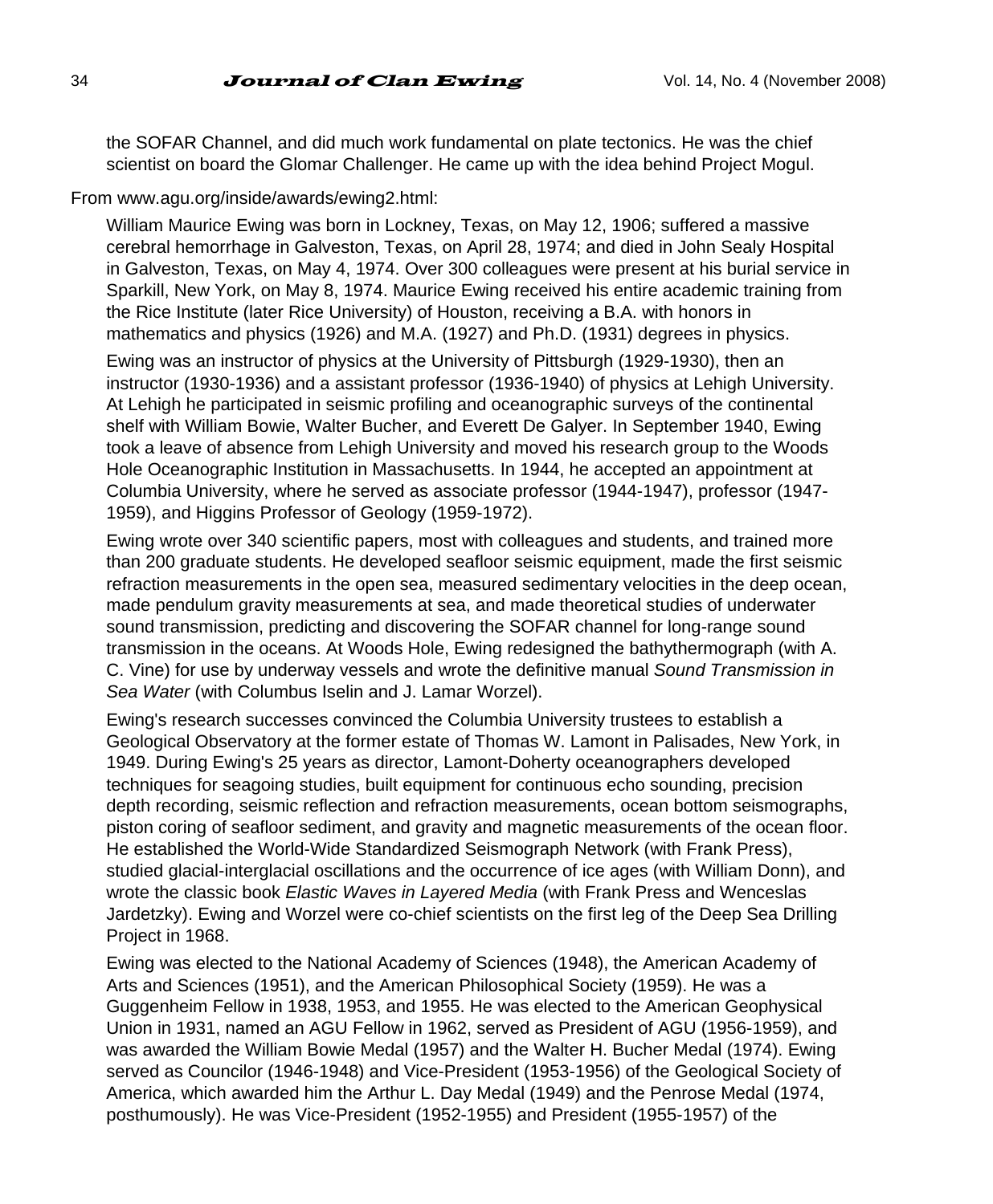the SOFAR Channel, and did much work fundamental on plate tectonics. He was the chief scientist on board the Glomar Challenger. He came up with the idea behind Project Mogul.

From www.agu.org/inside/awards/ewing2.html:

> William Maurice Ewing was born in Lockney, Texas, on May 12, 1906; suffered a massive cerebral hemorrhage in Galveston, Texas, on April 28, 1974; and died in John Sealy Hospital in Galveston, Texas, on May 4, 1974. Over 300 colleagues were present at his burial service in Sparkill, New York, on May 8, 1974. Maurice Ewing received his entire academic training from the Rice Institute (later Rice University) of Houston, receiving a B.A. with honors in mathematics and physics (1926) and M.A. (1927) and Ph.D. (1931) degrees in physics.
>
> Ewing was an instructor of physics at the University of Pittsburgh (1929-1930), then an instructor (1930-1936) and a assistant professor (1936-1940) of physics at Lehigh University. At Lehigh he participated in seismic profiling and oceanographic surveys of the continental shelf with William Bowie, Walter Bucher, and Everett De Galyer. In September 1940, Ewing took a leave of absence from Lehigh University and moved his research group to the Woods Hole Oceanographic Institution in Massachusetts. In 1944, he accepted an appointment at Columbia University, where he served as associate professor (1944-1947), professor (1947-1959), and Higgins Professor of Geology (1959-1972).
>
> Ewing wrote over 340 scientific papers, most with colleagues and students, and trained more than 200 graduate students. He developed seafloor seismic equipment, made the first seismic refraction measurements in the open sea, measured sedimentary velocities in the deep ocean, made pendulum gravity measurements at sea, and made theoretical studies of underwater sound transmission, predicting and discovering the SOFAR channel for long-range sound transmission in the oceans. At Woods Hole, Ewing redesigned the bathythermograph (with A. C. Vine) for use by underway vessels and wrote the definitive manual *Sound Transmission in Sea Water* (with Columbus Iselin and J. Lamar Worzel).
>
> Ewing's research successes convinced the Columbia University trustees to establish a Geological Observatory at the former estate of Thomas W. Lamont in Palisades, New York, in 1949. During Ewing's 25 years as director, Lamont-Doherty oceanographers developed techniques for seagoing studies, built equipment for continuous echo sounding, precision depth recording, seismic reflection and refraction measurements, ocean bottom seismographs, piston coring of seafloor sediment, and gravity and magnetic measurements of the ocean floor. He established the World-Wide Standardized Seismograph Network (with Frank Press), studied glacial-interglacial oscillations and the occurrence of ice ages (with William Donn), and wrote the classic book *Elastic Waves in Layered Media* (with Frank Press and Wenceslas Jardetzky). Ewing and Worzel were co-chief scientists on the first leg of the Deep Sea Drilling Project in 1968.
>
> Ewing was elected to the National Academy of Sciences (1948), the American Academy of Arts and Sciences (1951), and the American Philosophical Society (1959). He was a Guggenheim Fellow in 1938, 1953, and 1955. He was elected to the American Geophysical Union in 1931, named an AGU Fellow in 1962, served as President of AGU (1956-1959), and was awarded the William Bowie Medal (1957) and the Walter H. Bucher Medal (1974). Ewing served as Councilor (1946-1948) and Vice-President (1953-1956) of the Geological Society of America, which awarded him the Arthur L. Day Medal (1949) and the Penrose Medal (1974, posthumously). He was Vice-President (1952-1955) and President (1955-1957) of the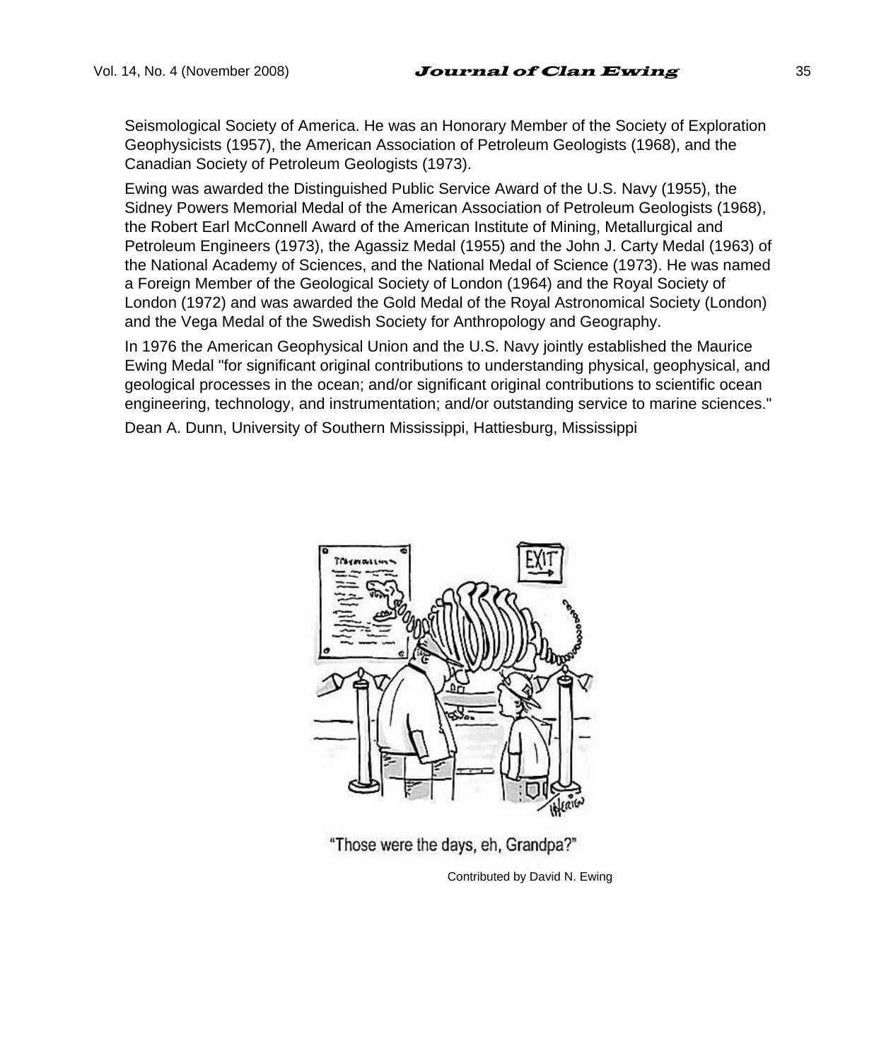Seismological Society of America. He was an Honorary Member of the Society of Exploration Geophysicists (1957), the American Association of Petroleum Geologists (1968), and the Canadian Society of Petroleum Geologists (1973).

Ewing was awarded the Distinguished Public Service Award of the U.S. Navy (1955), the Sidney Powers Memorial Medal of the American Association of Petroleum Geologists (1968), the Robert Earl McConnell Award of the American Institute of Mining, Metallurgical and Petroleum Engineers (1973), the Agassiz Medal (1955) and the John J. Carty Medal (1963) of the National Academy of Sciences, and the National Medal of Science (1973). He was named a Foreign Member of the Geological Society of London (1964) and the Royal Society of London (1972) and was awarded the Gold Medal of the Royal Astronomical Society (London) and the Vega Medal of the Swedish Society for Anthropology and Geography.

In 1976 the American Geophysical Union and the U.S. Navy jointly established the Maurice Ewing Medal "for significant original contributions to understanding physical, geophysical, and geological processes in the ocean; and/or significant original contributions to scientific ocean engineering, technology, and instrumentation; and/or outstanding service to marine sciences."

Dean A. Dunn, University of Southern Mississippi, Hattiesburg, Mississippi

"Those were the days, eh, Grandpa?"

Contributed by David N. Ewing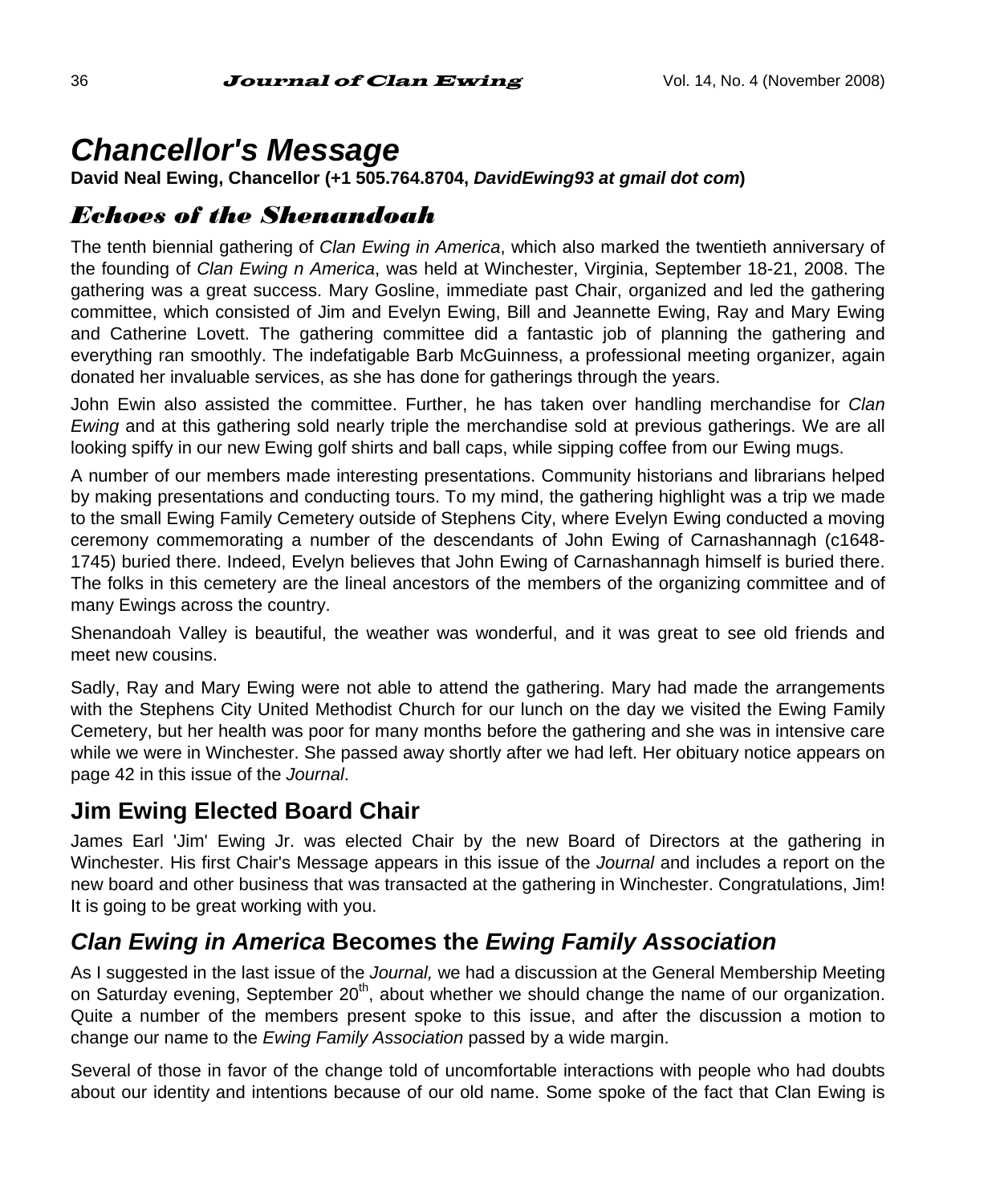# *Chancellor's Message*

**David Neal Ewing, Chancellor (+1 505.764.8704, *DavidEwing93 at gmail dot com*)**

## *Echoes of the Shenandoah*

The tenth biennial gathering of *Clan Ewing in America*, which also marked the twentieth anniversary of the founding of *Clan Ewing n America*, was held at Winchester, Virginia, September 18-21, 2008. The gathering was a great success. Mary Gosline, immediate past Chair, organized and led the gathering committee, which consisted of Jim and Evelyn Ewing, Bill and Jeannette Ewing, Ray and Mary Ewing and Catherine Lovett. The gathering committee did a fantastic job of planning the gathering and everything ran smoothly. The indefatigable Barb McGuinness, a professional meeting organizer, again donated her invaluable services, as she has done for gatherings through the years.

John Ewin also assisted the committee. Further, he has taken over handling merchandise for *Clan Ewing* and at this gathering sold nearly triple the merchandise sold at previous gatherings. We are all looking spiffy in our new Ewing golf shirts and ball caps, while sipping coffee from our Ewing mugs.

A number of our members made interesting presentations. Community historians and librarians helped by making presentations and conducting tours. To my mind, the gathering highlight was a trip we made to the small Ewing Family Cemetery outside of Stephens City, where Evelyn Ewing conducted a moving ceremony commemorating a number of the descendants of John Ewing of Carnashannagh (c1648-1745) buried there. Indeed, Evelyn believes that John Ewing of Carnashannagh himself is buried there. The folks in this cemetery are the lineal ancestors of the members of the organizing committee and of many Ewings across the country.

Shenandoah Valley is beautiful, the weather was wonderful, and it was great to see old friends and meet new cousins.

Sadly, Ray and Mary Ewing were not able to attend the gathering. Mary had made the arrangements with the Stephens City United Methodist Church for our lunch on the day we visited the Ewing Family Cemetery, but her health was poor for many months before the gathering and she was in intensive care while we were in Winchester. She passed away shortly after we had left. Her obituary notice appears on page 42 in this issue of the *Journal*.

## Jim Ewing Elected Board Chair

James Earl 'Jim' Ewing Jr. was elected Chair by the new Board of Directors at the gathering in Winchester. His first Chair's Message appears in this issue of the *Journal* and includes a report on the new board and other business that was transacted at the gathering in Winchester. Congratulations, Jim! It is going to be great working with you.

## *Clan Ewing in America* Becomes the *Ewing Family Association*

As I suggested in the last issue of the *Journal,* we had a discussion at the General Membership Meeting on Saturday evening, September 20th, about whether we should change the name of our organization. Quite a number of the members present spoke to this issue, and after the discussion a motion to change our name to the *Ewing Family Association* passed by a wide margin.

Several of those in favor of the change told of uncomfortable interactions with people who had doubts about our identity and intentions because of our old name. Some spoke of the fact that Clan Ewing is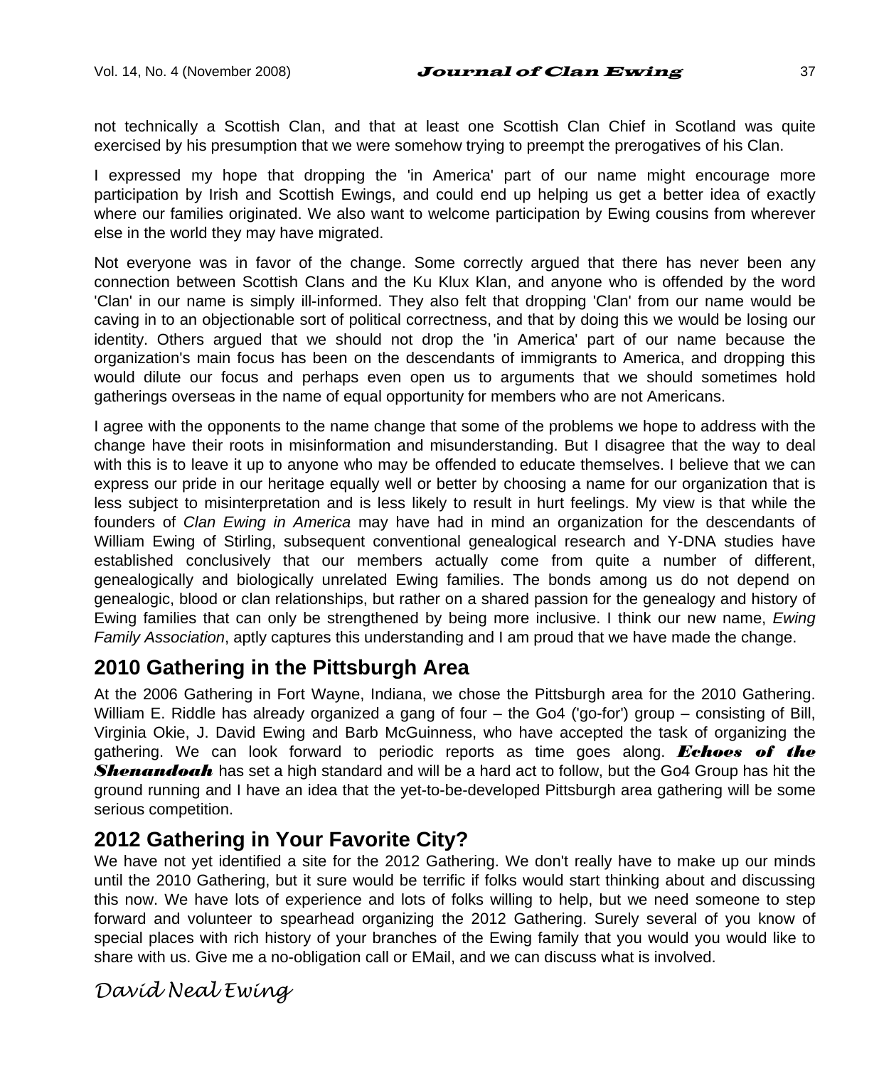not technically a Scottish Clan, and that at least one Scottish Clan Chief in Scotland was quite exercised by his presumption that we were somehow trying to preempt the prerogatives of his Clan.

I expressed my hope that dropping the 'in America' part of our name might encourage more participation by Irish and Scottish Ewings, and could end up helping us get a better idea of exactly where our families originated. We also want to welcome participation by Ewing cousins from wherever else in the world they may have migrated.

Not everyone was in favor of the change. Some correctly argued that there has never been any connection between Scottish Clans and the Ku Klux Klan, and anyone who is offended by the word 'Clan' in our name is simply ill-informed. They also felt that dropping 'Clan' from our name would be caving in to an objectionable sort of political correctness, and that by doing this we would be losing our identity. Others argued that we should not drop the 'in America' part of our name because the organization's main focus has been on the descendants of immigrants to America, and dropping this would dilute our focus and perhaps even open us to arguments that we should sometimes hold gatherings overseas in the name of equal opportunity for members who are not Americans.

I agree with the opponents to the name change that some of the problems we hope to address with the change have their roots in misinformation and misunderstanding. But I disagree that the way to deal with this is to leave it up to anyone who may be offended to educate themselves. I believe that we can express our pride in our heritage equally well or better by choosing a name for our organization that is less subject to misinterpretation and is less likely to result in hurt feelings. My view is that while the founders of *Clan Ewing in America* may have had in mind an organization for the descendants of William Ewing of Stirling, subsequent conventional genealogical research and Y-DNA studies have established conclusively that our members actually come from quite a number of different, genealogically and biologically unrelated Ewing families. The bonds among us do not depend on genealogic, blood or clan relationships, but rather on a shared passion for the genealogy and history of Ewing families that can only be strengthened by being more inclusive. I think our new name, *Ewing Family Association*, aptly captures this understanding and I am proud that we have made the change.

## 2010 Gathering in the Pittsburgh Area

At the 2006 Gathering in Fort Wayne, Indiana, we chose the Pittsburgh area for the 2010 Gathering. William E. Riddle has already organized a gang of four – the Go4 ('go-for') group – consisting of Bill, Virginia Okie, J. David Ewing and Barb McGuinness, who have accepted the task of organizing the gathering. We can look forward to periodic reports as time goes along. ***Echoes of the Shenandoah*** has set a high standard and will be a hard act to follow, but the Go4 Group has hit the ground running and I have an idea that the yet-to-be-developed Pittsburgh area gathering will be some serious competition.

## 2012 Gathering in Your Favorite City?

We have not yet identified a site for the 2012 Gathering. We don't really have to make up our minds until the 2010 Gathering, but it sure would be terrific if folks would start thinking about and discussing this now. We have lots of experience and lots of folks willing to help, but we need someone to step forward and volunteer to spearhead organizing the 2012 Gathering. Surely several of you know of special places with rich history of your branches of the Ewing family that you would you would like to share with us. Give me a no-obligation call or EMail, and we can discuss what is involved.

*David Neal Ewing*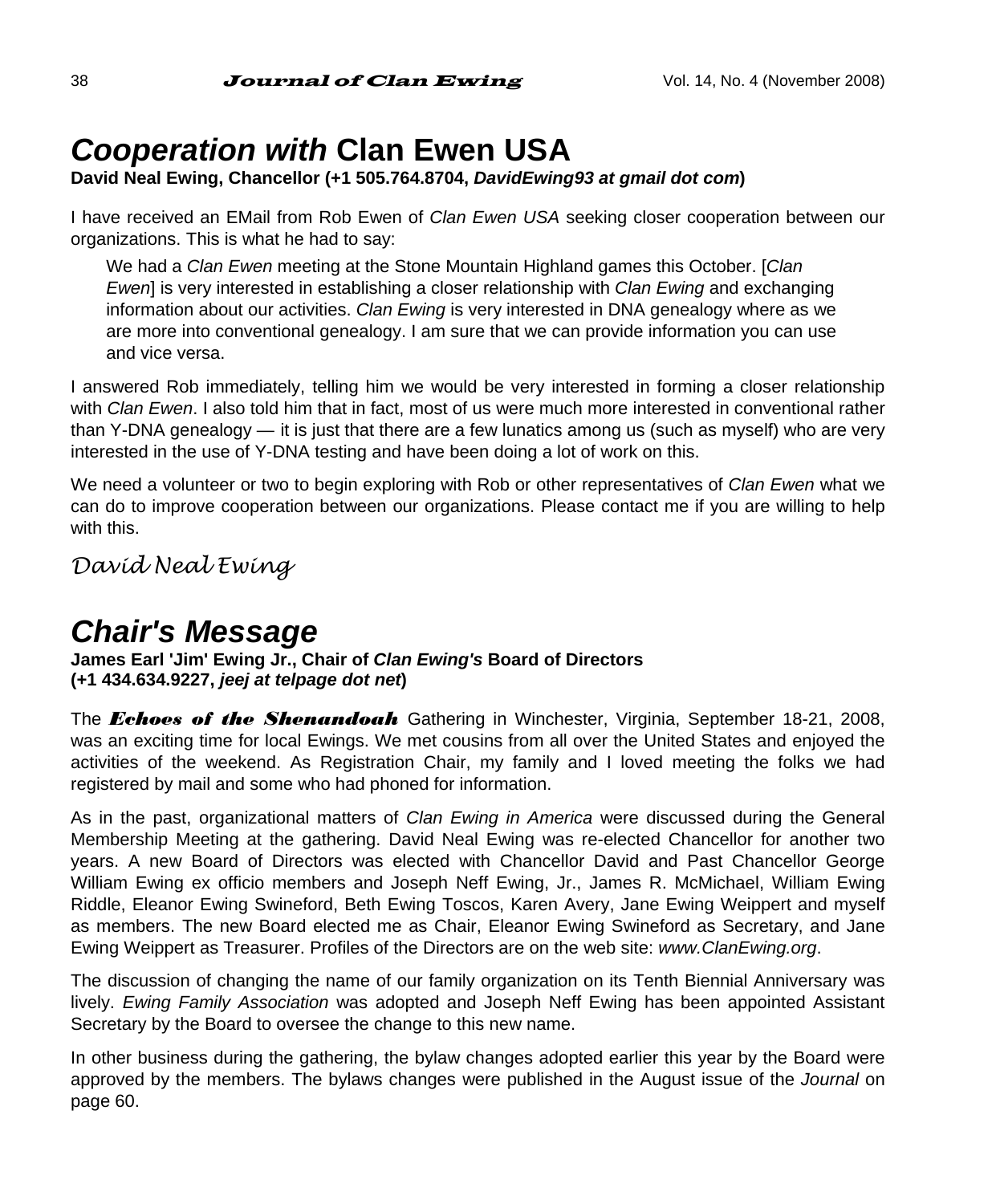# ***Cooperation with* Clan Ewen USA**

**David Neal Ewing, Chancellor (+1 505.764.8704, *DavidEwing93 at gmail dot com*)**

I have received an EMail from Rob Ewen of *Clan Ewen USA* seeking closer cooperation between our organizations. This is what he had to say:

> We had a *Clan Ewen* meeting at the Stone Mountain Highland games this October. [*Clan Ewen*] is very interested in establishing a closer relationship with *Clan Ewing* and exchanging information about our activities. *Clan Ewing* is very interested in DNA genealogy where as we are more into conventional genealogy. I am sure that we can provide information you can use and vice versa.

I answered Rob immediately, telling him we would be very interested in forming a closer relationship with *Clan Ewen*. I also told him that in fact, most of us were much more interested in conventional rather than Y-DNA genealogy — it is just that there are a few lunatics among us (such as myself) who are very interested in the use of Y-DNA testing and have been doing a lot of work on this.

We need a volunteer or two to begin exploring with Rob or other representatives of *Clan Ewen* what we can do to improve cooperation between our organizations. Please contact me if you are willing to help with this.

*David Neal Ewing*

# ***Chair's Message***

**James Earl 'Jim' Ewing Jr., Chair of *Clan Ewing's* Board of Directors (+1 434.634.9227, *jeej at telpage dot net*)**

The ***Echoes of the Shenandoah*** Gathering in Winchester, Virginia, September 18-21, 2008, was an exciting time for local Ewings. We met cousins from all over the United States and enjoyed the activities of the weekend. As Registration Chair, my family and I loved meeting the folks we had registered by mail and some who had phoned for information.

As in the past, organizational matters of *Clan Ewing in America* were discussed during the General Membership Meeting at the gathering. David Neal Ewing was re-elected Chancellor for another two years. A new Board of Directors was elected with Chancellor David and Past Chancellor George William Ewing ex officio members and Joseph Neff Ewing, Jr., James R. McMichael, William Ewing Riddle, Eleanor Ewing Swineford, Beth Ewing Toscos, Karen Avery, Jane Ewing Weippert and myself as members. The new Board elected me as Chair, Eleanor Ewing Swineford as Secretary, and Jane Ewing Weippert as Treasurer. Profiles of the Directors are on the web site: *www.ClanEwing.org*.

The discussion of changing the name of our family organization on its Tenth Biennial Anniversary was lively. *Ewing Family Association* was adopted and Joseph Neff Ewing has been appointed Assistant Secretary by the Board to oversee the change to this new name.

In other business during the gathering, the bylaw changes adopted earlier this year by the Board were approved by the members. The bylaws changes were published in the August issue of the *Journal* on page 60.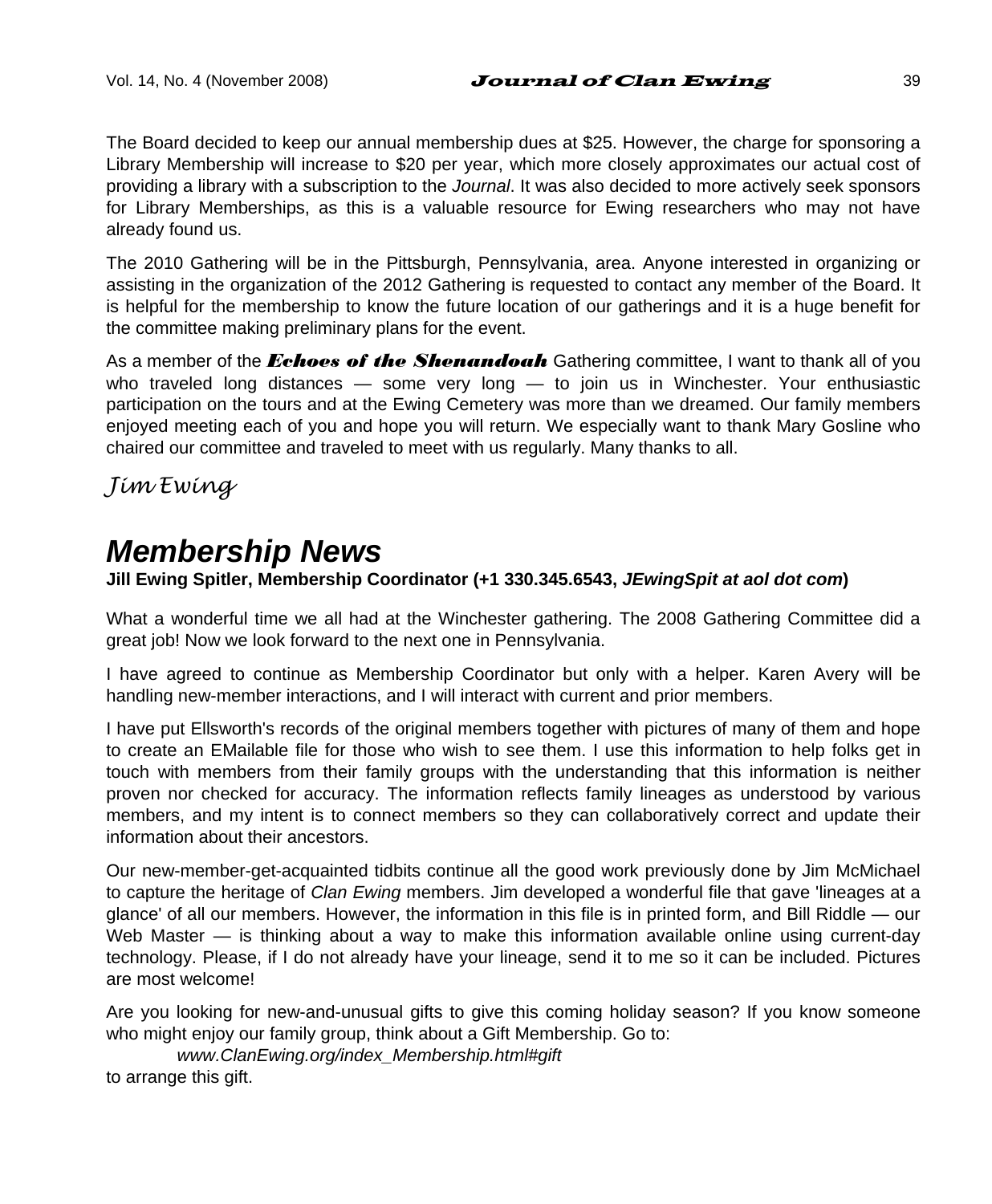The Board decided to keep our annual membership dues at $25. However, the charge for sponsoring a Library Membership will increase to $20 per year, which more closely approximates our actual cost of providing a library with a subscription to the *Journal*. It was also decided to more actively seek sponsors for Library Memberships, as this is a valuable resource for Ewing researchers who may not have already found us.

The 2010 Gathering will be in the Pittsburgh, Pennsylvania, area. Anyone interested in organizing or assisting in the organization of the 2012 Gathering is requested to contact any member of the Board. It is helpful for the membership to know the future location of our gatherings and it is a huge benefit for the committee making preliminary plans for the event.

As a member of the ***Echoes of the Shenandoah*** Gathering committee, I want to thank all of you who traveled long distances — some very long — to join us in Winchester. Your enthusiastic participation on the tours and at the Ewing Cemetery was more than we dreamed. Our family members enjoyed meeting each of you and hope you will return. We especially want to thank Mary Gosline who chaired our committee and traveled to meet with us regularly. Many thanks to all.

*Jim Ewing*

## Membership News

**Jill Ewing Spitler, Membership Coordinator (+1 330.345.6543, *JEwingSpit at aol dot com*)**

What a wonderful time we all had at the Winchester gathering. The 2008 Gathering Committee did a great job! Now we look forward to the next one in Pennsylvania.

I have agreed to continue as Membership Coordinator but only with a helper. Karen Avery will be handling new-member interactions, and I will interact with current and prior members.

I have put Ellsworth's records of the original members together with pictures of many of them and hope to create an EMailable file for those who wish to see them. I use this information to help folks get in touch with members from their family groups with the understanding that this information is neither proven nor checked for accuracy. The information reflects family lineages as understood by various members, and my intent is to connect members so they can collaboratively correct and update their information about their ancestors.

Our new-member-get-acquainted tidbits continue all the good work previously done by Jim McMichael to capture the heritage of *Clan Ewing* members. Jim developed a wonderful file that gave 'lineages at a glance' of all our members. However, the information in this file is in printed form, and Bill Riddle — our Web Master — is thinking about a way to make this information available online using current-day technology. Please, if I do not already have your lineage, send it to me so it can be included. Pictures are most welcome!

Are you looking for new-and-unusual gifts to give this coming holiday season? If you know someone who might enjoy our family group, think about a Gift Membership. Go to:

*www.ClanEwing.org/index_Membership.html#gift*

to arrange this gift.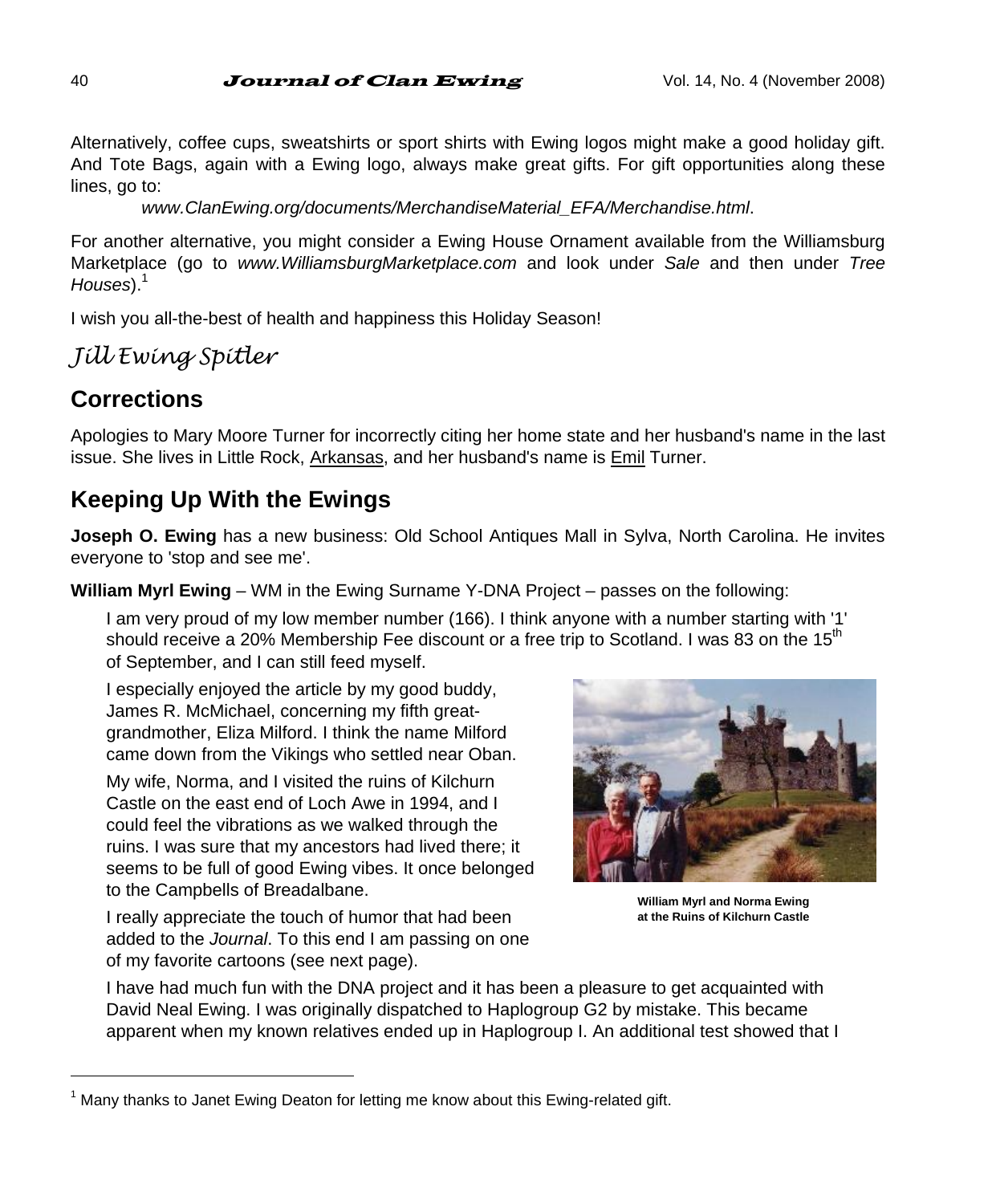Alternatively, coffee cups, sweatshirts or sport shirts with Ewing logos might make a good holiday gift. And Tote Bags, again with a Ewing logo, always make great gifts. For gift opportunities along these lines, go to:

*www.ClanEwing.org/documents/MerchandiseMaterial_EFA/Merchandise.html*.

For another alternative, you might consider a Ewing House Ornament available from the Williamsburg Marketplace (go to *www.WilliamsburgMarketplace.com* and look under *Sale* and then under *Tree Houses*).[1]

I wish you all-the-best of health and happiness this Holiday Season!

*Jill Ewing Spitler*

## Corrections

Apologies to Mary Moore Turner for incorrectly citing her home state and her husband's name in the last issue. She lives in Little Rock, Arkansas, and her husband's name is Emil Turner.

## Keeping Up With the Ewings

**Joseph O. Ewing** has a new business: Old School Antiques Mall in Sylva, North Carolina. He invites everyone to 'stop and see me'.

**William Myrl Ewing** – WM in the Ewing Surname Y-DNA Project – passes on the following:

> I am very proud of my low member number (166). I think anyone with a number starting with '1' should receive a 20% Membership Fee discount or a free trip to Scotland. I was 83 on the 15th of September, and I can still feed myself.
>
> I especially enjoyed the article by my good buddy, James R. McMichael, concerning my fifth great-grandmother, Eliza Milford. I think the name Milford came down from the Vikings who settled near Oban.
>
> My wife, Norma, and I visited the ruins of Kilchurn Castle on the east end of Loch Awe in 1994, and I could feel the vibrations as we walked through the ruins. I was sure that my ancestors had lived there; it seems to be full of good Ewing vibes. It once belonged to the Campbells of Breadalbane.
>
> I really appreciate the touch of humor that had been added to the *Journal*. To this end I am passing on one of my favorite cartoons (see next page).
>
> I have had much fun with the DNA project and it has been a pleasure to get acquainted with David Neal Ewing. I was originally dispatched to Haplogroup G2 by mistake. This became apparent when my known relatives ended up in Haplogroup I. An additional test showed that I

**William Myrl and Norma Ewing at the Ruins of Kilchurn Castle**

---

[1] Many thanks to Janet Ewing Deaton for letting me know about this Ewing-related gift.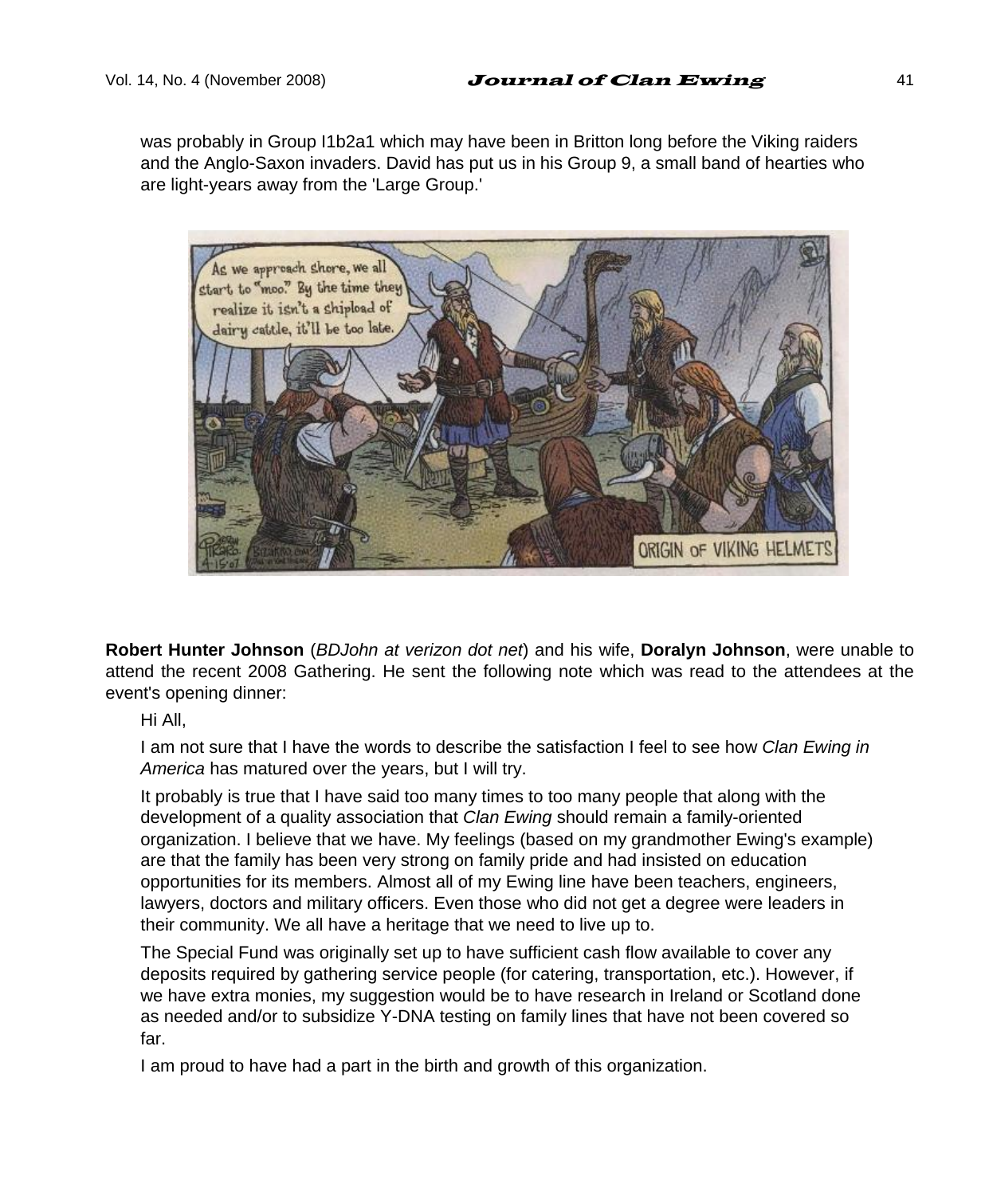was probably in Group I1b2a1 which may have been in Britton long before the Viking raiders and the Anglo-Saxon invaders. David has put us in his Group 9, a small band of hearties who are light-years away from the 'Large Group.'

**Robert Hunter Johnson** (*BDJohn at verizon dot net*) and his wife, **Doralyn Johnson**, were unable to attend the recent 2008 Gathering. He sent the following note which was read to the attendees at the event's opening dinner:

Hi All,

I am not sure that I have the words to describe the satisfaction I feel to see how *Clan Ewing in America* has matured over the years, but I will try.

It probably is true that I have said too many times to too many people that along with the development of a quality association that *Clan Ewing* should remain a family-oriented organization. I believe that we have. My feelings (based on my grandmother Ewing's example) are that the family has been very strong on family pride and had insisted on education opportunities for its members. Almost all of my Ewing line have been teachers, engineers, lawyers, doctors and military officers. Even those who did not get a degree were leaders in their community. We all have a heritage that we need to live up to.

The Special Fund was originally set up to have sufficient cash flow available to cover any deposits required by gathering service people (for catering, transportation, etc.). However, if we have extra monies, my suggestion would be to have research in Ireland or Scotland done as needed and/or to subsidize Y-DNA testing on family lines that have not been covered so far.

I am proud to have had a part in the birth and growth of this organization.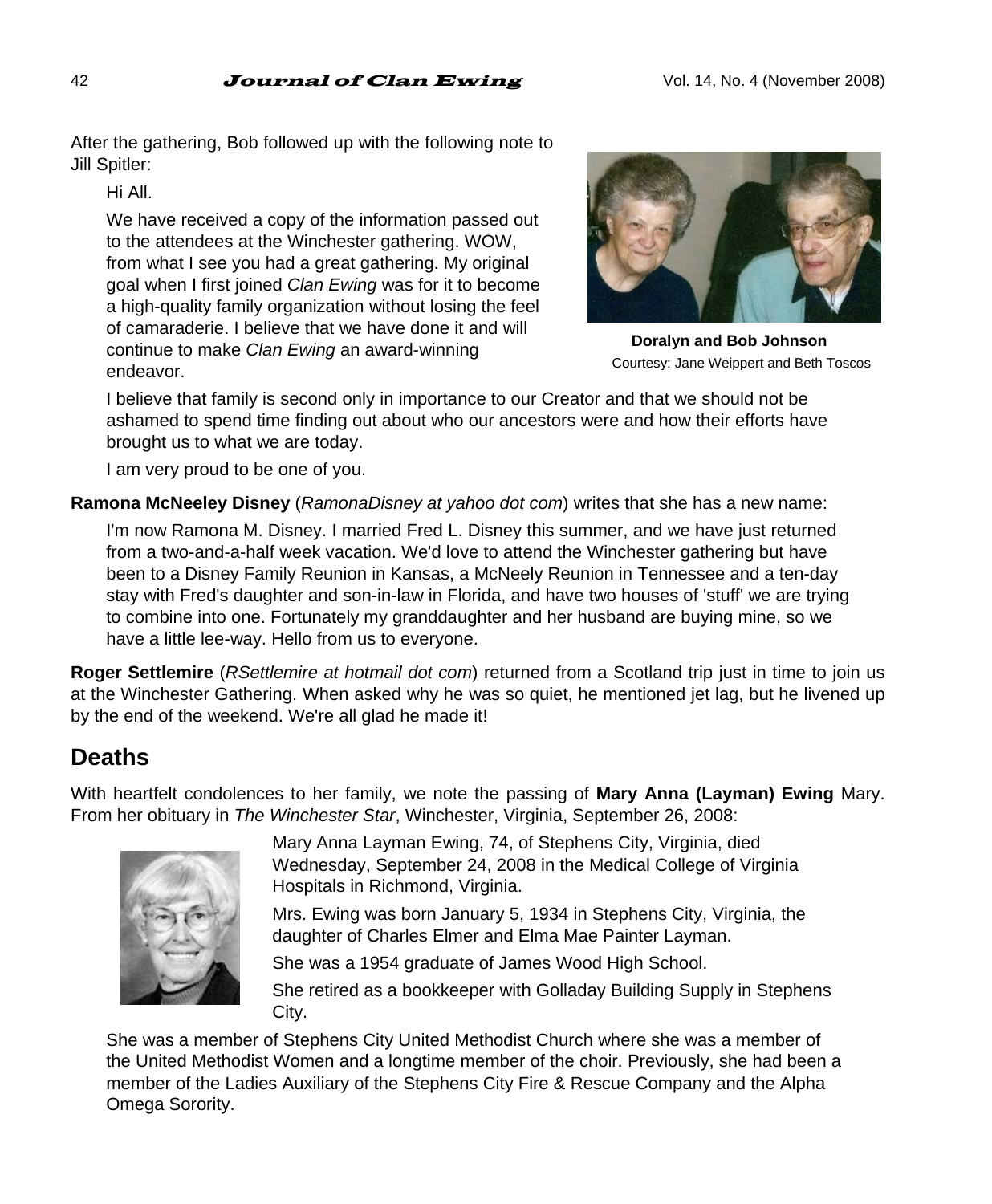After the gathering, Bob followed up with the following note to Jill Spitler:

> Hi All.
>
> We have received a copy of the information passed out to the attendees at the Winchester gathering. WOW, from what I see you had a great gathering. My original goal when I first joined *Clan Ewing* was for it to become a high-quality family organization without losing the feel of camaraderie. I believe that we have done it and will continue to make *Clan Ewing* an award-winning endeavor.
>
> I believe that family is second only in importance to our Creator and that we should not be ashamed to spend time finding out about who our ancestors were and how their efforts have brought us to what we are today.
>
> I am very proud to be one of you.

**Doralyn and Bob Johnson**
Courtesy: Jane Weippert and Beth Toscos

**Ramona McNeeley Disney** (*RamonaDisney at yahoo dot com*) writes that she has a new name:

> I'm now Ramona M. Disney. I married Fred L. Disney this summer, and we have just returned from a two-and-a-half week vacation. We'd love to attend the Winchester gathering but have been to a Disney Family Reunion in Kansas, a McNeely Reunion in Tennessee and a ten-day stay with Fred's daughter and son-in-law in Florida, and have two houses of 'stuff' we are trying to combine into one. Fortunately my granddaughter and her husband are buying mine, so we have a little lee-way. Hello from us to everyone.

**Roger Settlemire** (*RSettlemire at hotmail dot com*) returned from a Scotland trip just in time to join us at the Winchester Gathering. When asked why he was so quiet, he mentioned jet lag, but he livened up by the end of the weekend. We're all glad he made it!

## Deaths

With heartfelt condolences to her family, we note the passing of **Mary Anna (Layman) Ewing** Mary. From her obituary in *The Winchester Star*, Winchester, Virginia, September 26, 2008:

> Mary Anna Layman Ewing, 74, of Stephens City, Virginia, died Wednesday, September 24, 2008 in the Medical College of Virginia Hospitals in Richmond, Virginia.
>
> Mrs. Ewing was born January 5, 1934 in Stephens City, Virginia, the daughter of Charles Elmer and Elma Mae Painter Layman.
>
> She was a 1954 graduate of James Wood High School.
>
> She retired as a bookkeeper with Golladay Building Supply in Stephens City.
>
> She was a member of Stephens City United Methodist Church where she was a member of the United Methodist Women and a longtime member of the choir. Previously, she had been a member of the Ladies Auxiliary of the Stephens City Fire & Rescue Company and the Alpha Omega Sorority.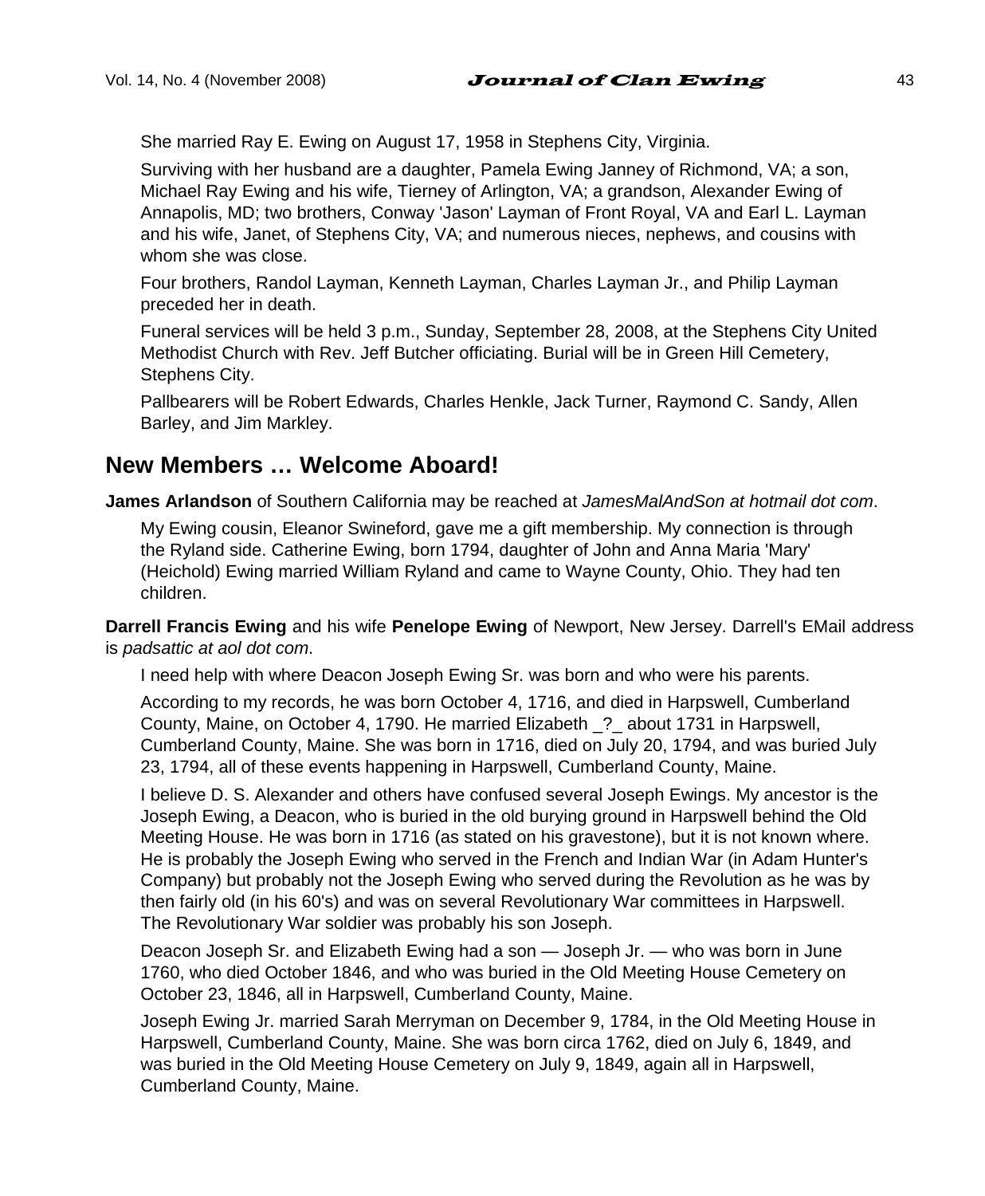She married Ray E. Ewing on August 17, 1958 in Stephens City, Virginia.

Surviving with her husband are a daughter, Pamela Ewing Janney of Richmond, VA; a son, Michael Ray Ewing and his wife, Tierney of Arlington, VA; a grandson, Alexander Ewing of Annapolis, MD; two brothers, Conway 'Jason' Layman of Front Royal, VA and Earl L. Layman and his wife, Janet, of Stephens City, VA; and numerous nieces, nephews, and cousins with whom she was close.

Four brothers, Randol Layman, Kenneth Layman, Charles Layman Jr., and Philip Layman preceded her in death.

Funeral services will be held 3 p.m., Sunday, September 28, 2008, at the Stephens City United Methodist Church with Rev. Jeff Butcher officiating. Burial will be in Green Hill Cemetery, Stephens City.

Pallbearers will be Robert Edwards, Charles Henkle, Jack Turner, Raymond C. Sandy, Allen Barley, and Jim Markley.

## New Members … Welcome Aboard!

**James Arlandson** of Southern California may be reached at *JamesMalAndSon at hotmail dot com*.

My Ewing cousin, Eleanor Swineford, gave me a gift membership. My connection is through the Ryland side. Catherine Ewing, born 1794, daughter of John and Anna Maria 'Mary' (Heichold) Ewing married William Ryland and came to Wayne County, Ohio. They had ten children.

**Darrell Francis Ewing** and his wife **Penelope Ewing** of Newport, New Jersey. Darrell's EMail address is *padsattic at aol dot com*.

I need help with where Deacon Joseph Ewing Sr. was born and who were his parents.

According to my records, he was born October 4, 1716, and died in Harpswell, Cumberland County, Maine, on October 4, 1790. He married Elizabeth _?_ about 1731 in Harpswell, Cumberland County, Maine. She was born in 1716, died on July 20, 1794, and was buried July 23, 1794, all of these events happening in Harpswell, Cumberland County, Maine.

I believe D. S. Alexander and others have confused several Joseph Ewings. My ancestor is the Joseph Ewing, a Deacon, who is buried in the old burying ground in Harpswell behind the Old Meeting House. He was born in 1716 (as stated on his gravestone), but it is not known where. He is probably the Joseph Ewing who served in the French and Indian War (in Adam Hunter's Company) but probably not the Joseph Ewing who served during the Revolution as he was by then fairly old (in his 60's) and was on several Revolutionary War committees in Harpswell. The Revolutionary War soldier was probably his son Joseph.

Deacon Joseph Sr. and Elizabeth Ewing had a son — Joseph Jr. — who was born in June 1760, who died October 1846, and who was buried in the Old Meeting House Cemetery on October 23, 1846, all in Harpswell, Cumberland County, Maine.

Joseph Ewing Jr. married Sarah Merryman on December 9, 1784, in the Old Meeting House in Harpswell, Cumberland County, Maine. She was born circa 1762, died on July 6, 1849, and was buried in the Old Meeting House Cemetery on July 9, 1849, again all in Harpswell, Cumberland County, Maine.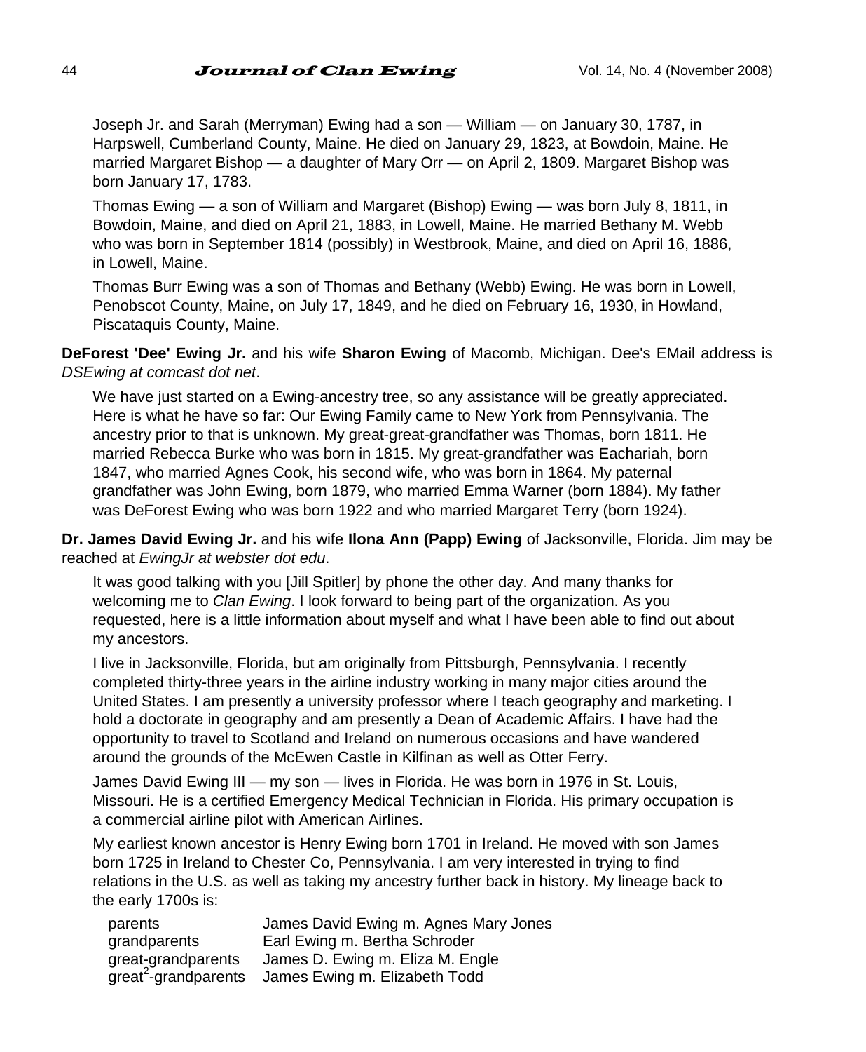Joseph Jr. and Sarah (Merryman) Ewing had a son — William — on January 30, 1787, in Harpswell, Cumberland County, Maine. He died on January 29, 1823, at Bowdoin, Maine. He married Margaret Bishop — a daughter of Mary Orr — on April 2, 1809. Margaret Bishop was born January 17, 1783.

Thomas Ewing — a son of William and Margaret (Bishop) Ewing — was born July 8, 1811, in Bowdoin, Maine, and died on April 21, 1883, in Lowell, Maine. He married Bethany M. Webb who was born in September 1814 (possibly) in Westbrook, Maine, and died on April 16, 1886, in Lowell, Maine.

Thomas Burr Ewing was a son of Thomas and Bethany (Webb) Ewing. He was born in Lowell, Penobscot County, Maine, on July 17, 1849, and he died on February 16, 1930, in Howland, Piscataquis County, Maine.

**DeForest 'Dee' Ewing Jr.** and his wife **Sharon Ewing** of Macomb, Michigan. Dee's EMail address is *DSEwing at comcast dot net*.

We have just started on a Ewing-ancestry tree, so any assistance will be greatly appreciated. Here is what he have so far: Our Ewing Family came to New York from Pennsylvania. The ancestry prior to that is unknown. My great-great-grandfather was Thomas, born 1811. He married Rebecca Burke who was born in 1815. My great-grandfather was Eachariah, born 1847, who married Agnes Cook, his second wife, who was born in 1864. My paternal grandfather was John Ewing, born 1879, who married Emma Warner (born 1884). My father was DeForest Ewing who was born 1922 and who married Margaret Terry (born 1924).

**Dr. James David Ewing Jr.** and his wife **Ilona Ann (Papp) Ewing** of Jacksonville, Florida. Jim may be reached at *EwingJr at webster dot edu*.

It was good talking with you [Jill Spitler] by phone the other day. And many thanks for welcoming me to *Clan Ewing*. I look forward to being part of the organization. As you requested, here is a little information about myself and what I have been able to find out about my ancestors.

I live in Jacksonville, Florida, but am originally from Pittsburgh, Pennsylvania. I recently completed thirty-three years in the airline industry working in many major cities around the United States. I am presently a university professor where I teach geography and marketing. I hold a doctorate in geography and am presently a Dean of Academic Affairs. I have had the opportunity to travel to Scotland and Ireland on numerous occasions and have wandered around the grounds of the McEwen Castle in Kilfinan as well as Otter Ferry.

James David Ewing III — my son — lives in Florida. He was born in 1976 in St. Louis, Missouri. He is a certified Emergency Medical Technician in Florida. His primary occupation is a commercial airline pilot with American Airlines.

My earliest known ancestor is Henry Ewing born 1701 in Ireland. He moved with son James born 1725 in Ireland to Chester Co, Pennsylvania. I am very interested in trying to find relations in the U.S. as well as taking my ancestry further back in history. My lineage back to the early 1700s is:

| | |
|---|---|
| parents | James David Ewing m. Agnes Mary Jones |
| grandparents | Earl Ewing m. Bertha Schroder |
| great-grandparents | James D. Ewing m. Eliza M. Engle |
| great$^2$-grandparents | James Ewing m. Elizabeth Todd |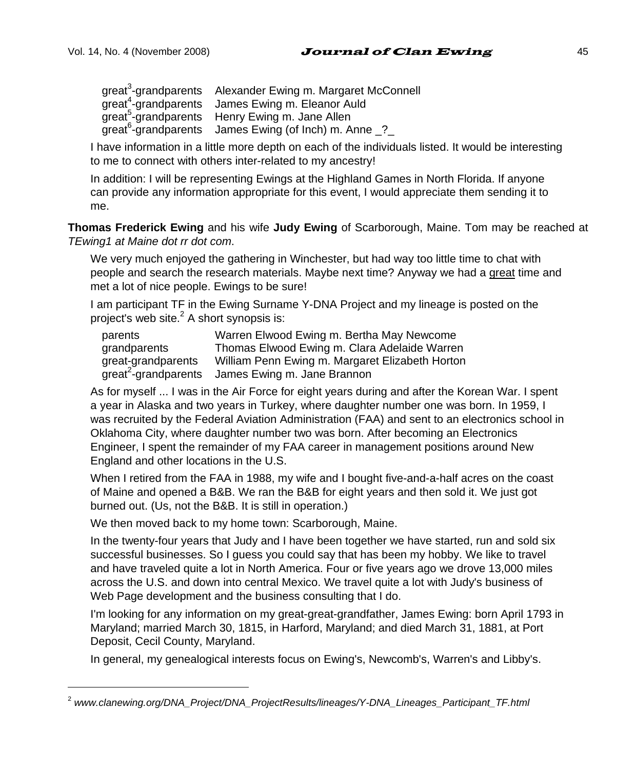| | |
|---|---|
| great[3]-grandparents | Alexander Ewing m. Margaret McConnell |
| great[4]-grandparents | James Ewing m. Eleanor Auld |
| great[5]-grandparents | Henry Ewing m. Jane Allen |
| great[6]-grandparents | James Ewing (of Inch) m. Anne _?_ |

I have information in a little more depth on each of the individuals listed. It would be interesting to me to connect with others inter-related to my ancestry!

In addition: I will be representing Ewings at the Highland Games in North Florida. If anyone can provide any information appropriate for this event, I would appreciate them sending it to me.

**Thomas Frederick Ewing** and his wife **Judy Ewing** of Scarborough, Maine. Tom may be reached at *TEwing1 at Maine dot rr dot com*.

We very much enjoyed the gathering in Winchester, but had way too little time to chat with people and search the research materials. Maybe next time? Anyway we had a great time and met a lot of nice people. Ewings to be sure!

I am participant TF in the Ewing Surname Y-DNA Project and my lineage is posted on the project's web site.[2] A short synopsis is:

| | |
|---|---|
| parents | Warren Elwood Ewing m. Bertha May Newcome |
| grandparents | Thomas Elwood Ewing m. Clara Adelaide Warren |
| great-grandparents | William Penn Ewing m. Margaret Elizabeth Horton |
| great[2]-grandparents | James Ewing m. Jane Brannon |

As for myself ... I was in the Air Force for eight years during and after the Korean War. I spent a year in Alaska and two years in Turkey, where daughter number one was born. In 1959, I was recruited by the Federal Aviation Administration (FAA) and sent to an electronics school in Oklahoma City, where daughter number two was born. After becoming an Electronics Engineer, I spent the remainder of my FAA career in management positions around New England and other locations in the U.S.

When I retired from the FAA in 1988, my wife and I bought five-and-a-half acres on the coast of Maine and opened a B&B. We ran the B&B for eight years and then sold it. We just got burned out. (Us, not the B&B. It is still in operation.)

We then moved back to my home town: Scarborough, Maine.

In the twenty-four years that Judy and I have been together we have started, run and sold six successful businesses. So I guess you could say that has been my hobby. We like to travel and have traveled quite a lot in North America. Four or five years ago we drove 13,000 miles across the U.S. and down into central Mexico. We travel quite a lot with Judy's business of Web Page development and the business consulting that I do.

I'm looking for any information on my great-great-grandfather, James Ewing: born April 1793 in Maryland; married March 30, 1815, in Harford, Maryland; and died March 31, 1881, at Port Deposit, Cecil County, Maryland.

In general, my genealogical interests focus on Ewing's, Newcomb's, Warren's and Libby's.

---

[2] *www.clanewing.org/DNA_Project/DNA_ProjectResults/lineages/Y-DNA_Lineages_Participant_TF.html*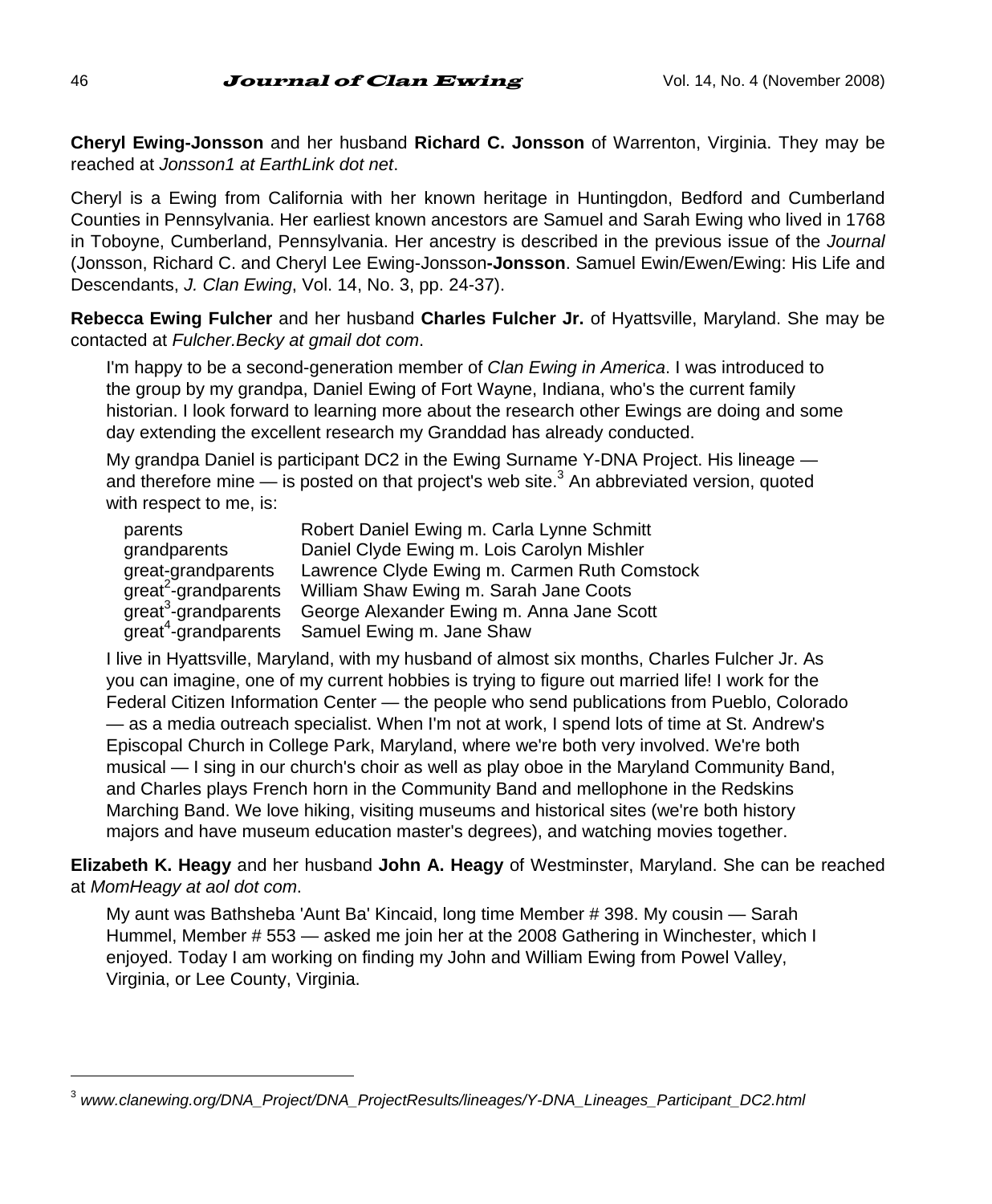**Cheryl Ewing-Jonsson** and her husband **Richard C. Jonsson** of Warrenton, Virginia. They may be reached at *Jonsson1 at EarthLink dot net*.

Cheryl is a Ewing from California with her known heritage in Huntingdon, Bedford and Cumberland Counties in Pennsylvania. Her earliest known ancestors are Samuel and Sarah Ewing who lived in 1768 in Toboyne, Cumberland, Pennsylvania. Her ancestry is described in the previous issue of the *Journal* (Jonsson, Richard C. and Cheryl Lee Ewing-Jonsson**-Jonsson**. Samuel Ewin/Ewen/Ewing: His Life and Descendants, *J. Clan Ewing*, Vol. 14, No. 3, pp. 24-37).

**Rebecca Ewing Fulcher** and her husband **Charles Fulcher Jr.** of Hyattsville, Maryland. She may be contacted at *Fulcher.Becky at gmail dot com*.

> I'm happy to be a second-generation member of *Clan Ewing in America*. I was introduced to the group by my grandpa, Daniel Ewing of Fort Wayne, Indiana, who's the current family historian. I look forward to learning more about the research other Ewings are doing and some day extending the excellent research my Granddad has already conducted.
>
> My grandpa Daniel is participant DC2 in the Ewing Surname Y-DNA Project. His lineage — and therefore mine — is posted on that project's web site.[3] An abbreviated version, quoted with respect to me, is:
>
> | | |
> |---|---|
> | parents | Robert Daniel Ewing m. Carla Lynne Schmitt |
> | grandparents | Daniel Clyde Ewing m. Lois Carolyn Mishler |
> | great-grandparents | Lawrence Clyde Ewing m. Carmen Ruth Comstock |
> | great$^2$-grandparents | William Shaw Ewing m. Sarah Jane Coots |
> | great$^3$-grandparents | George Alexander Ewing m. Anna Jane Scott |
> | great$^4$-grandparents | Samuel Ewing m. Jane Shaw |
>
> I live in Hyattsville, Maryland, with my husband of almost six months, Charles Fulcher Jr. As you can imagine, one of my current hobbies is trying to figure out married life! I work for the Federal Citizen Information Center — the people who send publications from Pueblo, Colorado — as a media outreach specialist. When I'm not at work, I spend lots of time at St. Andrew's Episcopal Church in College Park, Maryland, where we're both very involved. We're both musical — I sing in our church's choir as well as play oboe in the Maryland Community Band, and Charles plays French horn in the Community Band and mellophone in the Redskins Marching Band. We love hiking, visiting museums and historical sites (we're both history majors and have museum education master's degrees), and watching movies together.

**Elizabeth K. Heagy** and her husband **John A. Heagy** of Westminster, Maryland. She can be reached at *MomHeagy at aol dot com*.

> My aunt was Bathsheba 'Aunt Ba' Kincaid, long time Member # 398. My cousin — Sarah Hummel, Member # 553 — asked me join her at the 2008 Gathering in Winchester, which I enjoyed. Today I am working on finding my John and William Ewing from Powel Valley, Virginia, or Lee County, Virginia.

---

[3] *www.clanewing.org/DNA_Project/DNA_ProjectResults/lineages/Y-DNA_Lineages_Participant_DC2.html*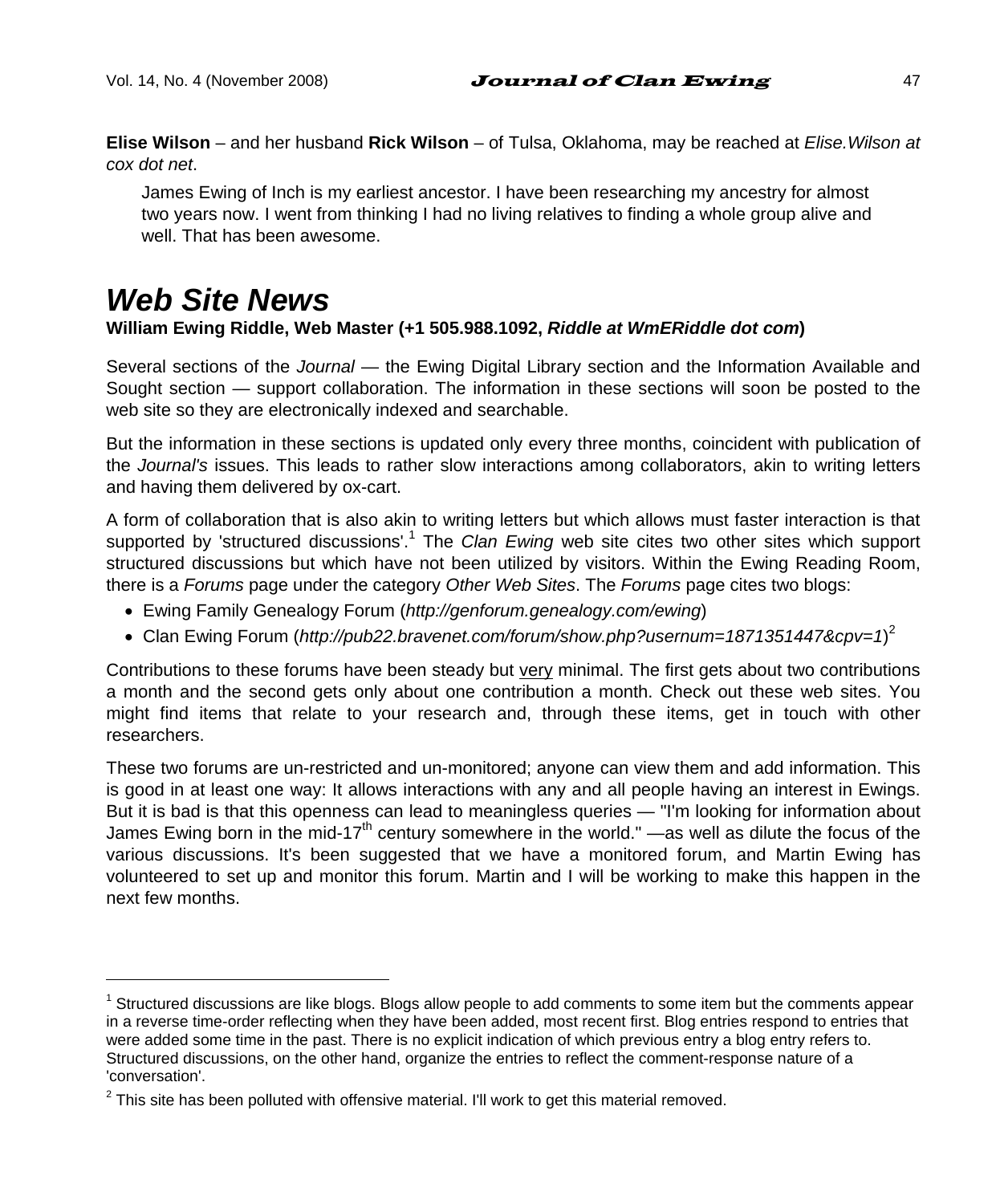**Elise Wilson** – and her husband **Rick Wilson** – of Tulsa, Oklahoma, may be reached at *Elise.Wilson at cox dot net*.

> James Ewing of Inch is my earliest ancestor. I have been researching my ancestry for almost two years now. I went from thinking I had no living relatives to finding a whole group alive and well. That has been awesome.

# *Web Site News*

**William Ewing Riddle, Web Master (+1 505.988.1092, *Riddle at WmERiddle dot com*)**

Several sections of the *Journal* — the Ewing Digital Library section and the Information Available and Sought section — support collaboration. The information in these sections will soon be posted to the web site so they are electronically indexed and searchable.

But the information in these sections is updated only every three months, coincident with publication of the *Journal's* issues. This leads to rather slow interactions among collaborators, akin to writing letters and having them delivered by ox-cart.

A form of collaboration that is also akin to writing letters but which allows must faster interaction is that supported by 'structured discussions'.[1] The *Clan Ewing* web site cites two other sites which support structured discussions but which have not been utilized by visitors. Within the Ewing Reading Room, there is a *Forums* page under the category *Other Web Sites*. The *Forums* page cites two blogs:

- Ewing Family Genealogy Forum (*http://genforum.genealogy.com/ewing*)
- Clan Ewing Forum (*http://pub22.bravenet.com/forum/show.php?usernum=1871351447&cpv=1*)[2]

Contributions to these forums have been steady but <u>very</u> minimal. The first gets about two contributions a month and the second gets only about one contribution a month. Check out these web sites. You might find items that relate to your research and, through these items, get in touch with other researchers.

These two forums are un-restricted and un-monitored; anyone can view them and add information. This is good in at least one way: It allows interactions with any and all people having an interest in Ewings. But it is bad is that this openness can lead to meaningless queries — "I'm looking for information about James Ewing born in the mid-17th century somewhere in the world." —as well as dilute the focus of the various discussions. It's been suggested that we have a monitored forum, and Martin Ewing has volunteered to set up and monitor this forum. Martin and I will be working to make this happen in the next few months.

---

[1] Structured discussions are like blogs. Blogs allow people to add comments to some item but the comments appear in a reverse time-order reflecting when they have been added, most recent first. Blog entries respond to entries that were added some time in the past. There is no explicit indication of which previous entry a blog entry refers to. Structured discussions, on the other hand, organize the entries to reflect the comment-response nature of a 'conversation'.

[2] This site has been polluted with offensive material. I'll work to get this material removed.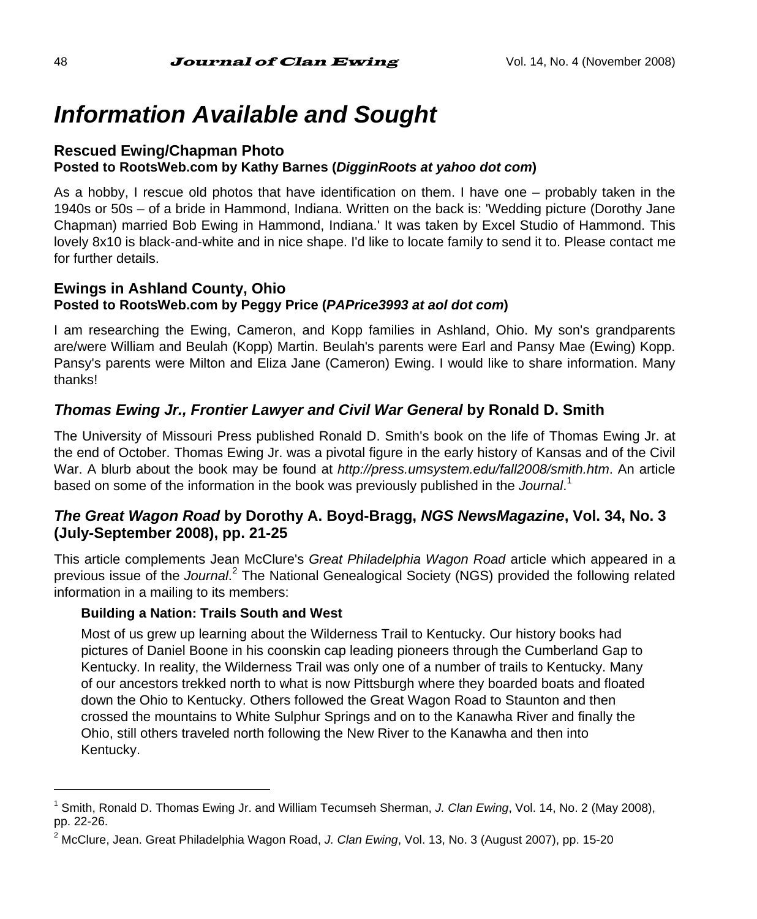# Information Available and Sought

### Rescued Ewing/Chapman Photo

**Posted to RootsWeb.com by Kathy Barnes (*DigginRoots at yahoo dot com*)**

As a hobby, I rescue old photos that have identification on them. I have one – probably taken in the 1940s or 50s – of a bride in Hammond, Indiana. Written on the back is: 'Wedding picture (Dorothy Jane Chapman) married Bob Ewing in Hammond, Indiana.' It was taken by Excel Studio of Hammond. This lovely 8x10 is black-and-white and in nice shape. I'd like to locate family to send it to. Please contact me for further details.

### Ewings in Ashland County, Ohio

**Posted to RootsWeb.com by Peggy Price (*PAPrice3993 at aol dot com*)**

I am researching the Ewing, Cameron, and Kopp families in Ashland, Ohio. My son's grandparents are/were William and Beulah (Kopp) Martin. Beulah's parents were Earl and Pansy Mae (Ewing) Kopp. Pansy's parents were Milton and Eliza Jane (Cameron) Ewing. I would like to share information. Many thanks!

### *Thomas Ewing Jr., Frontier Lawyer and Civil War General* by Ronald D. Smith

The University of Missouri Press published Ronald D. Smith's book on the life of Thomas Ewing Jr. at the end of October. Thomas Ewing Jr. was a pivotal figure in the early history of Kansas and of the Civil War. A blurb about the book may be found at *http://press.umsystem.edu/fall2008/smith.htm*. An article based on some of the information in the book was previously published in the *Journal*.[1]

### *The Great Wagon Road* by Dorothy A. Boyd-Bragg, *NGS NewsMagazine*, Vol. 34, No. 3 (July-September 2008), pp. 21-25

This article complements Jean McClure's *Great Philadelphia Wagon Road* article which appeared in a previous issue of the *Journal*.[2] The National Genealogical Society (NGS) provided the following related information in a mailing to its members:

> **Building a Nation: Trails South and West**
>
> Most of us grew up learning about the Wilderness Trail to Kentucky. Our history books had pictures of Daniel Boone in his coonskin cap leading pioneers through the Cumberland Gap to Kentucky. In reality, the Wilderness Trail was only one of a number of trails to Kentucky. Many of our ancestors trekked north to what is now Pittsburgh where they boarded boats and floated down the Ohio to Kentucky. Others followed the Great Wagon Road to Staunton and then crossed the mountains to White Sulphur Springs and on to the Kanawha River and finally the Ohio, still others traveled north following the New River to the Kanawha and then into Kentucky.

---

[1] Smith, Ronald D. Thomas Ewing Jr. and William Tecumseh Sherman, *J. Clan Ewing*, Vol. 14, No. 2 (May 2008), pp. 22-26.

[2] McClure, Jean. Great Philadelphia Wagon Road, *J. Clan Ewing*, Vol. 13, No. 3 (August 2007), pp. 15-20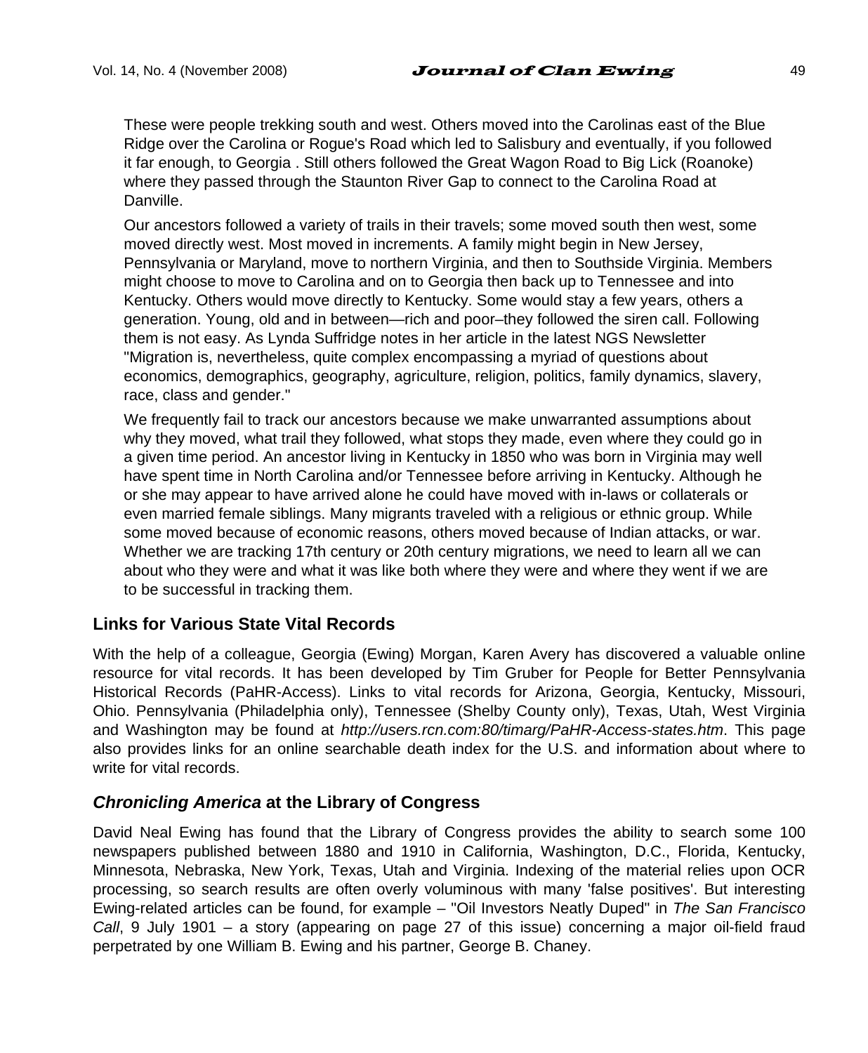These were people trekking south and west. Others moved into the Carolinas east of the Blue Ridge over the Carolina or Rogue's Road which led to Salisbury and eventually, if you followed it far enough, to Georgia . Still others followed the Great Wagon Road to Big Lick (Roanoke) where they passed through the Staunton River Gap to connect to the Carolina Road at Danville.

Our ancestors followed a variety of trails in their travels; some moved south then west, some moved directly west. Most moved in increments. A family might begin in New Jersey, Pennsylvania or Maryland, move to northern Virginia, and then to Southside Virginia. Members might choose to move to Carolina and on to Georgia then back up to Tennessee and into Kentucky. Others would move directly to Kentucky. Some would stay a few years, others a generation. Young, old and in between—rich and poor–they followed the siren call. Following them is not easy. As Lynda Suffridge notes in her article in the latest NGS Newsletter "Migration is, nevertheless, quite complex encompassing a myriad of questions about economics, demographics, geography, agriculture, religion, politics, family dynamics, slavery, race, class and gender."

We frequently fail to track our ancestors because we make unwarranted assumptions about why they moved, what trail they followed, what stops they made, even where they could go in a given time period. An ancestor living in Kentucky in 1850 who was born in Virginia may well have spent time in North Carolina and/or Tennessee before arriving in Kentucky. Although he or she may appear to have arrived alone he could have moved with in-laws or collaterals or even married female siblings. Many migrants traveled with a religious or ethnic group. While some moved because of economic reasons, others moved because of Indian attacks, or war. Whether we are tracking 17th century or 20th century migrations, we need to learn all we can about who they were and what it was like both where they were and where they went if we are to be successful in tracking them.

## Links for Various State Vital Records

With the help of a colleague, Georgia (Ewing) Morgan, Karen Avery has discovered a valuable online resource for vital records. It has been developed by Tim Gruber for People for Better Pennsylvania Historical Records (PaHR-Access). Links to vital records for Arizona, Georgia, Kentucky, Missouri, Ohio. Pennsylvania (Philadelphia only), Tennessee (Shelby County only), Texas, Utah, West Virginia and Washington may be found at *http://users.rcn.com:80/timarg/PaHR-Access-states.htm*. This page also provides links for an online searchable death index for the U.S. and information about where to write for vital records.

## *Chronicling America* at the Library of Congress

David Neal Ewing has found that the Library of Congress provides the ability to search some 100 newspapers published between 1880 and 1910 in California, Washington, D.C., Florida, Kentucky, Minnesota, Nebraska, New York, Texas, Utah and Virginia. Indexing of the material relies upon OCR processing, so search results are often overly voluminous with many 'false positives'. But interesting Ewing-related articles can be found, for example – "Oil Investors Neatly Duped" in *The San Francisco Call*, 9 July 1901 – a story (appearing on page 27 of this issue) concerning a major oil-field fraud perpetrated by one William B. Ewing and his partner, George B. Chaney.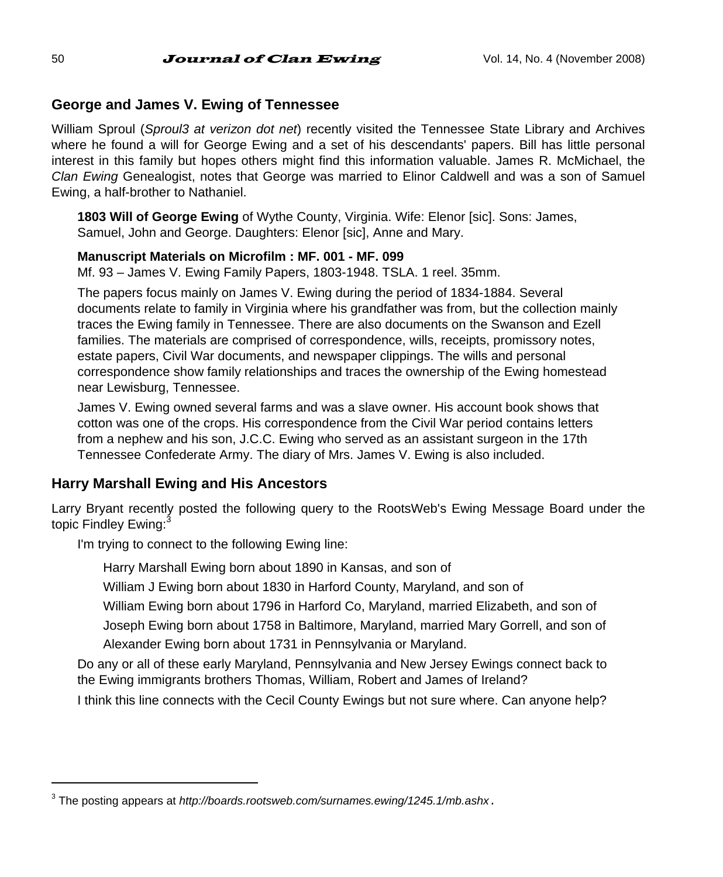## George and James V. Ewing of Tennessee

William Sproul (*Sproul3 at verizon dot net*) recently visited the Tennessee State Library and Archives where he found a will for George Ewing and a set of his descendants' papers. Bill has little personal interest in this family but hopes others might find this information valuable. James R. McMichael, the *Clan Ewing* Genealogist, notes that George was married to Elinor Caldwell and was a son of Samuel Ewing, a half-brother to Nathaniel.

> **1803 Will of George Ewing** of Wythe County, Virginia. Wife: Elenor [sic]. Sons: James, Samuel, John and George. Daughters: Elenor [sic], Anne and Mary.
>
> **Manuscript Materials on Microfilm : MF. 001 - MF. 099**
> Mf. 93 – James V. Ewing Family Papers, 1803-1948. TSLA. 1 reel. 35mm.
>
> The papers focus mainly on James V. Ewing during the period of 1834-1884. Several documents relate to family in Virginia where his grandfather was from, but the collection mainly traces the Ewing family in Tennessee. There are also documents on the Swanson and Ezell families. The materials are comprised of correspondence, wills, receipts, promissory notes, estate papers, Civil War documents, and newspaper clippings. The wills and personal correspondence show family relationships and traces the ownership of the Ewing homestead near Lewisburg, Tennessee.
>
> James V. Ewing owned several farms and was a slave owner. His account book shows that cotton was one of the crops. His correspondence from the Civil War period contains letters from a nephew and his son, J.C.C. Ewing who served as an assistant surgeon in the 17th Tennessee Confederate Army. The diary of Mrs. James V. Ewing is also included.

## Harry Marshall Ewing and His Ancestors

Larry Bryant recently posted the following query to the RootsWeb's Ewing Message Board under the topic Findley Ewing:[3]

> I'm trying to connect to the following Ewing line:
>
> > Harry Marshall Ewing born about 1890 in Kansas, and son of
> >
> > William J Ewing born about 1830 in Harford County, Maryland, and son of
> >
> > William Ewing born about 1796 in Harford Co, Maryland, married Elizabeth, and son of
> >
> > Joseph Ewing born about 1758 in Baltimore, Maryland, married Mary Gorrell, and son of
> >
> > Alexander Ewing born about 1731 in Pennsylvania or Maryland.
>
> Do any or all of these early Maryland, Pennsylvania and New Jersey Ewings connect back to the Ewing immigrants brothers Thomas, William, Robert and James of Ireland?
>
> I think this line connects with the Cecil County Ewings but not sure where. Can anyone help?

---

[3] The posting appears at *http://boards.rootsweb.com/surnames.ewing/1245.1/mb.ashx*.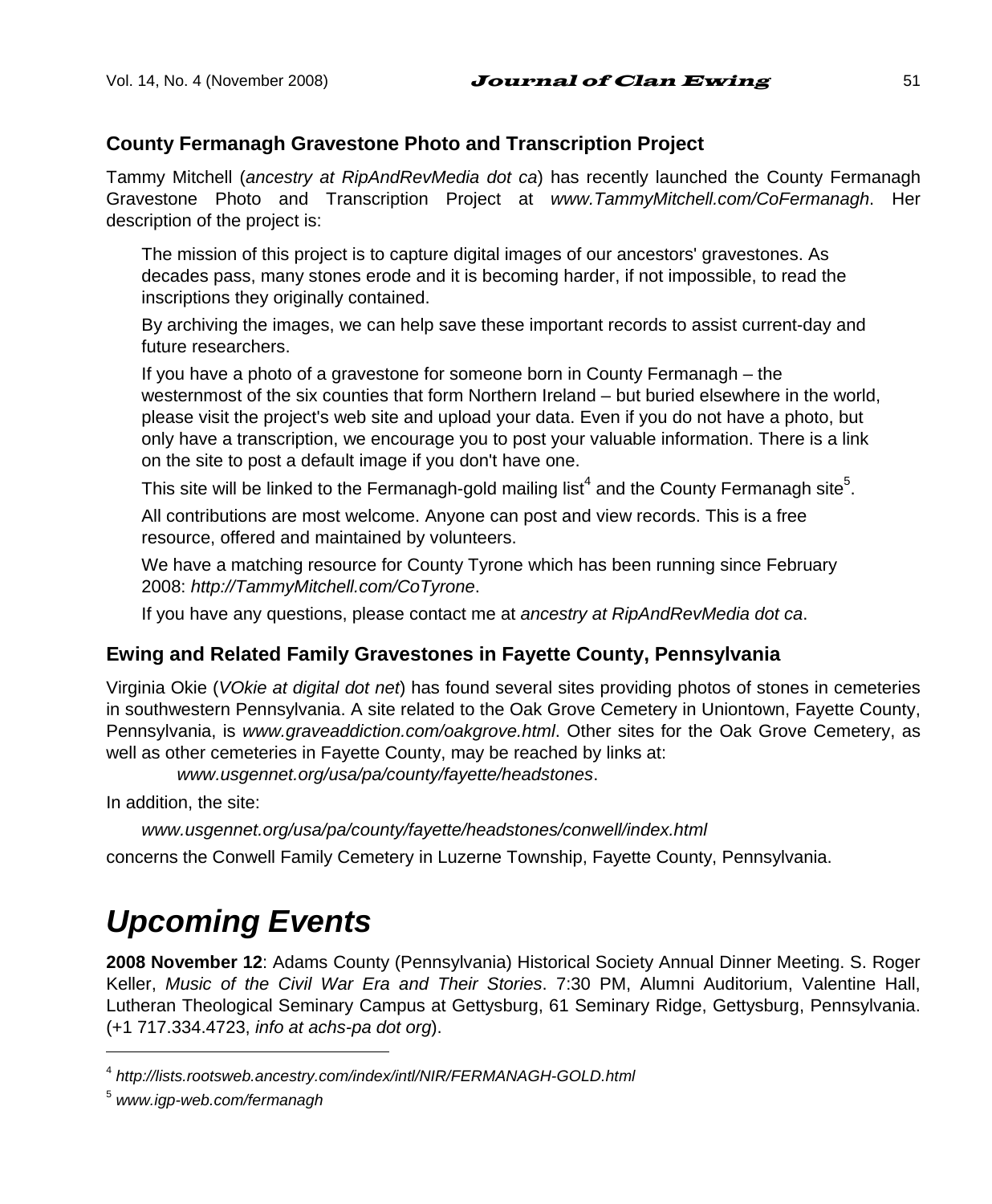### County Fermanagh Gravestone Photo and Transcription Project

Tammy Mitchell (*ancestry at RipAndRevMedia dot ca*) has recently launched the County Fermanagh Gravestone Photo and Transcription Project at *www.TammyMitchell.com/CoFermanagh*. Her description of the project is:

> The mission of this project is to capture digital images of our ancestors' gravestones. As decades pass, many stones erode and it is becoming harder, if not impossible, to read the inscriptions they originally contained.
>
> By archiving the images, we can help save these important records to assist current-day and future researchers.
>
> If you have a photo of a gravestone for someone born in County Fermanagh – the westernmost of the six counties that form Northern Ireland – but buried elsewhere in the world, please visit the project's web site and upload your data. Even if you do not have a photo, but only have a transcription, we encourage you to post your valuable information. There is a link on the site to post a default image if you don't have one.
>
> This site will be linked to the Fermanagh-gold mailing list[4] and the County Fermanagh site[5].
>
> All contributions are most welcome. Anyone can post and view records. This is a free resource, offered and maintained by volunteers.
>
> We have a matching resource for County Tyrone which has been running since February 2008: *http://TammyMitchell.com/CoTyrone*.
>
> If you have any questions, please contact me at *ancestry at RipAndRevMedia dot ca*.

### Ewing and Related Family Gravestones in Fayette County, Pennsylvania

Virginia Okie (*VOkie at digital dot net*) has found several sites providing photos of stones in cemeteries in southwestern Pennsylvania. A site related to the Oak Grove Cemetery in Uniontown, Fayette County, Pennsylvania, is *www.graveaddiction.com/oakgrove.html*. Other sites for the Oak Grove Cemetery, as well as other cemeteries in Fayette County, may be reached by links at:

> *www.usgennet.org/usa/pa/county/fayette/headstones*.

In addition, the site:

> *www.usgennet.org/usa/pa/county/fayette/headstones/conwell/index.html*

concerns the Conwell Family Cemetery in Luzerne Township, Fayette County, Pennsylvania.

# *Upcoming Events*

**2008 November 12**: Adams County (Pennsylvania) Historical Society Annual Dinner Meeting. S. Roger Keller, *Music of the Civil War Era and Their Stories*. 7:30 PM, Alumni Auditorium, Valentine Hall, Lutheran Theological Seminary Campus at Gettysburg, 61 Seminary Ridge, Gettysburg, Pennsylvania. (+1 717.334.4723, *info at achs-pa dot org*).

---

[4] *http://lists.rootsweb.ancestry.com/index/intl/NIR/FERMANAGH-GOLD.html*

[5] *www.igp-web.com/fermanagh*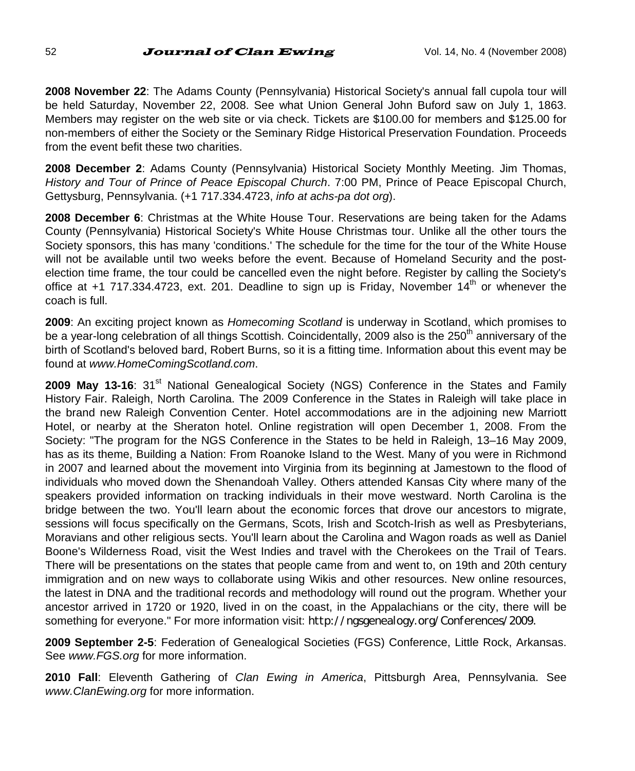**2008 November 22**: The Adams County (Pennsylvania) Historical Society's annual fall cupola tour will be held Saturday, November 22, 2008. See what Union General John Buford saw on July 1, 1863. Members may register on the web site or via check. Tickets are $100.00 for members and $125.00 for non-members of either the Society or the Seminary Ridge Historical Preservation Foundation. Proceeds from the event befit these two charities.

**2008 December 2**: Adams County (Pennsylvania) Historical Society Monthly Meeting. Jim Thomas, *History and Tour of Prince of Peace Episcopal Church*. 7:00 PM, Prince of Peace Episcopal Church, Gettysburg, Pennsylvania. (+1 717.334.4723, *info at achs-pa dot org*).

**2008 December 6**: Christmas at the White House Tour. Reservations are being taken for the Adams County (Pennsylvania) Historical Society's White House Christmas tour. Unlike all the other tours the Society sponsors, this has many 'conditions.' The schedule for the time for the tour of the White House will not be available until two weeks before the event. Because of Homeland Security and the post-election time frame, the tour could be cancelled even the night before. Register by calling the Society's office at +1 717.334.4723, ext. 201. Deadline to sign up is Friday, November 14th or whenever the coach is full.

**2009**: An exciting project known as *Homecoming Scotland* is underway in Scotland, which promises to be a year-long celebration of all things Scottish. Coincidentally, 2009 also is the 250th anniversary of the birth of Scotland's beloved bard, Robert Burns, so it is a fitting time. Information about this event may be found at *www.HomeComingScotland.com*.

**2009 May 13-16**: 31st National Genealogical Society (NGS) Conference in the States and Family History Fair. Raleigh, North Carolina. The 2009 Conference in the States in Raleigh will take place in the brand new Raleigh Convention Center. Hotel accommodations are in the adjoining new Marriott Hotel, or nearby at the Sheraton hotel. Online registration will open December 1, 2008. From the Society: "The program for the NGS Conference in the States to be held in Raleigh, 13–16 May 2009, has as its theme, Building a Nation: From Roanoke Island to the West. Many of you were in Richmond in 2007 and learned about the movement into Virginia from its beginning at Jamestown to the flood of individuals who moved down the Shenandoah Valley. Others attended Kansas City where many of the speakers provided information on tracking individuals in their move westward. North Carolina is the bridge between the two. You'll learn about the economic forces that drove our ancestors to migrate, sessions will focus specifically on the Germans, Scots, Irish and Scotch-Irish as well as Presbyterians, Moravians and other religious sects. You'll learn about the Carolina and Wagon roads as well as Daniel Boone's Wilderness Road, visit the West Indies and travel with the Cherokees on the Trail of Tears. There will be presentations on the states that people came from and went to, on 19th and 20th century immigration and on new ways to collaborate using Wikis and other resources. New online resources, the latest in DNA and the traditional records and methodology will round out the program. Whether your ancestor arrived in 1720 or 1920, lived in on the coast, in the Appalachians or the city, there will be something for everyone." For more information visit: http://ngsgenealogy.org/Conferences/2009.

**2009 September 2-5**: Federation of Genealogical Societies (FGS) Conference, Little Rock, Arkansas. See *www.FGS.org* for more information.

**2010 Fall**: Eleventh Gathering of *Clan Ewing in America*, Pittsburgh Area, Pennsylvania. See *www.ClanEwing.org* for more information.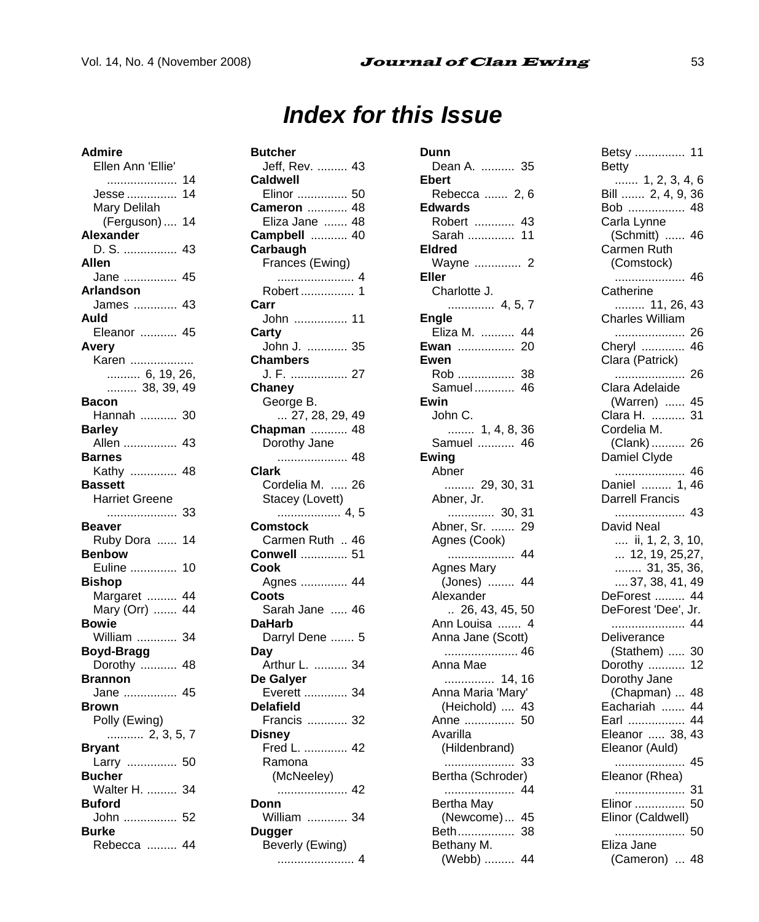# Index for this Issue

**Admire**
- Ellen Ann 'Ellie' ..................... 14
- Jesse ............... 14
- Mary Delilah (Ferguson) .... 14

**Alexander**
- D. S. ................ 43

**Allen**
- Jane ................ 45

**Arlandson**
- James ............. 43

**Auld**
- Eleanor ........... 45

**Avery**
- Karen ................... .......... 6, 19, 26, ......... 38, 39, 49

**Bacon**
- Hannah ........... 30

**Barley**
- Allen ................ 43

**Barnes**
- Kathy .............. 48

**Bassett**
- Harriet Greene ..................... 33

**Beaver**
- Ruby Dora ...... 14

**Benbow**
- Euline .............. 10

**Bishop**
- Margaret ......... 44
- Mary (Orr) ....... 44

**Bowie**
- William ............ 34

**Boyd-Bragg**
- Dorothy ........... 48

**Brannon**
- Jane ................ 45

**Brown**
- Polly (Ewing) ........... 2, 3, 5, 7

**Bryant**
- Larry ............... 50

**Bucher**
- Walter H. ......... 34

**Buford**
- John ................ 52

**Burke**
- Rebecca ......... 44

**Butcher**
- Jeff, Rev. ......... 43

**Caldwell**
- Elinor ............... 50

**Cameron** ............ 48
- Eliza Jane ....... 48

**Campbell** ........... 40

**Carbaugh**
- Frances (Ewing) ....................... 4
- Robert ................ 1

**Carr**
- John ................ 11

**Carty**
- John J. ............ 35

**Chambers**
- J. F. ................. 27

**Chaney**
- George B. ... 27, 28, 29, 49

**Chapman** ........... 48
- Dorothy Jane ..................... 48

**Clark**
- Cordelia M. ..... 26
- Stacey (Lovett) ................... 4, 5

**Comstock**
- Carmen Ruth .. 46

**Conwell** .............. 51

**Cook**
- Agnes .............. 44

**Coots**
- Sarah Jane ..... 46

**DaHarb**
- Darryl Dene ....... 5

**Day**
- Arthur L. .......... 34

**De Galyer**
- Everett ............. 34

**Delafield**
- Francis ............ 32

**Disney**
- Fred L. ............. 42
- Ramona (McNeeley) ..................... 42

**Donn**
- William ............ 34

**Dugger**
- Beverly (Ewing) ....................... 4

**Dunn**
- Dean A. .......... 35

**Ebert**
- Rebecca ....... 2, 6

**Edwards**
- Robert ............ 43
- Sarah .............. 11

**Eldred**
- Wayne .............. 2

**Eller**
- Charlotte J. ............. 4, 5, 7

**Engle**
- Eliza M. .......... 44

**Ewan** ................. 20

**Ewen**
- Rob ................. 38
- Samuel ............ 46

**Ewin**
- John C. ........ 1, 4, 8, 36
- Samuel ........... 46

**Ewing**
- Abner ......... 29, 30, 31
- Abner, Jr. ............. 30, 31
- Abner, Sr. ....... 29
- Agnes (Cook) ................... 44
- Agnes Mary (Jones) ........ 44
- Alexander .. 26, 43, 45, 50
- Ann Louisa ....... 4
- Anna Jane (Scott) ...................... 46
- Anna Mae ............... 14, 16
- Anna Maria 'Mary' (Heichold) ..... 43
- Anne ............... 50
- Avarilla (Hildenbrand) ..................... 33
- Bertha (Schroder) ..................... 44
- Bertha May (Newcome) ... 45
- Beth................. 38
- Bethany M. (Webb) ......... 44
- Betsy ............... 11
- Betty ....... 1, 2, 3, 4, 6
- Bill ....... 2, 4, 9, 36
- Bob ................. 48
- Carla Lynne (Schmitt) ...... 46
- Carmen Ruth (Comstock) ..................... 46
- Catherine ......... 11, 26, 43
- Charles William ..................... 26
- Cheryl ............. 46
- Clara (Patrick) ..................... 26
- Clara Adelaide (Warren) ...... 45
- Clara H. .......... 31
- Cordelia M. (Clank) .......... 26
- Damiel Clyde ..................... 46
- Daniel ......... 1, 46
- Darrell Francis ..................... 43
- David Neal .... ii, 1, 2, 3, 10, ... 12, 19, 25,27, ........ 31, 35, 36, .... 37, 38, 41, 49
- DeForest ......... 44
- DeForest 'Dee', Jr. ...................... 44
- Deliverance (Stathem) ..... 30
- Dorothy ........... 12
- Dorothy Jane (Chapman) ... 48
- Eachariah ....... 44
- Earl ................. 44
- Eleanor ..... 38, 43
- Eleanor (Auld) ..................... 45
- Eleanor (Rhea) ..................... 31
- Elinor ............... 50
- Elinor (Caldwell) ..................... 50
- Eliza Jane (Cameron) ... 48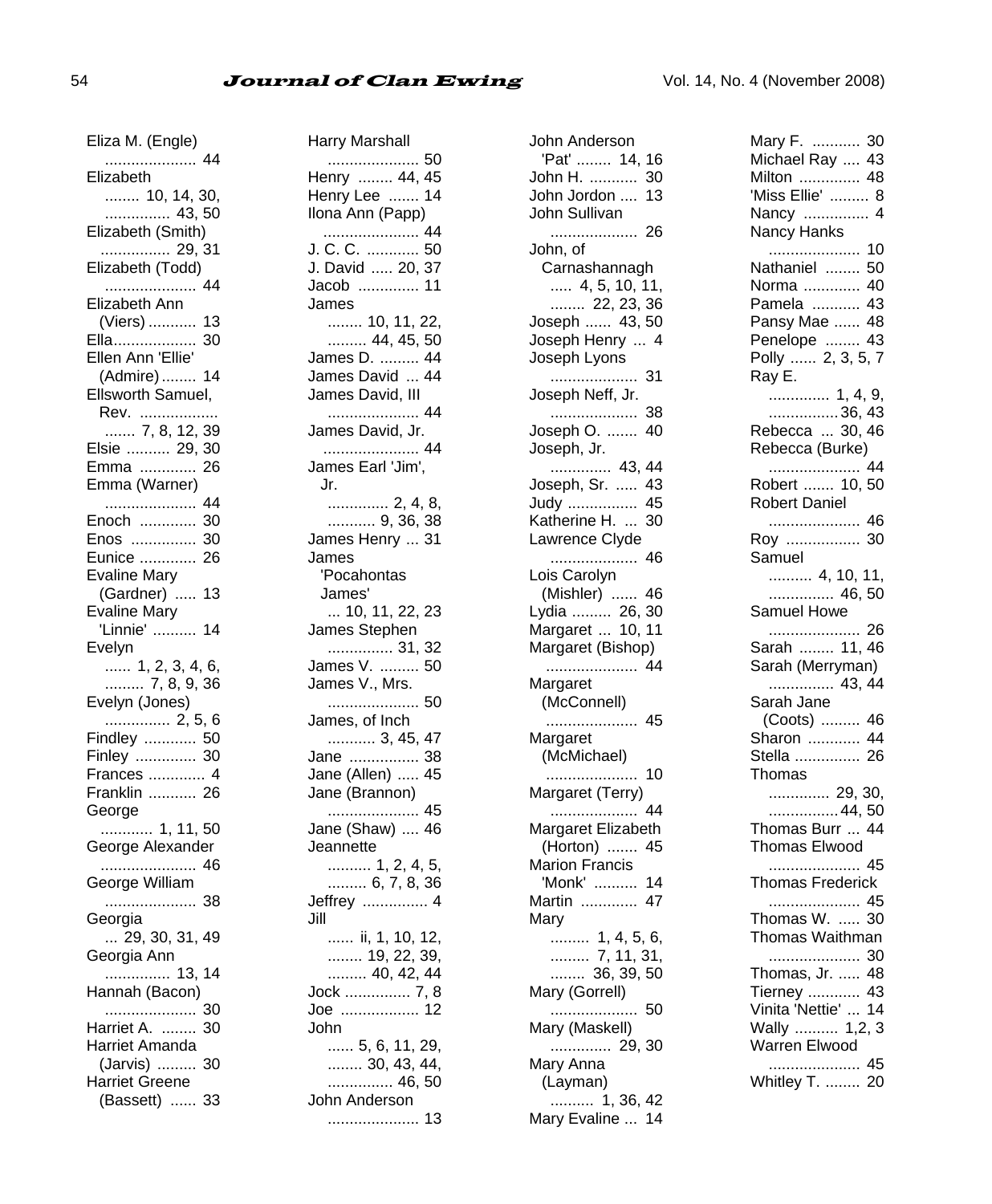Eliza M. (Engle) ..................... 44
Elizabeth ........ 10, 14, 30, ............... 43, 50
Elizabeth (Smith) ................ 29, 31
Elizabeth (Todd) ..................... 44
Elizabeth Ann (Viers) ........... 13
Ella................... 30
Ellen Ann 'Ellie' (Admire) ........ 14
Ellsworth Samuel, Rev. .................. ....... 7, 8, 12, 39
Elsie .......... 29, 30
Emma ............. 26
Emma (Warner) ..................... 44
Enoch ............. 30
Enos ............... 30
Eunice ............. 26
Evaline Mary (Gardner) ..... 13
Evaline Mary 'Linnie' .......... 14
Evelyn ...... 1, 2, 3, 4, 6, ......... 7, 8, 9, 36
Evelyn (Jones) ............... 2, 5, 6
Findley ............ 50
Finley .............. 30
Frances ............. 4
Franklin ........... 26
George ............ 1, 11, 50
George Alexander ...................... 46
George William ..................... 38
Georgia ... 29, 30, 31, 49
Georgia Ann ............... 13, 14
Hannah (Bacon) ..................... 30
Harriet A. ........ 30
Harriet Amanda (Jarvis) ......... 30
Harriet Greene (Bassett) ...... 33

Harry Marshall ..................... 50
Henry ........ 44, 45
Henry Lee ....... 14
Ilona Ann (Papp) ...................... 44
J. C. C. ............ 50
J. David ..... 20, 37
Jacob .............. 11
James ........ 10, 11, 22, ......... 44, 45, 50
James D. ......... 44
James David ... 44
James David, III ..................... 44
James David, Jr. ...................... 44
James Earl 'Jim', Jr. ............. 2, 4, 8, ........... 9, 36, 38
James Henry ... 31
James 'Pocahontas James' ... 10, 11, 22, 23
James Stephen ............... 31, 32
James V. ......... 50
James V., Mrs. ..................... 50
James, of Inch ........... 3, 45, 47
Jane ................ 38
Jane (Allen) ..... 45
Jane (Brannon) ..................... 45
Jane (Shaw) .... 46
Jeannette .......... 1, 2, 4, 5, ......... 6, 7, 8, 36
Jeffrey ............... 4
Jill ...... ii, 1, 10, 12, ........ 19, 22, 39, ......... 40, 42, 44
Jock ............... 7, 8
Joe .................. 12
John ...... 5, 6, 11, 29, ........ 30, 43, 44, ............... 46, 50
John Anderson ..................... 13

John Anderson 'Pat' ........ 14, 16
John H. ........... 30
John Jordon .... 13
John Sullivan .................... 26
John, of Carnashannagh ..... 4, 5, 10, 11, ........ 22, 23, 36
Joseph ...... 43, 50
Joseph Henry ... 4
Joseph Lyons .................... 31
Joseph Neff, Jr. .................... 38
Joseph O. ....... 40
Joseph, Jr. ............. 43, 44
Joseph, Sr. ..... 43
Judy ................ 45
Katherine H. ... 30
Lawrence Clyde .................... 46
Lois Carolyn (Mishler) ...... 46
Lydia ......... 26, 30
Margaret ... 10, 11
Margaret (Bishop) ..................... 44
Margaret (McConnell) ..................... 45
Margaret (McMichael) ..................... 10
Margaret (Terry) .................... 44
Margaret Elizabeth (Horton) ....... 45
Marion Francis 'Monk' .......... 14
Martin ............. 47
Mary ......... 1, 4, 5, 6, ......... 7, 11, 31, ........ 36, 39, 50
Mary (Gorrell) .................... 50
Mary (Maskell) ............. 29, 30
Mary Anna (Layman) .......... 1, 36, 42
Mary Evaline ... 14

Mary F. ........... 30
Michael Ray .... 43
Milton .............. 48
'Miss Ellie' ......... 8
Nancy ............... 4
Nancy Hanks ..................... 10
Nathaniel ........ 50
Norma ............. 40
Pamela ........... 43
Pansy Mae ...... 48
Penelope ........ 43
Polly ...... 2, 3, 5, 7
Ray E. ............. 1, 4, 9, ................36, 43
Rebecca ... 30, 46
Rebecca (Burke) ..................... 44
Robert ....... 10, 50
Robert Daniel ..................... 46
Roy ................. 30
Samuel .......... 4, 10, 11, ............... 46, 50
Samuel Howe ..................... 26
Sarah ........ 11, 46
Sarah (Merryman) ............... 43, 44
Sarah Jane (Coots) ......... 46
Sharon ............ 44
Stella ............... 26
Thomas ............. 29, 30, ................44, 50
Thomas Burr ... 44
Thomas Elwood ..................... 45
Thomas Frederick ..................... 45
Thomas W. ..... 30
Thomas Waithman ..................... 30
Thomas, Jr. ..... 48
Tierney ............ 43
Vinita 'Nettie' ... 14
Wally .......... 1,2, 3
Warren Elwood ..................... 45
Whitley T. ........ 20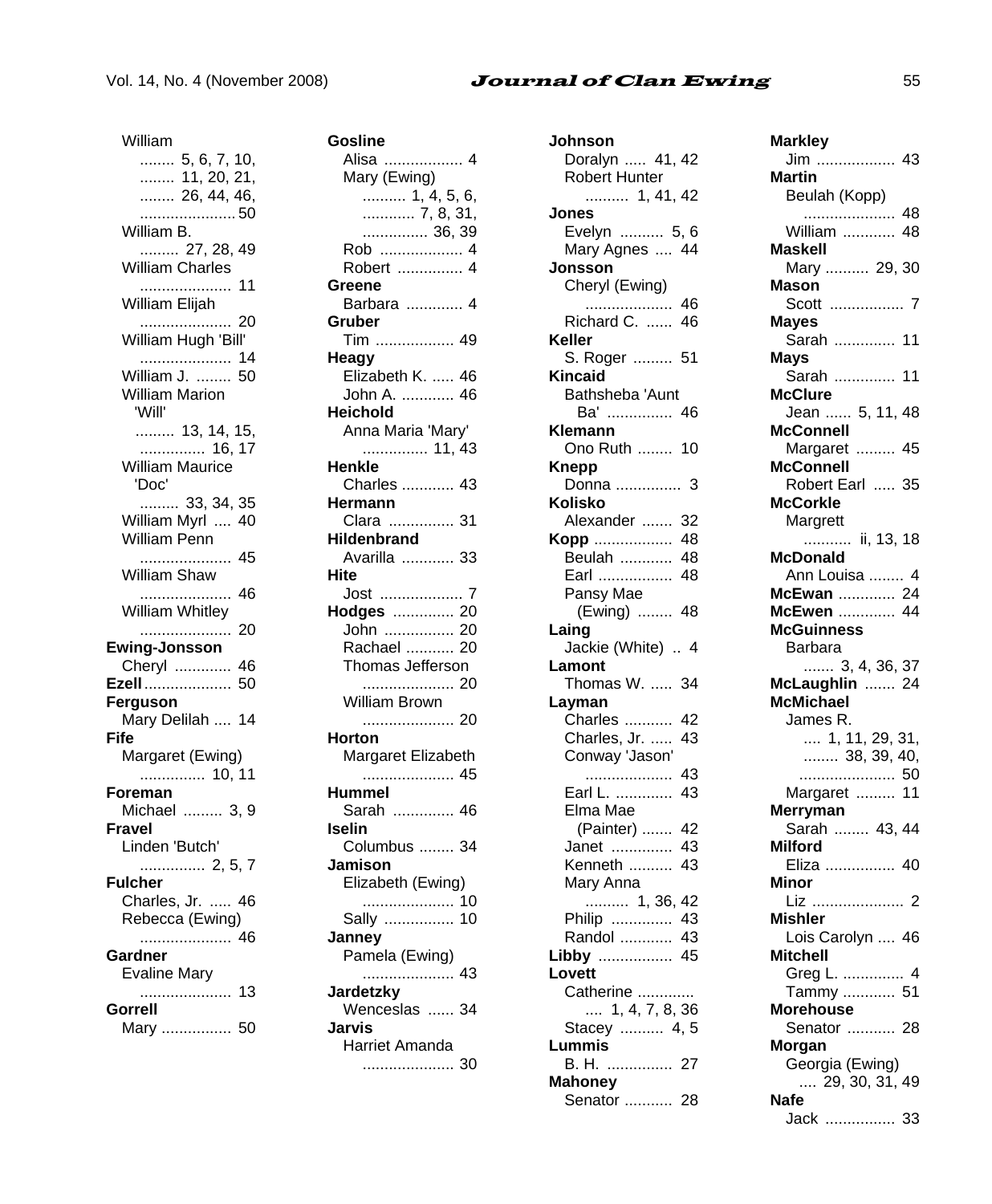William ........ 5, 6, 7, 10, 11, 20, 21, 26, 44, 46, 50
William B. ......... 27, 28, 49
William Charles ..................... 11
William Elijah ..................... 20
William Hugh 'Bill' ..................... 14
William J. ........ 50
William Marion 'Will' ......... 13, 14, 15, 16, 17
William Maurice 'Doc' ......... 33, 34, 35
William Myrl .... 40
William Penn ..................... 45
William Shaw ..................... 46
William Whitley ..................... 20

**Ewing-Jonsson**
Cheryl ............. 46

**Ezell** .................... 50

**Ferguson**
Mary Delilah .... 14

**Fife**
Margaret (Ewing) ............... 10, 11

**Foreman**
Michael ......... 3, 9

**Fravel**
Linden 'Butch' ............... 2, 5, 7

**Fulcher**
Charles, Jr. ..... 46
Rebecca (Ewing) ..................... 46

**Gardner**
Evaline Mary ..................... 13

**Gorrell**
Mary ................ 50

**Gosline**
Alisa .................. 4
Mary (Ewing) .......... 1, 4, 5, 6, 7, 8, 31, 36, 39
Rob ................... 4
Robert ............... 4

**Greene**
Barbara ............. 4

**Gruber**
Tim .................. 49

**Heagy**
Elizabeth K. ..... 46
John A. ............ 46

**Heichold**
Anna Maria 'Mary' .............. 11, 43

**Henkle**
Charles ............ 43

**Hermann**
Clara ............... 31

**Hildenbrand**
Avarilla ............ 33

**Hite**
Jost ................... 7

**Hodges** .............. 20
John ................ 20
Rachael ........... 20
Thomas Jefferson ..................... 20
William Brown ..................... 20

**Horton**
Margaret Elizabeth ..................... 45

**Hummel**
Sarah .............. 46

**Iselin**
Columbus ........ 34

**Jamison**
Elizabeth (Ewing) ..................... 10
Sally ................ 10

**Janney**
Pamela (Ewing) ..................... 43

**Jardetzky**
Wenceslas ...... 34

**Jarvis**
Harriet Amanda ..................... 30

**Johnson**
Doralyn ..... 41, 42
Robert Hunter .......... 1, 41, 42

**Jones**
Evelyn .......... 5, 6
Mary Agnes .... 44

**Jonsson**
Cheryl (Ewing) .................... 46
Richard C. ...... 46

**Keller**
S. Roger ......... 51

**Kincaid**
Bathsheba 'Aunt Ba' ............... 46

**Klemann**
Ono Ruth ........ 10

**Knepp**
Donna ............... 3

**Kolisko**
Alexander ....... 32

**Kopp** .................. 48
Beulah ............ 48
Earl ................. 48
Pansy Mae (Ewing) ........ 48

**Laing**
Jackie (White) .. 4

**Lamont**
Thomas W. ..... 34

**Layman**
Charles ........... 42
Charles, Jr. ..... 43
Conway 'Jason' .................... 43
Earl L. ............. 43
Elma Mae (Painter) ....... 42
Janet .............. 43
Kenneth .......... 43
Mary Anna .......... 1, 36, 42
Philip .............. 43
Randol ............ 43

**Libby** ................. 45

**Lovett**
Catherine ............. .... 1, 4, 7, 8, 36
Stacey .......... 4, 5

**Lummis**
B. H. ............... 27

**Mahoney**
Senator ........... 28

**Markley**
Jim .................. 43

**Martin**
Beulah (Kopp) ..................... 48
William ............ 48

**Maskell**
Mary .......... 29, 30

**Mason**
Scott ................. 7

**Mayes**
Sarah .............. 11

**Mays**
Sarah .............. 11

**McClure**
Jean ...... 5, 11, 48

**McConnell**
Margaret ......... 45

**McConnell**
Robert Earl ..... 35

**McCorkle**
Margrett ........... ii, 13, 18

**McDonald**
Ann Louisa ........ 4

**McEwan** ............. 24

**McEwen** ............. 44

**McGuinness**
Barbara ....... 3, 4, 36, 37

**McLaughlin** ....... 24

**McMichael**
James R. .... 1, 11, 29, 31, 38, 39, 40, 50
Margaret ......... 11

**Merryman**
Sarah ........ 43, 44

**Milford**
Eliza ................ 40

**Minor**
Liz ..................... 2

**Mishler**
Lois Carolyn .... 46

**Mitchell**
Greg L. .............. 4
Tammy ............ 51

**Morehouse**
Senator ........... 28

**Morgan**
Georgia (Ewing) .... 29, 30, 31, 49

**Nafe**
Jack ................ 33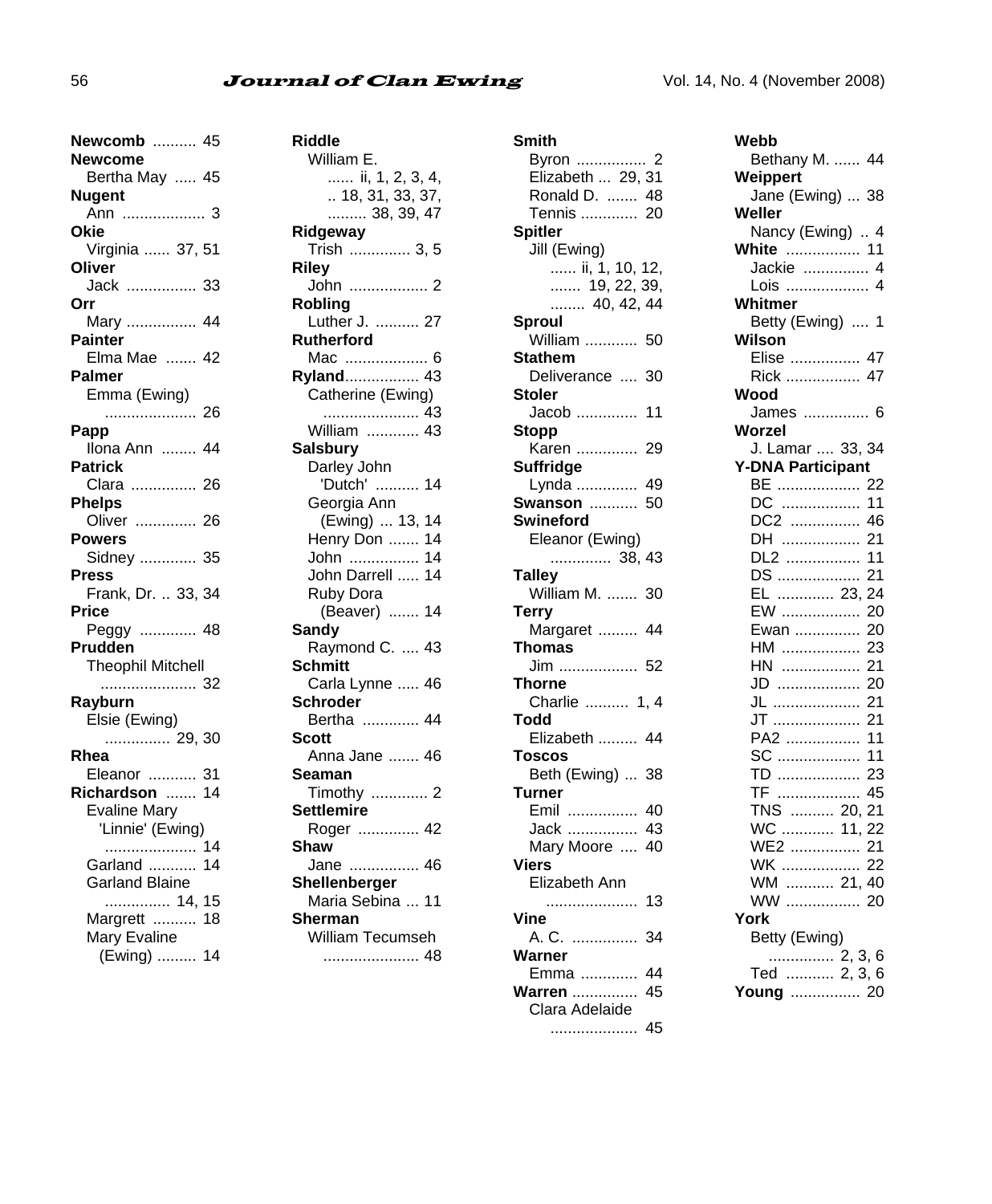**Newcomb** .......... 45
**Newcome**
Bertha May ..... 45
**Nugent**
Ann ................... 3
**Okie**
Virginia ...... 37, 51
**Oliver**
Jack ................ 33
**Orr**
Mary ................ 44
**Painter**
Elma Mae ....... 42
**Palmer**
Emma (Ewing) ..................... 26
**Papp**
Ilona Ann ........ 44
**Patrick**
Clara ............... 26
**Phelps**
Oliver .............. 26
**Powers**
Sidney ............. 35
**Press**
Frank, Dr. .. 33, 34
**Price**
Peggy ............. 48
**Prudden**
Theophil Mitchell ...................... 32
**Rayburn**
Elsie (Ewing) ............... 29, 30
**Rhea**
Eleanor ........... 31
**Richardson** ....... 14
Evaline Mary 'Linnie' (Ewing) ..................... 14
Garland ........... 14
Garland Blaine ............... 14, 15
Margrett .......... 18
Mary Evaline (Ewing) ......... 14

**Riddle**
William E. ...... ii, 1, 2, 3, 4, .. 18, 31, 33, 37, ......... 38, 39, 47
**Ridgeway**
Trish .............. 3, 5
**Riley**
John .................. 2
**Robling**
Luther J. .......... 27
**Rutherford**
Mac ................... 6
**Ryland**................. 43
Catherine (Ewing) ...................... 43
William ............ 43
**Salsbury**
Darley John 'Dutch' .......... 14
Georgia Ann (Ewing) ... 13, 14
Henry Don ....... 14
John ................ 14
John Darrell ..... 14
Ruby Dora (Beaver) ....... 14
**Sandy**
Raymond C. .... 43
**Schmitt**
Carla Lynne ..... 46
**Schroder**
Bertha ............. 44
**Scott**
Anna Jane ....... 46
**Seaman**
Timothy ............. 2
**Settlemire**
Roger .............. 42
**Shaw**
Jane ................ 46
**Shellenberger**
Maria Sebina ... 11
**Sherman**
William Tecumseh ...................... 48

**Smith**
Byron ................ 2
Elizabeth ... 29, 31
Ronald D. ....... 48
Tennis ............. 20
**Spitler**
Jill (Ewing) ...... ii, 1, 10, 12, ....... 19, 22, 39, ........ 40, 42, 44
**Sproul**
William ............ 50
**Stathem**
Deliverance .... 30
**Stoler**
Jacob .............. 11
**Stopp**
Karen .............. 29
**Suffridge**
Lynda .............. 49
**Swanson** ........... 50
**Swineford**
Eleanor (Ewing) ............. 38, 43
**Talley**
William M. ....... 30
**Terry**
Margaret ......... 44
**Thomas**
Jim .................. 52
**Thorne**
Charlie .......... 1, 4
**Todd**
Elizabeth ......... 44
**Toscos**
Beth (Ewing) ... 38
**Turner**
Emil ................ 40
Jack ................ 43
Mary Moore .... 40
**Viers**
Elizabeth Ann ..................... 13
**Vine**
A. C. ............... 34
**Warner**
Emma ............. 44
**Warren** ............... 45
Clara Adelaide .................... 45

**Webb**
Bethany M. ...... 44
**Weippert**
Jane (Ewing) ... 38
**Weller**
Nancy (Ewing) .. 4
**White** ................. 11
Jackie ............... 4
Lois ................... 4
**Whitmer**
Betty (Ewing) .... 1
**Wilson**
Elise ................ 47
Rick ................. 47
**Wood**
James ............... 6
**Worzel**
J. Lamar .... 33, 34
**Y-DNA Participant**
BE ................... 22
DC .................. 11
DC2 ................ 46
DH .................. 21
DL2 ................. 11
DS ................... 21
EL ............. 23, 24
EW .................. 20
Ewan ............... 20
HM .................. 23
HN .................. 21
JD ................... 20
JL .................... 21
JT .................... 21
PA2 ................. 11
SC ................... 11
TD ................... 23
TF ................... 45
TNS .......... 20, 21
WC ............ 11, 22
WE2 ................ 21
WK .................. 22
WM ........... 21, 40
WW ................. 20
**York**
Betty (Ewing) ............... 2, 3, 6
Ted ........... 2, 3, 6
**Young** ................ 20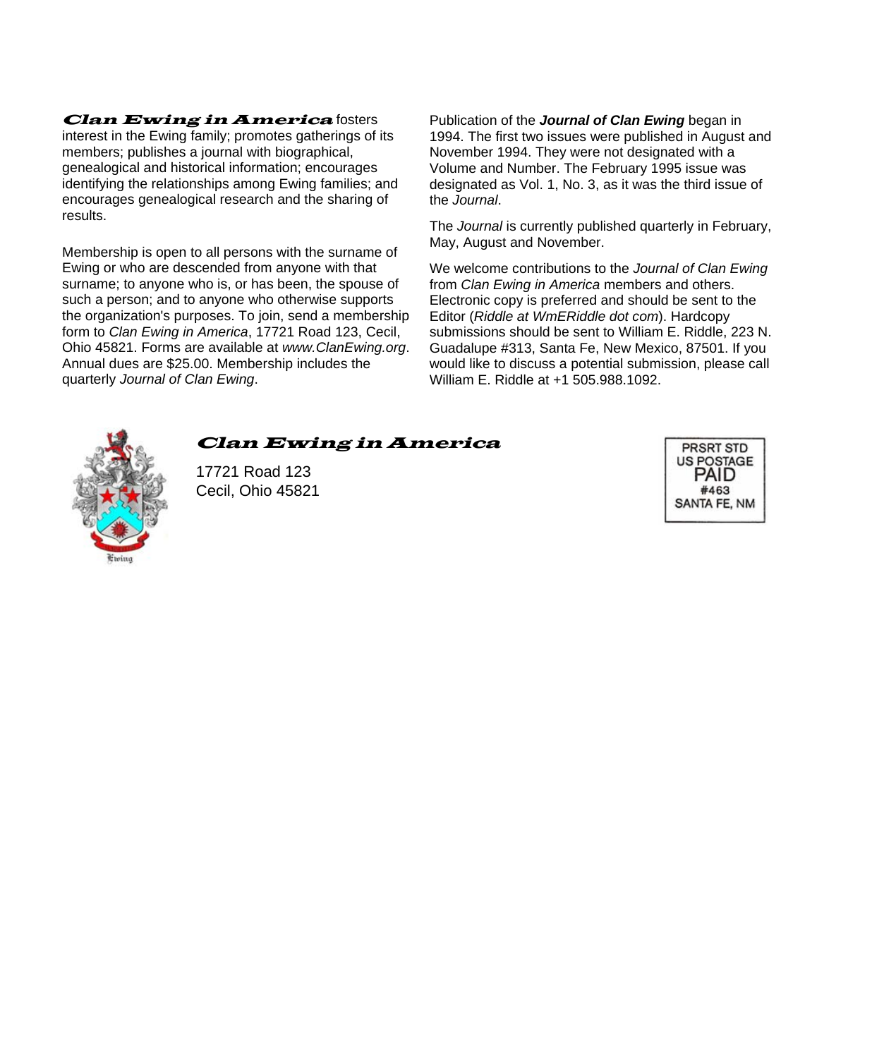***Clan Ewing in America*** fosters interest in the Ewing family; promotes gatherings of its members; publishes a journal with biographical, genealogical and historical information; encourages identifying the relationships among Ewing families; and encourages genealogical research and the sharing of results.

Membership is open to all persons with the surname of Ewing or who are descended from anyone with that surname; to anyone who is, or has been, the spouse of such a person; and to anyone who otherwise supports the organization's purposes. To join, send a membership form to *Clan Ewing in America*, 17721 Road 123, Cecil, Ohio 45821. Forms are available at *www.ClanEwing.org*. Annual dues are $25.00. Membership includes the quarterly *Journal of Clan Ewing*.

Publication of the ***Journal of Clan Ewing*** began in 1994. The first two issues were published in August and November 1994. They were not designated with a Volume and Number. The February 1995 issue was designated as Vol. 1, No. 3, as it was the third issue of the *Journal*.

The *Journal* is currently published quarterly in February, May, August and November.

We welcome contributions to the *Journal of Clan Ewing* from *Clan Ewing in America* members and others. Electronic copy is preferred and should be sent to the Editor (*Riddle at WmERiddle dot com*). Hardcopy submissions should be sent to William E. Riddle, 223 N. Guadalupe #313, Santa Fe, New Mexico, 87501. If you would like to discuss a potential submission, please call William E. Riddle at +1 505.988.1092.

***Clan Ewing in America***

17721 Road 123
Cecil, Ohio 45821

PRSRT STD
US POSTAGE
PAID
#463
SANTA FE, NM